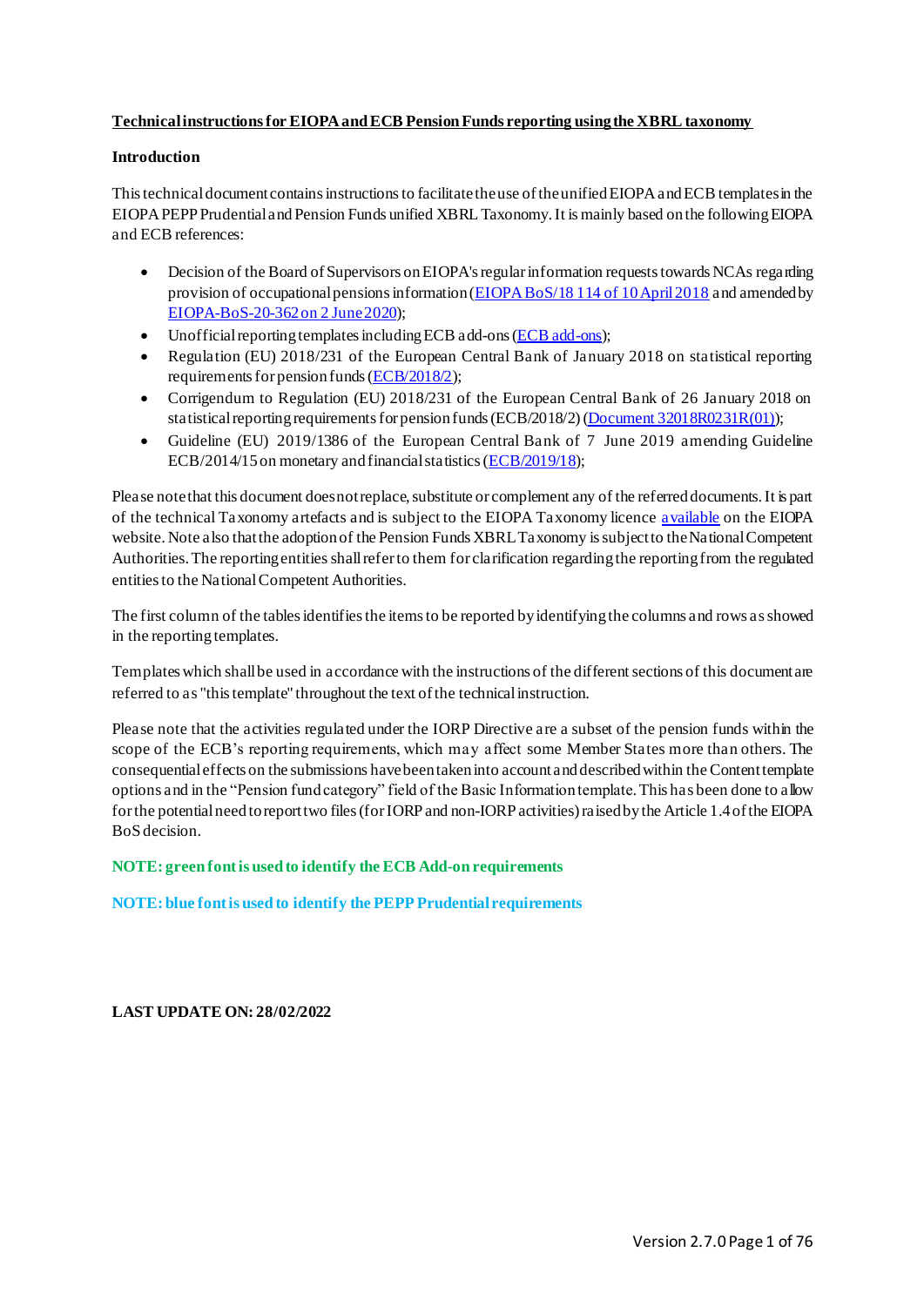**Technical instructions for EIOPA and ECB Pension Funds reporting using the XBRL taxonomy**

**Introduction**

This technical document contains instructions to facilitate the use of the unified EIOPA and ECB templates in the EIOPA PEPP Prudential and Pension Funds unified XBRL Taxonomy. It is mainly based on the following EIOPA and ECB references:

- Decision of the Board of Supervisors on EIOPA's regular information requests towards NCAs regarding provision of occupational pensions information (EIOPA BoS/18 114 of 10 April 2018 and amended by EIOPA-BoS-20-362 on 2 June 2020);
- Unofficial reporting templates including ECB add-ons (ECB add-ons);
- Regulation (EU) 2018/231 of the European Central Bank of January 2018 on statistical reporting requirements for pension funds (ECB/2018/2);
- Corrigendum to Regulation (EU) 2018/231 of the European Central Bank of 26 January 2018 on statistical reporting requirements for pension funds (ECB/2018/2) (Document 32018R0231R(01));
- Guideline (EU) 2019/1386 of the European Central Bank of 7 June 2019 amending Guideline ECB/2014/15 on monetary and financial statistics (ECB/2019/18);

Please note that this document does not replace, substitute or complement any of the referred documents. It is part of the technical Taxonomy artefacts and is subject to the EIOPA Taxonomy licence available on the EIOPA website. Note also that the adoption of the Pension Funds XBRL Taxonomy is subject to the National Competent Authorities. The reporting entities shall refer to them for clarification regarding the reporting from the regulated entities to the National Competent Authorities.

The first column of the tables identifies the items to be reported by identifying the columns and rows as showed in the reporting templates.

Templates which shall be used in accordance with the instructions of the different sections of this document are referred to as "this template" throughout the text of the technical instruction.

Please note that the activities regulated under the IORP Directive are a subset of the pension funds within the scope of the ECB's reporting requirements, which may affect some Member States more than others. The consequential effects on the submissions have been taken into account and described within the Content template options and in the "Pension fund category" field of the Basic Information template. This has been done to allow for the potential need to report two files (for IORP and non-IORP activities) raised by the Article 1.4 of the EIOPA BoS decision.

**NOTE: green font is used to identify the ECB Add-on requirements**

**NOTE: blue font is used to identify the PEPP Prudential requirements**

**LAST UPDATE ON: 28/02/2022**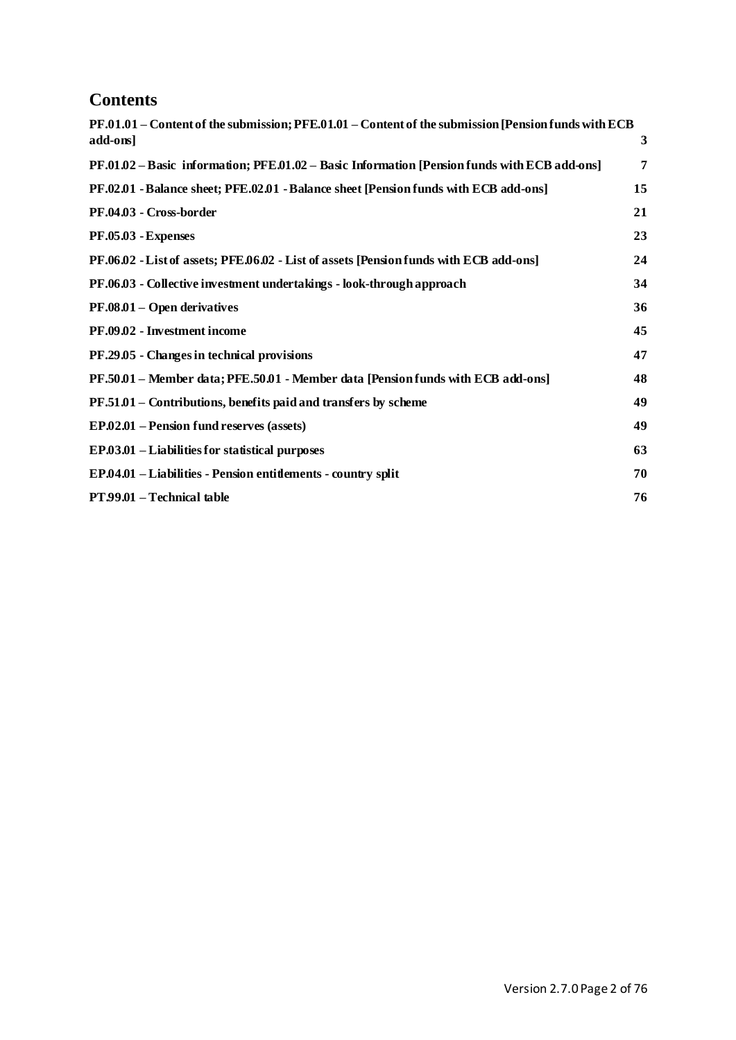# Contents

| | |
|---|---|
| **PF.01.01 – Content of the submission; PFE.01.01 – Content of the submission [Pension funds with ECB add-ons]** | **3** |
| **PF.01.02 – Basic information; PFE.01.02 – Basic Information [Pension funds with ECB add-ons]** | **7** |
| **PF.02.01 - Balance sheet; PFE.02.01 - Balance sheet [Pension funds with ECB add-ons]** | **15** |
| **PF.04.03 - Cross-border** | **21** |
| **PF.05.03 - Expenses** | **23** |
| **PF.06.02 - List of assets; PFE.06.02 - List of assets [Pension funds with ECB add-ons]** | **24** |
| **PF.06.03 - Collective investment undertakings - look-through approach** | **34** |
| **PF.08.01 – Open derivatives** | **36** |
| **PF.09.02 - Investment income** | **45** |
| **PF.29.05 - Changes in technical provisions** | **47** |
| **PF.50.01 – Member data; PFE.50.01 - Member data [Pension funds with ECB add-ons]** | **48** |
| **PF.51.01 – Contributions, benefits paid and transfers by scheme** | **49** |
| **EP.02.01 – Pension fund reserves (assets)** | **49** |
| **EP.03.01 – Liabilities for statistical purposes** | **63** |
| **EP.04.01 – Liabilities - Pension entitlements - country split** | **70** |
| **PT.99.01 – Technical table** | **76** |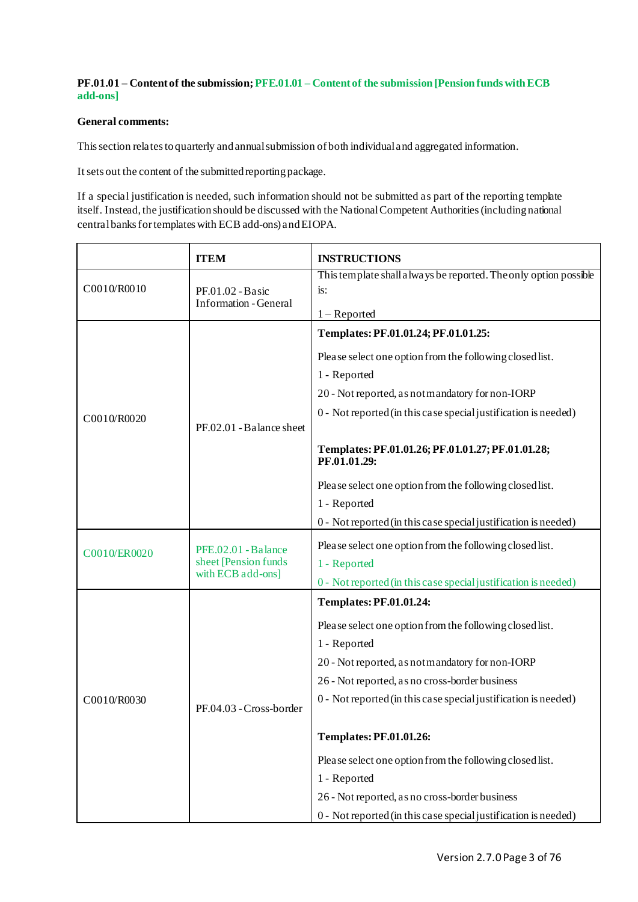**PF.01.01 – Content of the submission; PFE.01.01 – Content of the submission [Pension funds with ECB add-ons]**

**General comments:**

This section relates to quarterly and annual submission of both individual and aggregated information.

It sets out the content of the submitted reporting package.

If a special justification is needed, such information should not be submitted as part of the reporting template itself. Instead, the justification should be discussed with the National Competent Authorities (including national central banks for templates with ECB add-ons) and EIOPA.

| | ITEM | INSTRUCTIONS |
|---|---|---|
| C0010/R0010 | PF.01.02 - Basic Information - General | This template shall always be reported. The only option possible is:<br><br>1 – Reported |
| C0010/R0020 | PF.02.01 - Balance sheet | **Templates: PF.01.01.24; PF.01.01.25:**<br><br>Please select one option from the following closed list.<br>1 - Reported<br>20 - Not reported, as not mandatory for non-IORP<br>0 - Not reported (in this case special justification is needed)<br><br>**Templates: PF.01.01.26; PF.01.01.27; PF.01.01.28; PF.01.01.29:**<br><br>Please select one option from the following closed list.<br>1 - Reported<br>0 - Not reported (in this case special justification is needed) |
| C0010/ER0020 | PFE.02.01 - Balance sheet [Pension funds with ECB add-ons] | Please select one option from the following closed list.<br>1 - Reported<br>0 - Not reported (in this case special justification is needed) |
| C0010/R0030 | PF.04.03 - Cross-border | **Templates: PF.01.01.24:**<br><br>Please select one option from the following closed list.<br>1 - Reported<br>20 - Not reported, as not mandatory for non-IORP<br>26 - Not reported, as no cross-border business<br>0 - Not reported (in this case special justification is needed)<br><br>**Templates: PF.01.01.26:**<br><br>Please select one option from the following closed list.<br>1 - Reported<br>26 - Not reported, as no cross-border business<br>0 - Not reported (in this case special justification is needed) |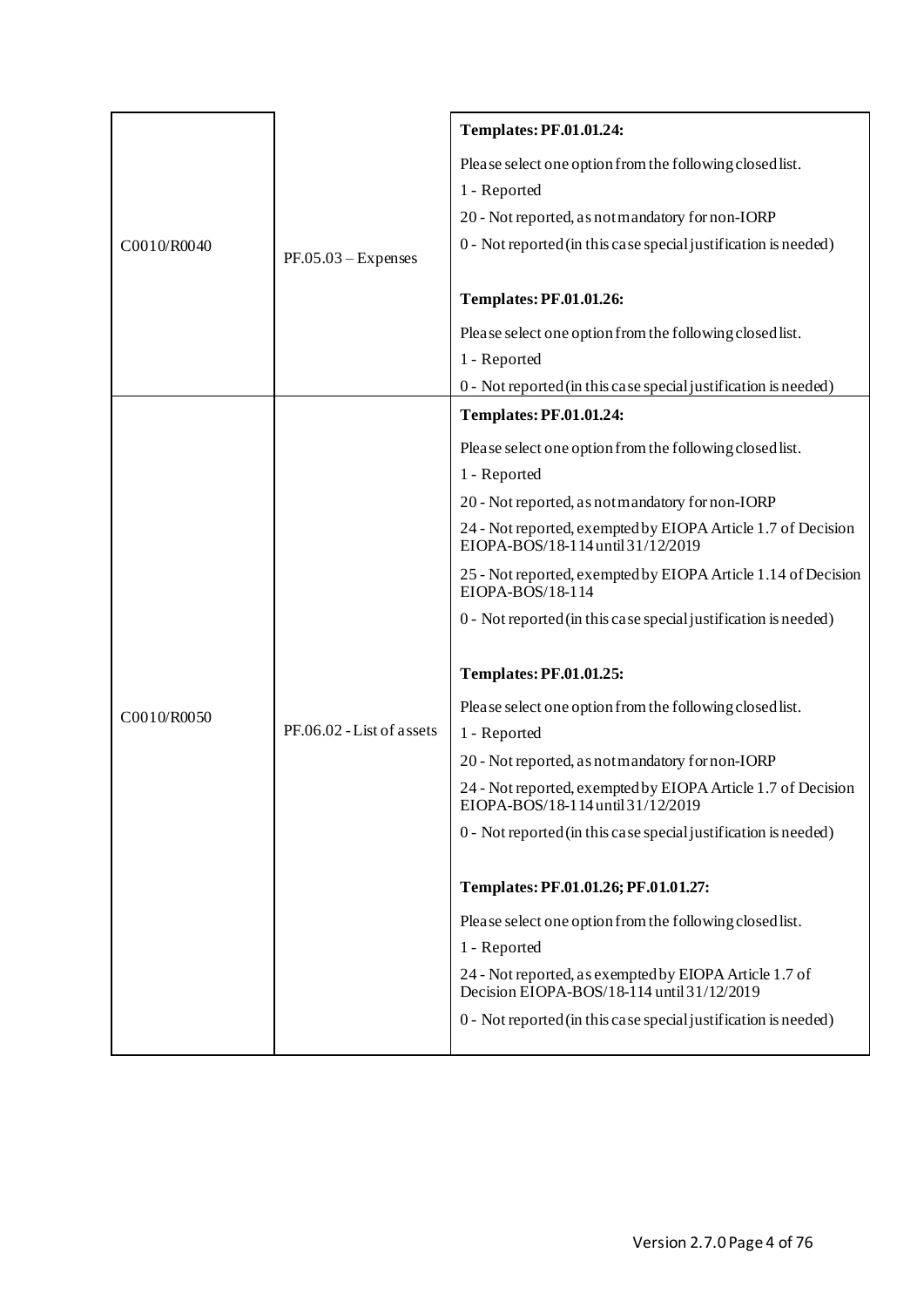| | | |
|---|---|---|
| C0010/R0040 | PF.05.03 – Expenses | **Templates: PF.01.01.24:**<br><br>Please select one option from the following closed list.<br>1 - Reported<br>20 - Not reported, as not mandatory for non-IORP<br>0 - Not reported (in this case special justification is needed)<br><br>**Templates: PF.01.01.26:**<br><br>Please select one option from the following closed list.<br>1 - Reported<br>0 - Not reported (in this case special justification is needed) |
| C0010/R0050 | PF.06.02 - List of assets | **Templates: PF.01.01.24:**<br><br>Please select one option from the following closed list.<br>1 - Reported<br>20 - Not reported, as not mandatory for non-IORP<br>24 - Not reported, exempted by EIOPA Article 1.7 of Decision EIOPA-BOS/18-114 until 31/12/2019<br>25 - Not reported, exempted by EIOPA Article 1.14 of Decision EIOPA-BOS/18-114<br>0 - Not reported (in this case special justification is needed)<br><br>**Templates: PF.01.01.25:**<br><br>Please select one option from the following closed list.<br>1 - Reported<br>20 - Not reported, as not mandatory for non-IORP<br>24 - Not reported, exempted by EIOPA Article 1.7 of Decision EIOPA-BOS/18-114 until 31/12/2019<br>0 - Not reported (in this case special justification is needed)<br><br>**Templates: PF.01.01.26; PF.01.01.27:**<br><br>Please select one option from the following closed list.<br>1 - Reported<br>24 - Not reported, as exempted by EIOPA Article 1.7 of Decision EIOPA-BOS/18-114 until 31/12/2019<br>0 - Not reported (in this case special justification is needed) |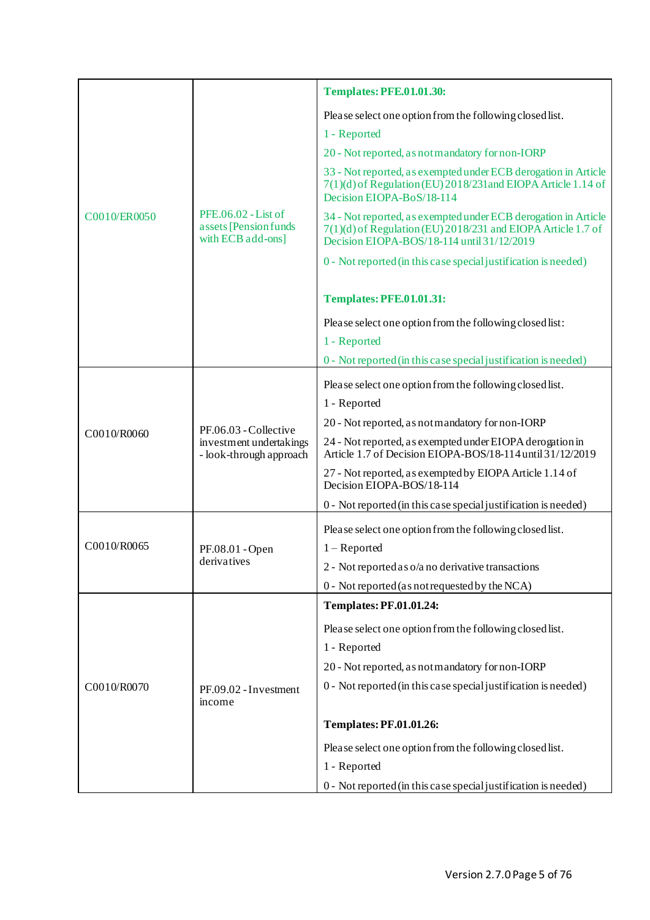| | | |
|---|---|---|
| C0010/ER0050 | PFE.06.02 - List of assets [Pension funds with ECB add-ons] | **Templates: PFE.01.01.30:**<br><br>Please select one option from the following closed list.<br>1 - Reported<br>20 - Not reported, as not mandatory for non-IORP<br>33 - Not reported, as exempted under ECB derogation in Article 7(1)(d) of Regulation (EU) 2018/231and EIOPA Article 1.14 of Decision EIOPA-BoS/18-114<br>34 - Not reported, as exempted under ECB derogation in Article 7(1)(d) of Regulation (EU) 2018/231 and EIOPA Article 1.7 of Decision EIOPA-BOS/18-114 until 31/12/2019<br>0 - Not reported (in this case special justification is needed)<br><br>**Templates: PFE.01.01.31:**<br><br>Please select one option from the following closed list:<br>1 - Reported<br>0 - Not reported (in this case special justification is needed) |
| C0010/R0060 | PF.06.03 - Collective investment undertakings - look-through approach | Please select one option from the following closed list.<br>1 - Reported<br>20 - Not reported, as not mandatory for non-IORP<br>24 - Not reported, as exempted under EIOPA derogation in Article 1.7 of Decision EIOPA-BOS/18-114 until 31/12/2019<br>27 - Not reported, as exempted by EIOPA Article 1.14 of Decision EIOPA-BOS/18-114<br>0 - Not reported (in this case special justification is needed) |
| C0010/R0065 | PF.08.01 - Open derivatives | Please select one option from the following closed list.<br>1 – Reported<br>2 - Not reported as o/a no derivative transactions<br>0 - Not reported (as not requested by the NCA) |
| C0010/R0070 | PF.09.02 - Investment income | **Templates: PF.01.01.24:**<br><br>Please select one option from the following closed list.<br>1 - Reported<br>20 - Not reported, as not mandatory for non-IORP<br>0 - Not reported (in this case special justification is needed)<br><br>**Templates: PF.01.01.26:**<br><br>Please select one option from the following closed list.<br>1 - Reported<br>0 - Not reported (in this case special justification is needed) |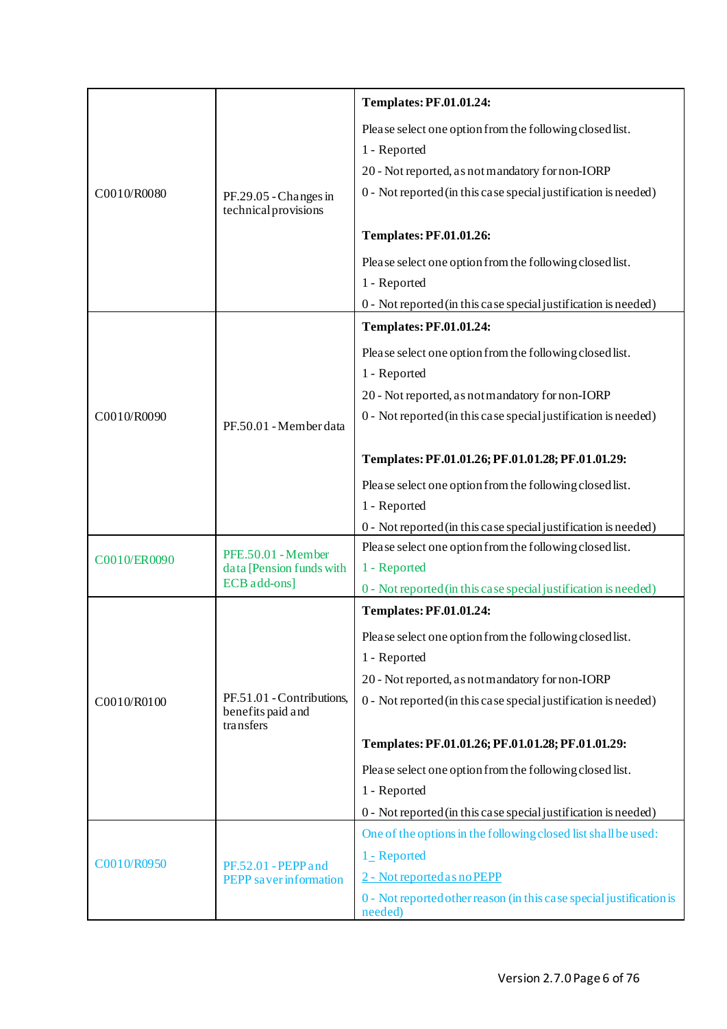| | | |
|---|---|---|
| C0010/R0080 | PF.29.05 - Changes in technical provisions | **Templates: PF.01.01.24:**<br><br>Please select one option from the following closed list.<br>1 - Reported<br>20 - Not reported, as not mandatory for non-IORP<br>0 - Not reported (in this case special justification is needed)<br><br>**Templates: PF.01.01.26:**<br><br>Please select one option from the following closed list.<br>1 - Reported<br>0 - Not reported (in this case special justification is needed) |
| C0010/R0090 | PF.50.01 - Member data | **Templates: PF.01.01.24:**<br><br>Please select one option from the following closed list.<br>1 - Reported<br>20 - Not reported, as not mandatory for non-IORP<br>0 - Not reported (in this case special justification is needed)<br><br>**Templates: PF.01.01.26; PF.01.01.28; PF.01.01.29:**<br><br>Please select one option from the following closed list.<br>1 - Reported<br>0 - Not reported (in this case special justification is needed) |
| C0010/ER0090 | PFE.50.01 - Member data [Pension funds with ECB add-ons] | Please select one option from the following closed list.<br>1 - Reported<br>0 - Not reported (in this case special justification is needed) |
| C0010/R0100 | PF.51.01 - Contributions, benefits paid and transfers | **Templates: PF.01.01.24:**<br><br>Please select one option from the following closed list.<br>1 - Reported<br>20 - Not reported, as not mandatory for non-IORP<br>0 - Not reported (in this case special justification is needed)<br><br>**Templates: PF.01.01.26; PF.01.01.28; PF.01.01.29:**<br><br>Please select one option from the following closed list.<br>1 - Reported<br>0 - Not reported (in this case special justification is needed) |
| C0010/R0950 | PF.52.01 - PEPP and PEPP saver information | One of the options in the following closed list shall be used:<br>1 - Reported<br>2 - Not reported as no PEPP<br>0 - Not reported other reason (in this case special justification is needed) |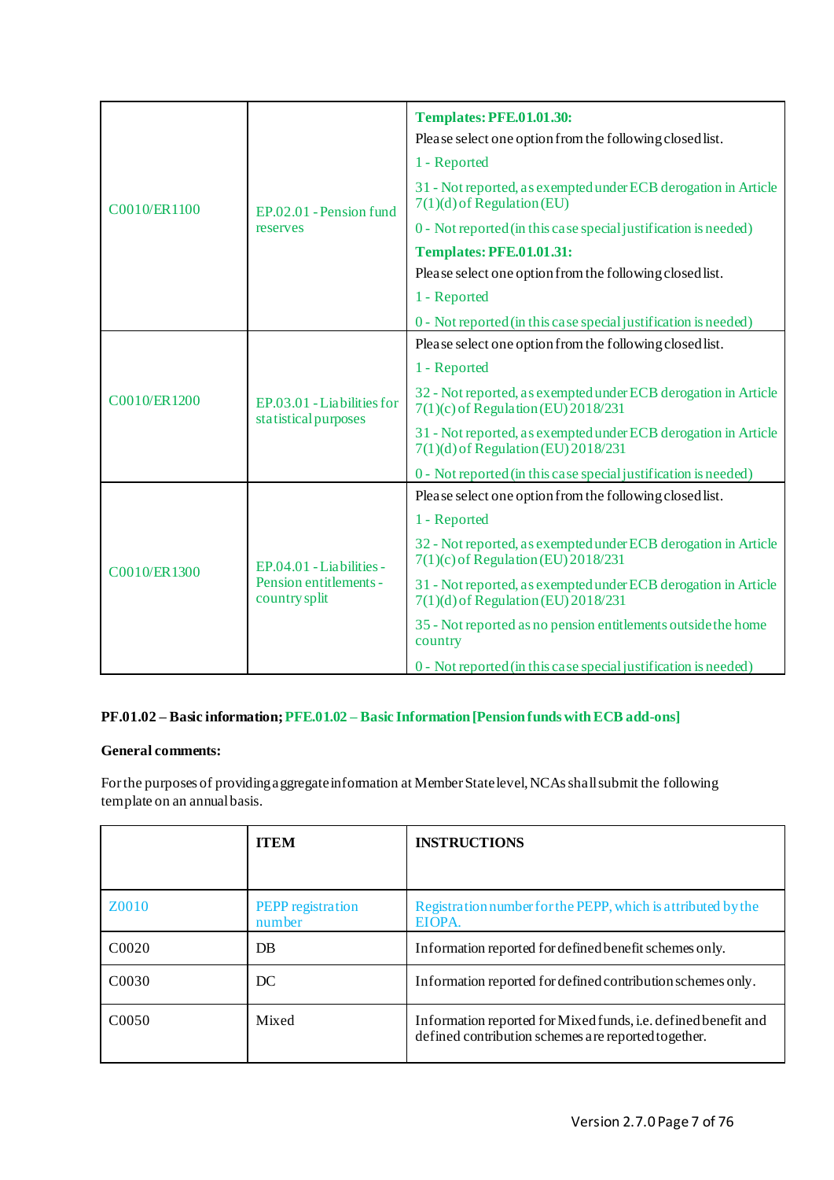| | | |
|---|---|---|
| C0010/ER1100 | EP.02.01 - Pension fund reserves | **Templates: PFE.01.01.30:**<br>Please select one option from the following closed list.<br>1 - Reported<br>31 - Not reported, as exempted under ECB derogation in Article 7(1)(d) of Regulation (EU)<br>0 - Not reported (in this case special justification is needed)<br>**Templates: PFE.01.01.31:**<br>Please select one option from the following closed list.<br>1 - Reported<br>0 - Not reported (in this case special justification is needed) |
| C0010/ER1200 | EP.03.01 - Liabilities for statistical purposes | Please select one option from the following closed list.<br>1 - Reported<br>32 - Not reported, as exempted under ECB derogation in Article 7(1)(c) of Regulation (EU) 2018/231<br>31 - Not reported, as exempted under ECB derogation in Article 7(1)(d) of Regulation (EU) 2018/231<br>0 - Not reported (in this case special justification is needed) |
| C0010/ER1300 | EP.04.01 - Liabilities - Pension entitlements - country split | Please select one option from the following closed list.<br>1 - Reported<br>32 - Not reported, as exempted under ECB derogation in Article 7(1)(c) of Regulation (EU) 2018/231<br>31 - Not reported, as exempted under ECB derogation in Article 7(1)(d) of Regulation (EU) 2018/231<br>35 - Not reported as no pension entitlements outside the home country<br>0 - Not reported (in this case special justification is needed) |

**PF.01.02 – Basic information; PFE.01.02 – Basic Information [Pension funds with ECB add-ons]**

**General comments:**

For the purposes of providing aggregate information at Member State level, NCAs shall submit the following template on an annual basis.

| | ITEM | INSTRUCTIONS |
|---|---|---|
| Z0010 | PEPP registration number | Registration number for the PEPP, which is attributed by the EIOPA. |
| C0020 | DB | Information reported for defined benefit schemes only. |
| C0030 | DC | Information reported for defined contribution schemes only. |
| C0050 | Mixed | Information reported for Mixed funds, i.e. defined benefit and defined contribution schemes are reported together. |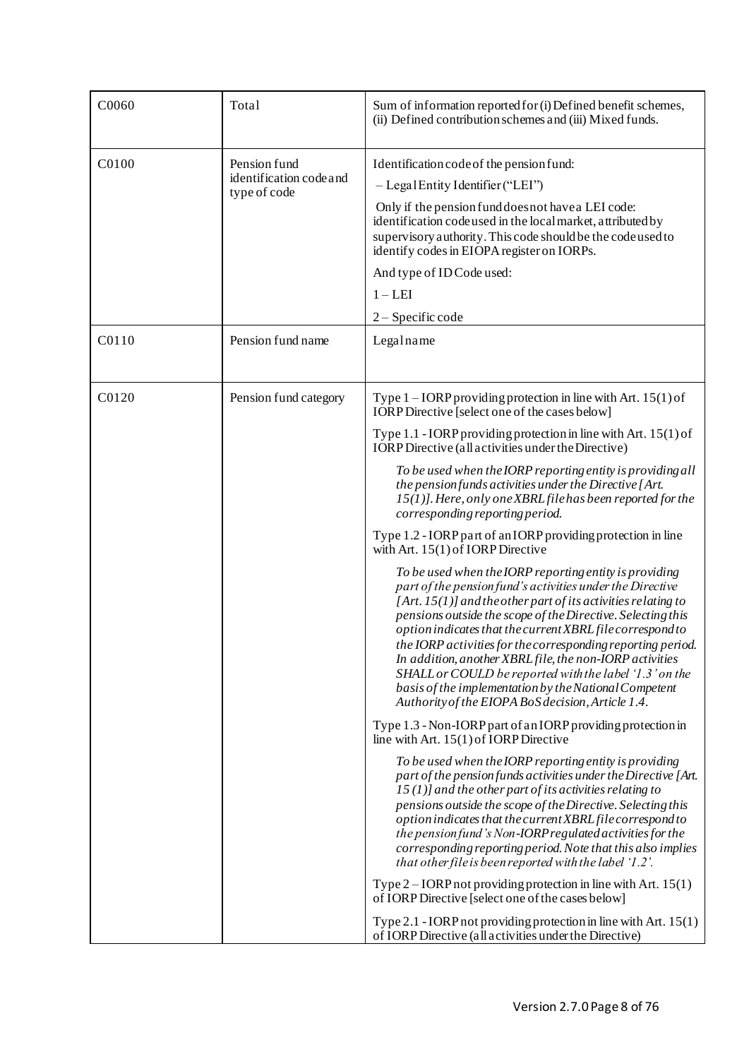| | | |
|---|---|---|
| C0060 | Total | Sum of information reported for (i) Defined benefit schemes, (ii) Defined contribution schemes and (iii) Mixed funds. |
| C0100 | Pension fund identification code and type of code | Identification code of the pension fund:<br>– Legal Entity Identifier ("LEI")<br>Only if the pension fund does not have a LEI code: identification code used in the local market, attributed by supervisory authority. This code should be the code used to identify codes in EIOPA register on IORPs.<br>And type of ID Code used:<br>1 – LEI<br>2 – Specific code |
| C0110 | Pension fund name | Legal name |
| C0120 | Pension fund category | Type 1 – IORP providing protection in line with Art. 15(1) of IORP Directive [select one of the cases below]<br>Type 1.1 - IORP providing protection in line with Art. 15(1) of IORP Directive (all activities under the Directive)<br>*To be used when the IORP reporting entity is providing all the pension funds activities under the Directive [Art. 15(1)]. Here, only one XBRL file has been reported for the corresponding reporting period.*<br>Type 1.2 - IORP part of an IORP providing protection in line with Art. 15(1) of IORP Directive<br>*To be used when the IORP reporting entity is providing part of the pension fund's activities under the Directive [Art. 15(1)] and the other part of its activities relating to pensions outside the scope of the Directive. Selecting this option indicates that the current XBRL file correspond to the IORP activities for the corresponding reporting period. In addition, another XBRL file, the non-IORP activities SHALL or COULD be reported with the label '1.3' on the basis of the implementation by the National Competent Authority of the EIOPA BoS decision, Article 1.4.*<br>Type 1.3 - Non-IORP part of an IORP providing protection in line with Art. 15(1) of IORP Directive<br>*To be used when the IORP reporting entity is providing part of the pension funds activities under the Directive [Art. 15 (1)] and the other part of its activities relating to pensions outside the scope of the Directive. Selecting this option indicates that the current XBRL file correspond to the pension fund's Non-IORP regulated activities for the corresponding reporting period. Note that this also implies that other file is been reported with the label '1.2'.*<br>Type 2 – IORP not providing protection in line with Art. 15(1) of IORP Directive [select one of the cases below]<br>Type 2.1 - IORP not providing protection in line with Art. 15(1) of IORP Directive (all activities under the Directive) |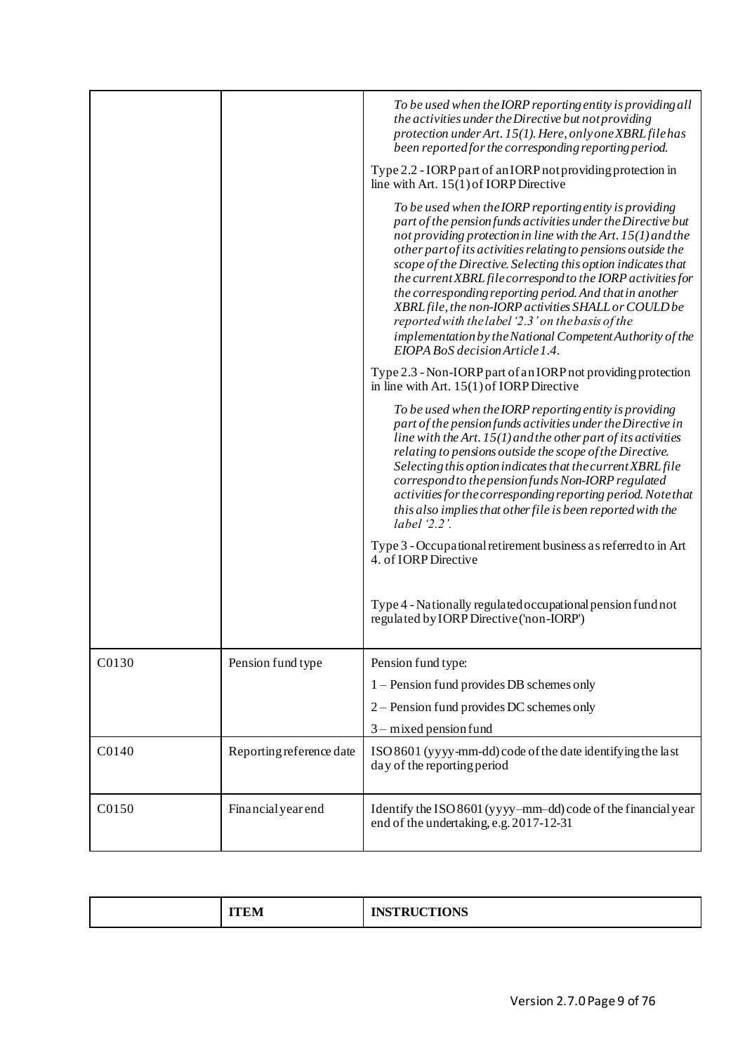| | | |
|---|---|---|
| | | *To be used when the IORP reporting entity is providing all the activities under the Directive but not providing protection under Art. 15(1). Here, only one XBRL file has been reported for the corresponding reporting period.*<br><br>Type 2.2 - IORP part of an IORP not providing protection in line with Art. 15(1) of IORP Directive<br><br>*To be used when the IORP reporting entity is providing part of the pension funds activities under the Directive but not providing protection in line with the Art. 15(1) and the other part of its activities relating to pensions outside the scope of the Directive. Selecting this option indicates that the current XBRL file correspond to the IORP activities for the corresponding reporting period. And that in another XBRL file, the non-IORP activities SHALL or COULD be reported with the label '2.3' on the basis of the implementation by the National Competent Authority of the EIOPA BoS decision Article 1.4.*<br><br>Type 2.3 - Non-IORP part of an IORP not providing protection in line with Art. 15(1) of IORP Directive<br><br>*To be used when the IORP reporting entity is providing part of the pension funds activities under the Directive in line with the Art. 15(1) and the other part of its activities relating to pensions outside the scope of the Directive. Selecting this option indicates that the current XBRL file correspond to the pension funds Non-IORP regulated activities for the corresponding reporting period. Note that this also implies that other file is been reported with the label '2.2'.*<br><br>Type 3 - Occupational retirement business as referred to in Art 4. of IORP Directive<br><br>Type 4 - Nationally regulated occupational pension fund not regulated by IORP Directive ('non-IORP') |
| C0130 | Pension fund type | Pension fund type:<br><br>1 – Pension fund provides DB schemes only<br><br>2 – Pension fund provides DC schemes only<br><br>3 – mixed pension fund |
| C0140 | Reporting reference date | ISO 8601 (yyyy-mm-dd) code of the date identifying the last day of the reporting period |
| C0150 | Financial year end | Identify the ISO 8601 (yyyy–mm–dd) code of the financial year end of the undertaking, e.g. 2017-12-31 |

| | **ITEM** | **INSTRUCTIONS** |
|---|---|---|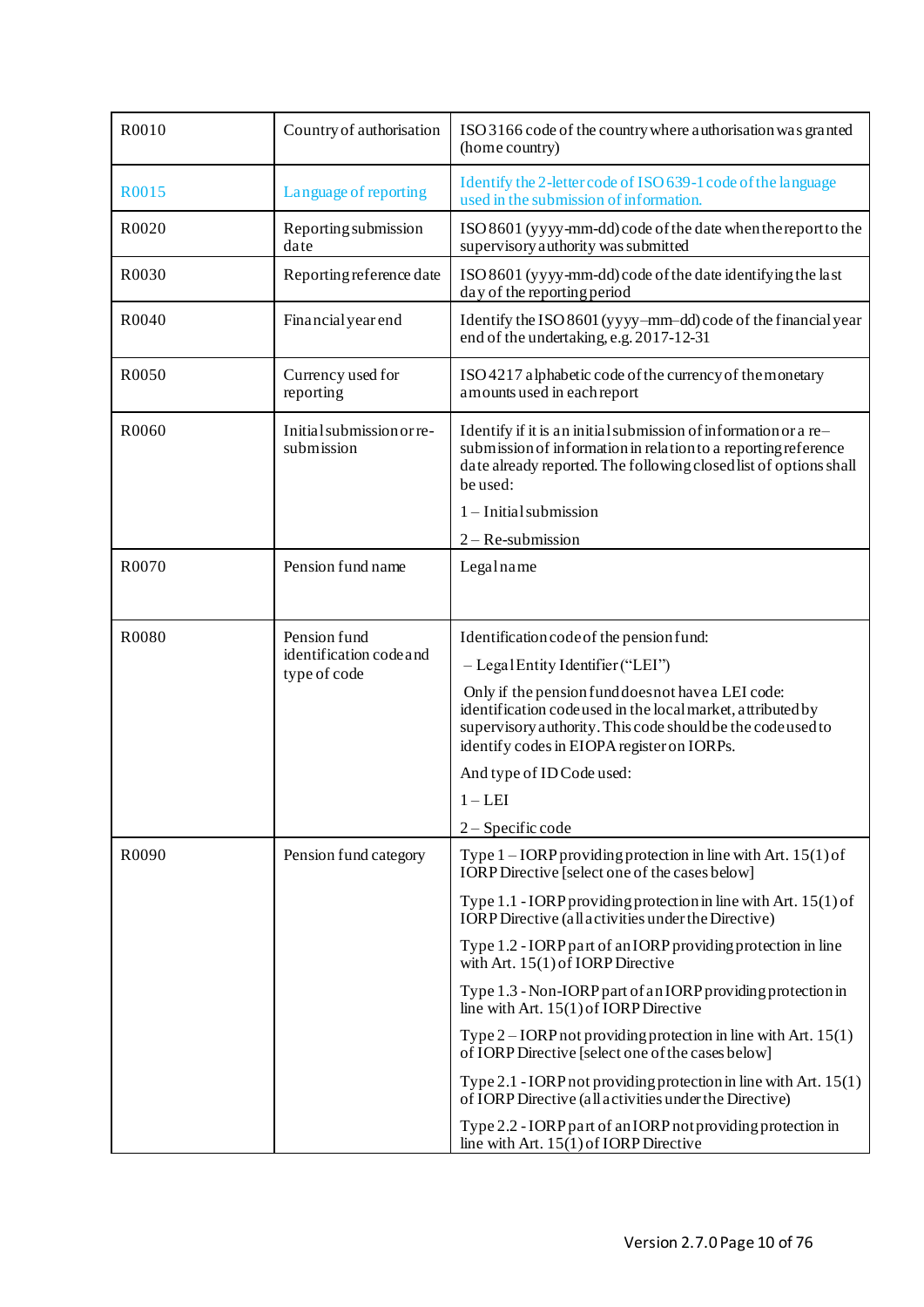| | | |
|---|---|---|
| R0010 | Country of authorisation | ISO 3166 code of the country where authorisation was granted (home country) |
| R0015 | Language of reporting | Identify the 2-letter code of ISO 639-1 code of the language used in the submission of information. |
| R0020 | Reporting submission date | ISO 8601 (yyyy-mm-dd) code of the date when the report to the supervisory authority was submitted |
| R0030 | Reporting reference date | ISO 8601 (yyyy-mm-dd) code of the date identifying the last day of the reporting period |
| R0040 | Financial year end | Identify the ISO 8601 (yyyy–mm–dd) code of the financial year end of the undertaking, e.g. 2017-12-31 |
| R0050 | Currency used for reporting | ISO 4217 alphabetic code of the currency of the monetary amounts used in each report |
| R0060 | Initial submission or re-submission | Identify if it is an initial submission of information or a re–submission of information in relation to a reporting reference date already reported. The following closed list of options shall be used:<br><br>1 – Initial submission<br><br>2 – Re-submission |
| R0070 | Pension fund name | Legal name |
| R0080 | Pension fund identification code and type of code | Identification code of the pension fund:<br><br>– Legal Entity Identifier ("LEI")<br><br>Only if the pension fund does not have a LEI code: identification code used in the local market, attributed by supervisory authority. This code should be the code used to identify codes in EIOPA register on IORPs.<br><br>And type of ID Code used:<br><br>1 – LEI<br><br>2 – Specific code |
| R0090 | Pension fund category | Type 1 – IORP providing protection in line with Art. 15(1) of IORP Directive [select one of the cases below]<br><br>Type 1.1 - IORP providing protection in line with Art. 15(1) of IORP Directive (all activities under the Directive)<br><br>Type 1.2 - IORP part of an IORP providing protection in line with Art. 15(1) of IORP Directive<br><br>Type 1.3 - Non-IORP part of an IORP providing protection in line with Art. 15(1) of IORP Directive<br><br>Type 2 – IORP not providing protection in line with Art. 15(1) of IORP Directive [select one of the cases below]<br><br>Type 2.1 - IORP not providing protection in line with Art. 15(1) of IORP Directive (all activities under the Directive)<br><br>Type 2.2 - IORP part of an IORP not providing protection in line with Art. 15(1) of IORP Directive |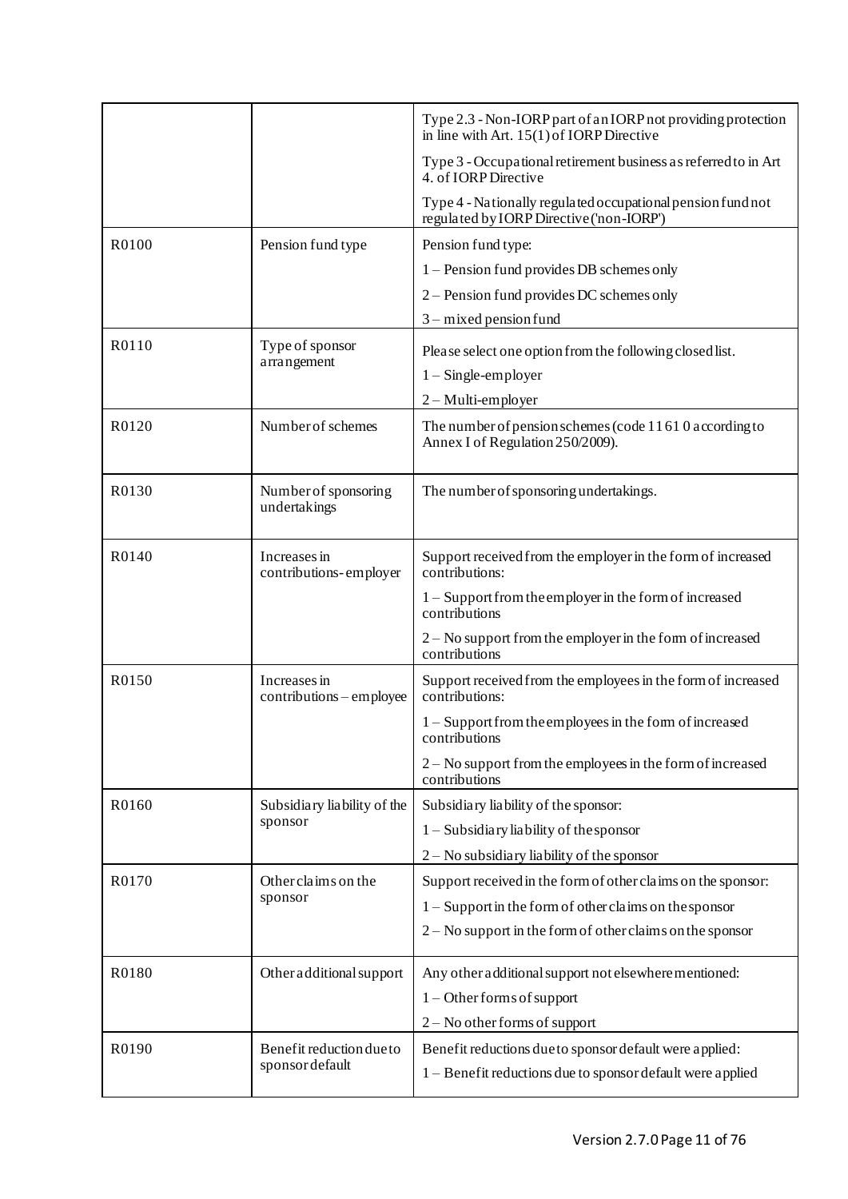| | | |
|---|---|---|
| | | Type 2.3 - Non-IORP part of an IORP not providing protection in line with Art. 15(1) of IORP Directive<br><br>Type 3 - Occupational retirement business as referred to in Art 4. of IORP Directive<br><br>Type 4 - Nationally regulated occupational pension fund not regulated by IORP Directive ('non-IORP') |
| R0100 | Pension fund type | Pension fund type:<br><br>1 – Pension fund provides DB schemes only<br><br>2 – Pension fund provides DC schemes only<br><br>3 – mixed pension fund |
| R0110 | Type of sponsor arrangement | Please select one option from the following closed list.<br><br>1 – Single-employer<br><br>2 – Multi-employer |
| R0120 | Number of schemes | The number of pension schemes (code 11 61 0 according to Annex I of Regulation 250/2009). |
| R0130 | Number of sponsoring undertakings | The number of sponsoring undertakings. |
| R0140 | Increases in contributions- employer | Support received from the employer in the form of increased contributions:<br><br>1 – Support from the employer in the form of increased contributions<br><br>2 – No support from the employer in the form of increased contributions |
| R0150 | Increases in contributions – employee | Support received from the employees in the form of increased contributions:<br><br>1 – Support from the employees in the form of increased contributions<br><br>2 – No support from the employees in the form of increased contributions |
| R0160 | Subsidiary liability of the sponsor | Subsidiary liability of the sponsor:<br><br>1 – Subsidiary liability of the sponsor<br><br>2 – No subsidiary liability of the sponsor |
| R0170 | Other claims on the sponsor | Support received in the form of other claims on the sponsor:<br><br>1 – Support in the form of other claims on the sponsor<br><br>2 – No support in the form of other claims on the sponsor |
| R0180 | Other additional support | Any other additional support not elsewhere mentioned:<br><br>1 – Other forms of support<br><br>2 – No other forms of support |
| R0190 | Benefit reduction due to sponsor default | Benefit reductions due to sponsor default were applied:<br><br>1 – Benefit reductions due to sponsor default were applied |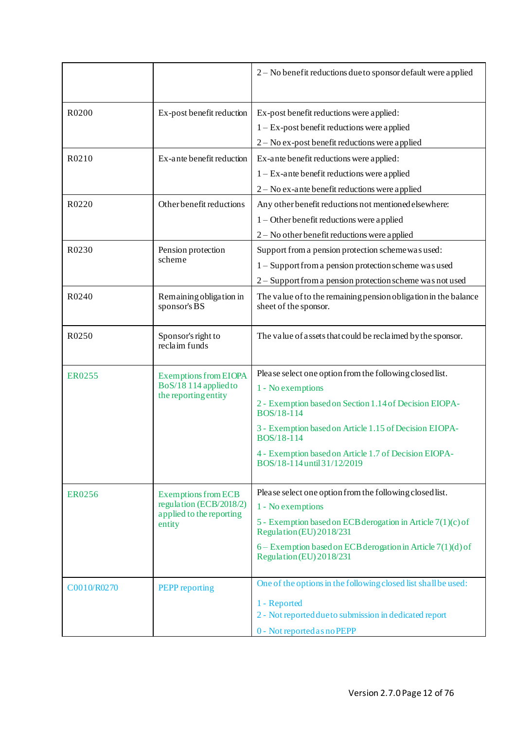| | | |
|---|---|---|
| | | 2 – No benefit reductions due to sponsor default were applied |
| R0200 | Ex-post benefit reduction | Ex-post benefit reductions were applied:<br>1 – Ex-post benefit reductions were applied<br>2 – No ex-post benefit reductions were applied |
| R0210 | Ex-ante benefit reduction | Ex-ante benefit reductions were applied:<br>1 – Ex-ante benefit reductions were applied<br>2 – No ex-ante benefit reductions were applied |
| R0220 | Other benefit reductions | Any other benefit reductions not mentioned elsewhere:<br>1 – Other benefit reductions were applied<br>2 – No other benefit reductions were applied |
| R0230 | Pension protection scheme | Support from a pension protection scheme was used:<br>1 – Support from a pension protection scheme was used<br>2 – Support from a pension protection scheme was not used |
| R0240 | Remaining obligation in sponsor's BS | The value of to the remaining pension obligation in the balance sheet of the sponsor. |
| R0250 | Sponsor's right to reclaim funds | The value of assets that could be reclaimed by the sponsor. |
| ER0255 | Exemptions from EIOPA BoS/18 114 applied to the reporting entity | Please select one option from the following closed list.<br>1 - No exemptions<br>2 - Exemption based on Section 1.14 of Decision EIOPA-BOS/18-114<br>3 - Exemption based on Article 1.15 of Decision EIOPA-BOS/18-114<br>4 - Exemption based on Article 1.7 of Decision EIOPA-BOS/18-114 until 31/12/2019 |
| ER0256 | Exemptions from ECB regulation (ECB/2018/2) applied to the reporting entity | Please select one option from the following closed list.<br>1 - No exemptions<br>5 - Exemption based on ECB derogation in Article 7(1)(c) of Regulation (EU) 2018/231<br>6 – Exemption based on ECB derogation in Article 7(1)(d) of Regulation (EU) 2018/231 |
| C0010/R0270 | PEPP reporting | One of the options in the following closed list shall be used:<br>1 - Reported<br>2 - Not reported due to submission in dedicated report<br>0 - Not reported as no PEPP |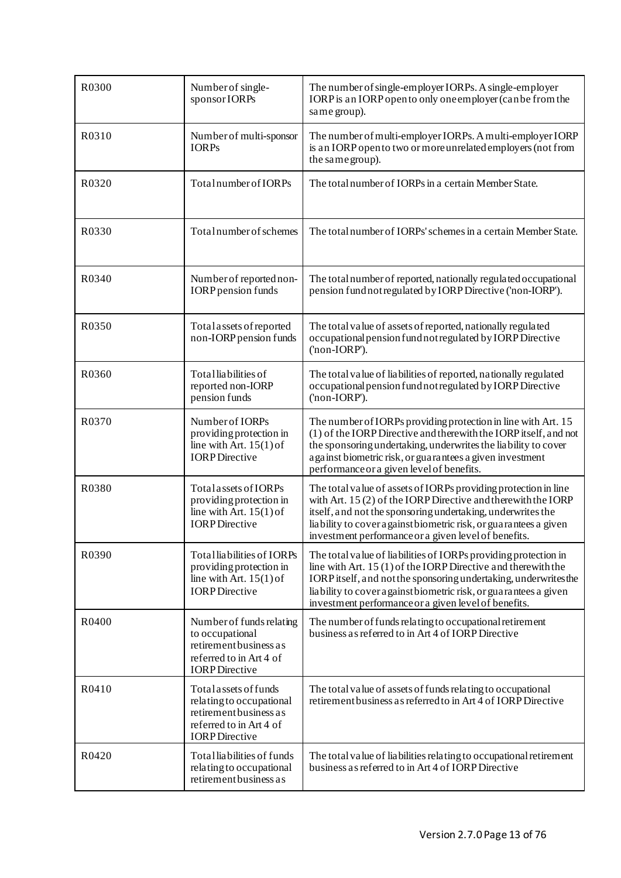| | | |
|---|---|---|
| R0300 | Number of single-sponsor IORPs | The number of single-employer IORPs. A single-employer IORP is an IORP open to only one employer (can be from the same group). |
| R0310 | Number of multi-sponsor IORPs | The number of multi-employer IORPs. A multi-employer IORP is an IORP open to two or more unrelated employers (not from the same group). |
| R0320 | Total number of IORPs | The total number of IORPs in a certain Member State. |
| R0330 | Total number of schemes | The total number of IORPs' schemes in a certain Member State. |
| R0340 | Number of reported non-IORP pension funds | The total number of reported, nationally regulated occupational pension fund not regulated by IORP Directive ('non-IORP'). |
| R0350 | Total assets of reported non-IORP pension funds | The total value of assets of reported, nationally regulated occupational pension fund not regulated by IORP Directive ('non-IORP'). |
| R0360 | Total liabilities of reported non-IORP pension funds | The total value of liabilities of reported, nationally regulated occupational pension fund not regulated by IORP Directive ('non-IORP'). |
| R0370 | Number of IORPs providing protection in line with Art. 15(1) of IORP Directive | The number of IORPs providing protection in line with Art. 15 (1) of the IORP Directive and therewith the IORP itself, and not the sponsoring undertaking, underwrites the liability to cover against biometric risk, or guarantees a given investment performance or a given level of benefits. |
| R0380 | Total assets of IORPs providing protection in line with Art. 15(1) of IORP Directive | The total value of assets of IORPs providing protection in line with Art. 15 (2) of the IORP Directive and therewith the IORP itself, and not the sponsoring undertaking, underwrites the liability to cover against biometric risk, or guarantees a given investment performance or a given level of benefits. |
| R0390 | Total liabilities of IORPs providing protection in line with Art. 15(1) of IORP Directive | The total value of liabilities of IORPs providing protection in line with Art. 15 (1) of the IORP Directive and therewith the IORP itself, and not the sponsoring undertaking, underwrites the liability to cover against biometric risk, or guarantees a given investment performance or a given level of benefits. |
| R0400 | Number of funds relating to occupational retirement business as referred to in Art 4 of IORP Directive | The number of funds relating to occupational retirement business as referred to in Art 4 of IORP Directive |
| R0410 | Total assets of funds relating to occupational retirement business as referred to in Art 4 of IORP Directive | The total value of assets of funds relating to occupational retirement business as referred to in Art 4 of IORP Directive |
| R0420 | Total liabilities of funds relating to occupational retirement business as | The total value of liabilities relating to occupational retirement business as referred to in Art 4 of IORP Directive |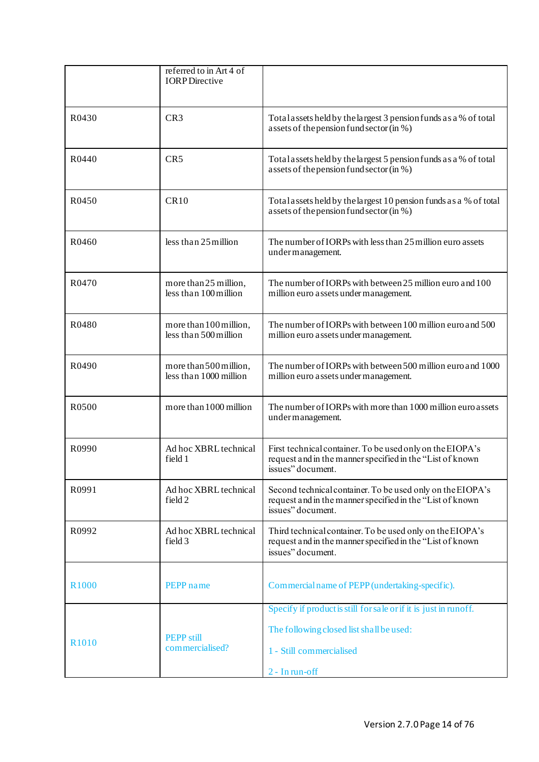|  | referred to in Art 4 of IORP Directive |  |
|---|---|---|
| R0430 | CR3 | Total assets held by the largest 3 pension funds as a % of total assets of the pension fund sector (in %) |
| R0440 | CR5 | Total assets held by the largest 5 pension funds as a % of total assets of the pension fund sector (in %) |
| R0450 | CR10 | Total assets held by the largest 10 pension funds as a % of total assets of the pension fund sector (in %) |
| R0460 | less than 25 million | The number of IORPs with less than 25 million euro assets under management. |
| R0470 | more than 25 million, less than 100 million | The number of IORPs with between 25 million euro and 100 million euro assets under management. |
| R0480 | more than 100 million, less than 500 million | The number of IORPs with between 100 million euro and 500 million euro assets under management. |
| R0490 | more than 500 million, less than 1000 million | The number of IORPs with between 500 million euro and 1000 million euro assets under management. |
| R0500 | more than 1000 million | The number of IORPs with more than 1000 million euro assets under management. |
| R0990 | Ad hoc XBRL technical field 1 | First technical container. To be used only on the EIOPA's request and in the manner specified in the "List of known issues" document. |
| R0991 | Ad hoc XBRL technical field 2 | Second technical container. To be used only on the EIOPA's request and in the manner specified in the "List of known issues" document. |
| R0992 | Ad hoc XBRL technical field 3 | Third technical container. To be used only on the EIOPA's request and in the manner specified in the "List of known issues" document. |
| R1000 | PEPP name | Commercial name of PEPP (undertaking-specific). |
| R1010 | PEPP still commercialised? | Specify if product is still for sale or if it is just in runoff.<br><br>The following closed list shall be used:<br><br>1 - Still commercialised<br><br>2 - In run-off |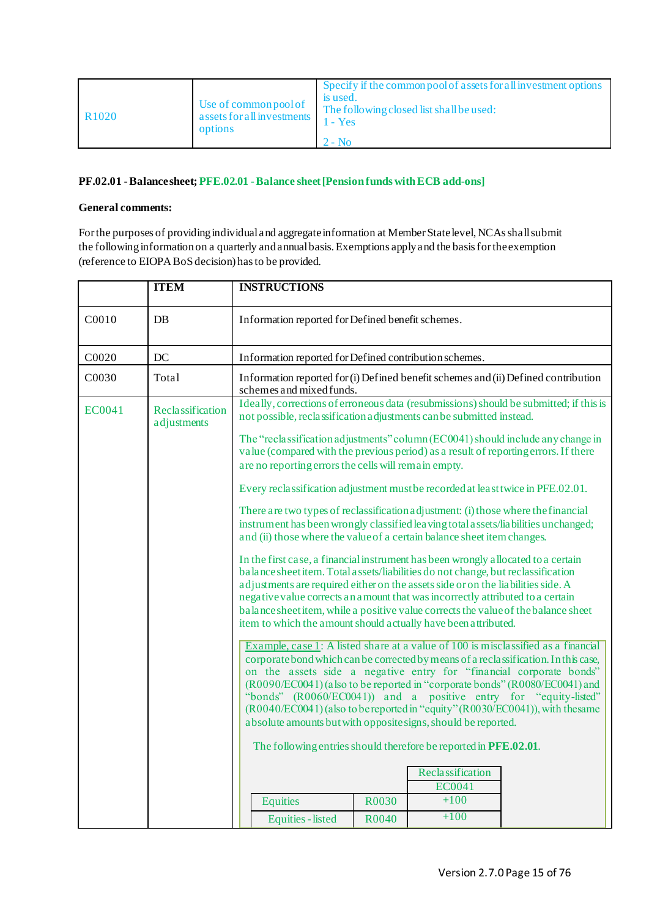| R1020 | Use of common pool of assets for all investments options | Specify if the common pool of assets for all investment options is used.<br>The following closed list shall be used:<br>1 - Yes<br>2 - No |
|---|---|---|

**PF.02.01 - Balance sheet; PFE.02.01 - Balance sheet [Pension funds with ECB add-ons]**

**General comments:**

For the purposes of providing individual and aggregate information at Member State level, NCAs shall submit the following information on a quarterly and annual basis. Exemptions apply and the basis for the exemption (reference to EIOPA BoS decision) has to be provided.

| | ITEM | INSTRUCTIONS |
|---|---|---|
| C0010 | DB | Information reported for Defined benefit schemes. |
| C0020 | DC | Information reported for Defined contribution schemes. |
| C0030 | Total | Information reported for (i) Defined benefit schemes and (ii) Defined contribution schemes and mixed funds. |
| EC0041 | Reclassification adjustments | Ideally, corrections of erroneous data (resubmissions) should be submitted; if this is not possible, reclassification adjustments can be submitted instead.<br><br>The "reclassification adjustments" column (EC0041) should include any change in value (compared with the previous period) as a result of reporting errors. If there are no reporting errors the cells will remain empty.<br><br>Every reclassification adjustment must be recorded at least twice in PFE.02.01.<br><br>There are two types of reclassification adjustment: (i) those where the financial instrument has been wrongly classified leaving total assets/liabilities unchanged; and (ii) those where the value of a certain balance sheet item changes.<br><br>In the first case, a financial instrument has been wrongly allocated to a certain balance sheet item. Total assets/liabilities do not change, but reclassification adjustments are required either on the assets side or on the liabilities side. A negative value corrects an amount that was incorrectly attributed to a certain balance sheet item, while a positive value corrects the value of the balance sheet item to which the amount should actually have been attributed.<br><br>Example, case 1: A listed share at a value of 100 is misclassified as a financial corporate bond which can be corrected by means of a reclassification. In this case, on the assets side a negative entry for "financial corporate bonds" (R0090/EC0041) (also to be reported in "corporate bonds" (R0080/EC0041) and "bonds" (R0060/EC0041)) and a positive entry for "equity-listed" (R0040/EC0041) (also to be reported in "equity" (R0030/EC0041)), with the same absolute amounts but with opposite signs, should be reported.<br><br>The following entries should therefore be reported in **PFE.02.01**.<br><br>\| \| \| Reclassification EC0041 \|<br>\|---\|---\|---\|<br>\| Equities \| R0030 \| +100 \|<br>\| Equities - listed \| R0040 \| +100 \| |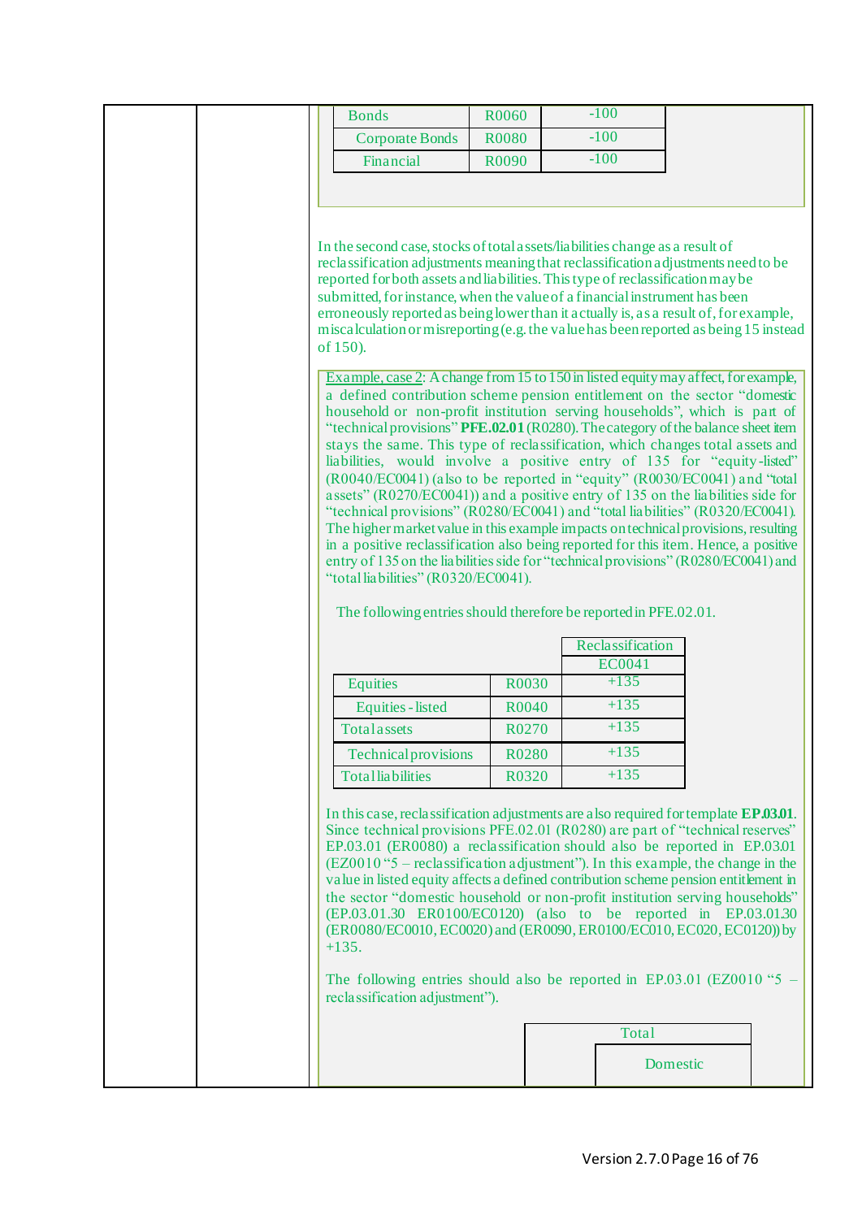| Bonds | R0060 | -100 |
|---|---|---|
| Corporate Bonds | R0080 | -100 |
| Financial | R0090 | -100 |

In the second case, stocks of total assets/liabilities change as a result of reclassification adjustments meaning that reclassification adjustments need to be reported for both assets and liabilities. This type of reclassification may be submitted, for instance, when the value of a financial instrument has been erroneously reported as being lower than it actually is, as a result of, for example, miscalculation or misreporting (e.g. the value has been reported as being 15 instead of 150).

Example, case 2: A change from 15 to 150 in listed equity may affect, for example, a defined contribution scheme pension entitlement on the sector "domestic household or non-profit institution serving households", which is part of "technical provisions" **PFE.02.01** (R0280). The category of the balance sheet item stays the same. This type of reclassification, which changes total assets and liabilities, would involve a positive entry of 135 for "equity-listed" (R0040/EC0041) (also to be reported in "equity" (R0030/EC0041) and "total assets" (R0270/EC0041)) and a positive entry of 135 on the liabilities side for "technical provisions" (R0280/EC0041) and "total liabilities" (R0320/EC0041). The higher market value in this example impacts on technical provisions, resulting in a positive reclassification also being reported for this item. Hence, a positive entry of 135 on the liabilities side for "technical provisions" (R0280/EC0041) and "total liabilities" (R0320/EC0041).

The following entries should therefore be reported in PFE.02.01.

| | | Reclassification |
|---|---|---|
| | | EC0041 |
| Equities | R0030 | +135 |
| Equities - listed | R0040 | +135 |
| Total assets | R0270 | +135 |
| Technical provisions | R0280 | +135 |
| Total liabilities | R0320 | +135 |

In this case, reclassification adjustments are also required for template **EP.03.01**. Since technical provisions PFE.02.01 (R0280) are part of "technical reserves" EP.03.01 (ER0080) a reclassification should also be reported in EP.03.01 (EZ0010 "5 – reclassification adjustment"). In this example, the change in the value in listed equity affects a defined contribution scheme pension entitlement in the sector "domestic household or non-profit institution serving households" (EP.03.01.30 ER0100/EC0120) (also to be reported in EP.03.01.30 (ER0080/EC0010, EC0020) and (ER0090, ER0100/EC010, EC020, EC0120)) by +135.

The following entries should also be reported in EP.03.01 (EZ0010 "5 – reclassification adjustment").

| | Total | |
|---|---|---|
| | | Domestic |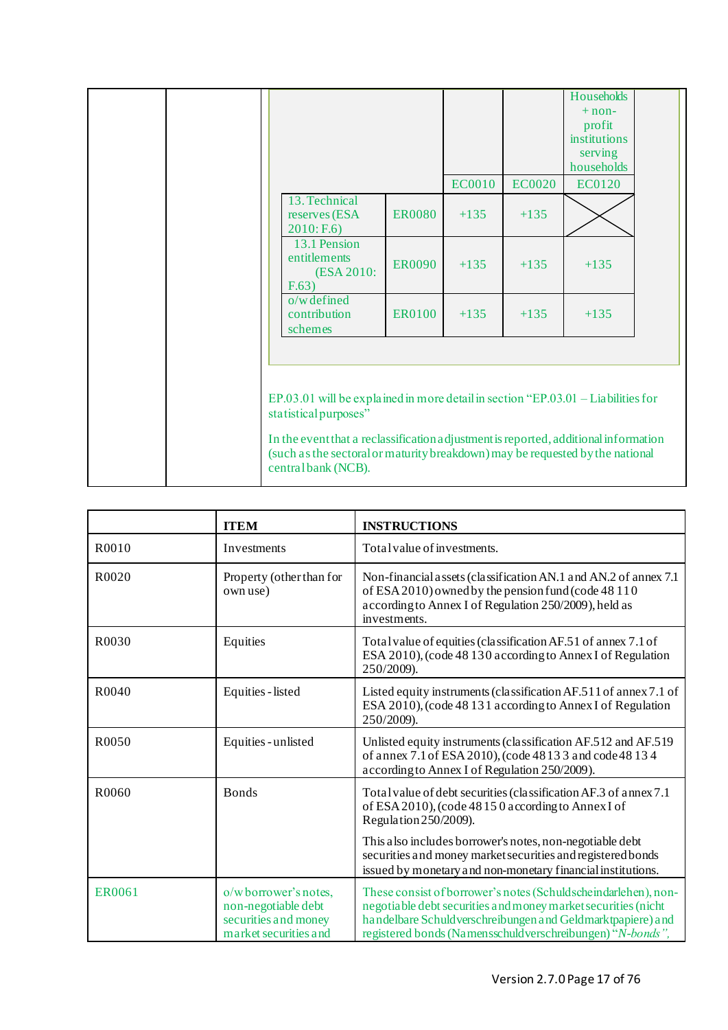| | | | | Households + non-profit institutions serving households |
|---|---|---|---|---|
| | | EC0010 | EC0020 | EC0120 |
| 13. Technical reserves (ESA 2010: F.6) | ER0080 | +135 | +135 | |
| 13.1 Pension entitlements (ESA 2010: F.63) | ER0090 | +135 | +135 | +135 |
| o/w defined contribution schemes | ER0100 | +135 | +135 | +135 |

EP.03.01 will be explained in more detail in section "EP.03.01 – Liabilities for statistical purposes"

In the event that a reclassification adjustment is reported, additional information (such as the sectoral or maturity breakdown) may be requested by the national central bank (NCB).

| | ITEM | INSTRUCTIONS |
|---|---|---|
| R0010 | Investments | Total value of investments. |
| R0020 | Property (other than for own use) | Non-financial assets (classification AN.1 and AN.2 of annex 7.1 of ESA 2010) owned by the pension fund (code 48 110 according to Annex I of Regulation 250/2009), held as investments. |
| R0030 | Equities | Total value of equities (classification AF.51 of annex 7.1 of ESA 2010), (code 48 130 according to Annex I of Regulation 250/2009). |
| R0040 | Equities - listed | Listed equity instruments (classification AF.511 of annex 7.1 of ESA 2010), (code 48 131 according to Annex I of Regulation 250/2009). |
| R0050 | Equities - unlisted | Unlisted equity instruments (classification AF.512 and AF.519 of annex 7.1 of ESA 2010), (code 48 133 and code 48 134 according to Annex I of Regulation 250/2009). |
| R0060 | Bonds | Total value of debt securities (classification AF.3 of annex 7.1 of ESA 2010), (code 48 150 according to Annex I of Regulation 250/2009).<br><br>This also includes borrower's notes, non-negotiable debt securities and money market securities and registered bonds issued by monetary and non-monetary financial institutions. |
| ER0061 | o/w borrower's notes, non-negotiable debt securities and money market securities and | These consist of borrower's notes (Schuldscheindarlehen), non-negotiable debt securities and money market securities (nicht handelbare Schuldverschreibungen and Geldmarktpapiere) and registered bonds (Namensschuldverschreibungen) "*N-bonds*", |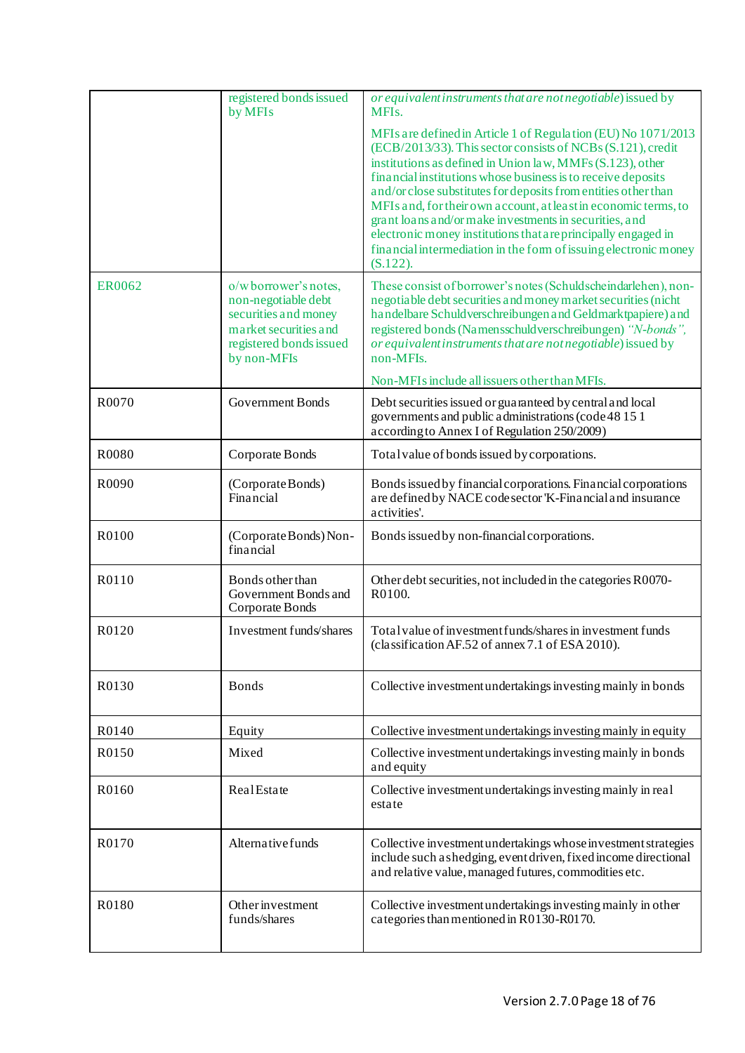| | | |
|---|---|---|
| | registered bonds issued by MFIs | *or equivalent instruments that are not negotiable*) issued by MFIs. <br><br> MFIs are defined in Article 1 of Regulation (EU) No 1071/2013 (ECB/2013/33). This sector consists of NCBs (S.121), credit institutions as defined in Union law, MMFs (S.123), other financial institutions whose business is to receive deposits and/or close substitutes for deposits from entities other than MFIs and, for their own account, at least in economic terms, to grant loans and/or make investments in securities, and electronic money institutions that are principally engaged in financial intermediation in the form of issuing electronic money (S.122). |
| ER0062 | o/w borrower's notes, non-negotiable debt securities and money market securities and registered bonds issued by non-MFIs | These consist of borrower's notes (Schuldscheindarlehen), non-negotiable debt securities and money market securities (nicht handelbare Schuldverschreibungen and Geldmarktpapiere) and registered bonds (Namensschuldverschreibungen) *"N-bonds", or equivalent instruments that are not negotiable*) issued by non-MFIs. <br><br> Non-MFIs include all issuers other than MFIs. |
| R0070 | Government Bonds | Debt securities issued or guaranteed by central and local governments and public administrations (code 48 15 1 according to Annex I of Regulation 250/2009) |
| R0080 | Corporate Bonds | Total value of bonds issued by corporations. |
| R0090 | (Corporate Bonds) Financial | Bonds issued by financial corporations. Financial corporations are defined by NACE code sector 'K-Financial and insurance activities'. |
| R0100 | (Corporate Bonds) Non-financial | Bonds issued by non-financial corporations. |
| R0110 | Bonds other than Government Bonds and Corporate Bonds | Other debt securities, not included in the categories R0070-R0100. |
| R0120 | Investment funds/shares | Total value of investment funds/shares in investment funds (classification AF.52 of annex 7.1 of ESA 2010). |
| R0130 | Bonds | Collective investment undertakings investing mainly in bonds |
| R0140 | Equity | Collective investment undertakings investing mainly in equity |
| R0150 | Mixed | Collective investment undertakings investing mainly in bonds and equity |
| R0160 | Real Estate | Collective investment undertakings investing mainly in real estate |
| R0170 | Alternative funds | Collective investment undertakings whose investment strategies include such as hedging, event driven, fixed income directional and relative value, managed futures, commodities etc. |
| R0180 | Other investment funds/shares | Collective investment undertakings investing mainly in other categories than mentioned in R0130-R0170. |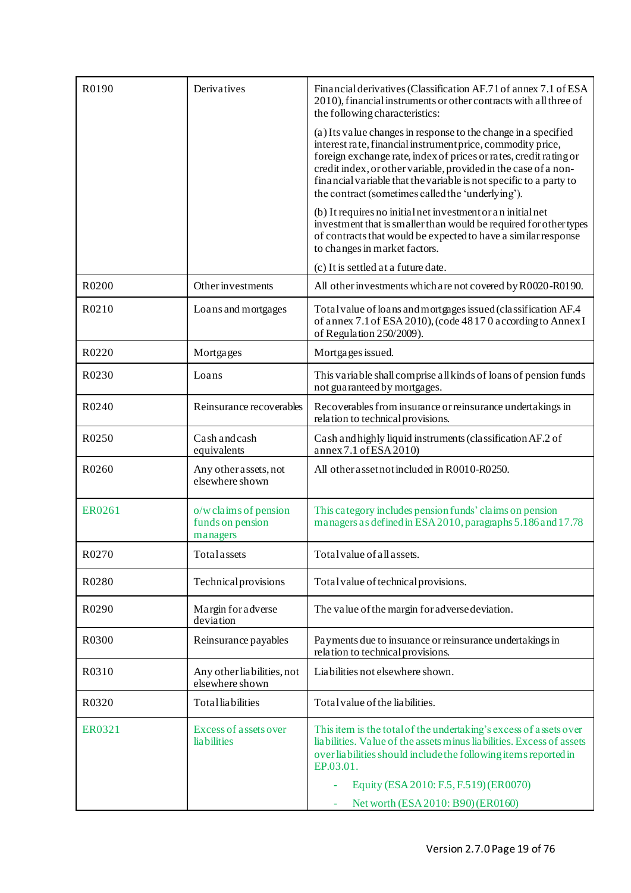| | | |
|---|---|---|
| R0190 | Derivatives | Financial derivatives (Classification AF.71 of annex 7.1 of ESA 2010), financial instruments or other contracts with all three of the following characteristics:<br><br>(a) Its value changes in response to the change in a specified interest rate, financial instrument price, commodity price, foreign exchange rate, index of prices or rates, credit rating or credit index, or other variable, provided in the case of a non-financial variable that the variable is not specific to a party to the contract (sometimes called the 'underlying').<br><br>(b) It requires no initial net investment or an initial net investment that is smaller than would be required for other types of contracts that would be expected to have a similar response to changes in market factors.<br><br>(c) It is settled at a future date. |
| R0200 | Other investments | All other investments which are not covered by R0020-R0190. |
| R0210 | Loans and mortgages | Total value of loans and mortgages issued (classification AF.4 of annex 7.1 of ESA 2010), (code 48 17 0 according to Annex I of Regulation 250/2009). |
| R0220 | Mortgages | Mortgages issued. |
| R0230 | Loans | This variable shall comprise all kinds of loans of pension funds not guaranteed by mortgages. |
| R0240 | Reinsurance recoverables | Recoverables from insurance or reinsurance undertakings in relation to technical provisions. |
| R0250 | Cash and cash equivalents | Cash and highly liquid instruments (classification AF.2 of annex 7.1 of ESA 2010) |
| R0260 | Any other assets, not elsewhere shown | All other asset not included in R0010-R0250. |
| ER0261 | o/w claims of pension funds on pension managers | This category includes pension funds' claims on pension managers as defined in ESA 2010, paragraphs 5.186 and 17.78 |
| R0270 | Total assets | Total value of all assets. |
| R0280 | Technical provisions | Total value of technical provisions. |
| R0290 | Margin for adverse deviation | The value of the margin for adverse deviation. |
| R0300 | Reinsurance payables | Payments due to insurance or reinsurance undertakings in relation to technical provisions. |
| R0310 | Any other liabilities, not elsewhere shown | Liabilities not elsewhere shown. |
| R0320 | Total liabilities | Total value of the liabilities. |
| ER0321 | Excess of assets over liabilities | This item is the total of the undertaking's excess of assets over liabilities. Value of the assets minus liabilities. Excess of assets over liabilities should include the following items reported in EP.03.01.<br><br>- Equity (ESA 2010: F.5, F.519) (ER0070)<br>- Net worth (ESA 2010: B90) (ER0160) |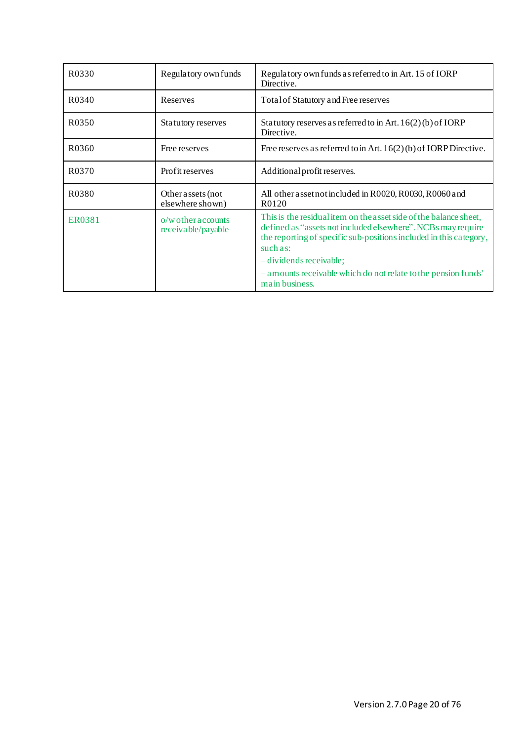| R0330 | Regulatory own funds | Regulatory own funds as referred to in Art. 15 of IORP Directive. |
|---|---|---|
| R0340 | Reserves | Total of Statutory and Free reserves |
| R0350 | Statutory reserves | Statutory reserves as referred to in Art. 16(2)(b) of IORP Directive. |
| R0360 | Free reserves | Free reserves as referred to in Art. 16(2)(b) of IORP Directive. |
| R0370 | Profit reserves | Additional profit reserves. |
| R0380 | Other assets (not elsewhere shown) | All other asset not included in R0020, R0030, R0060 and R0120 |
| ER0381 | o/w other accounts receivable/payable | This is the residual item on the asset side of the balance sheet, defined as “assets not included elsewhere”. NCBs may require the reporting of specific sub-positions included in this category, such as:<br>– dividends receivable;<br>– amounts receivable which do not relate to the pension funds' main business. |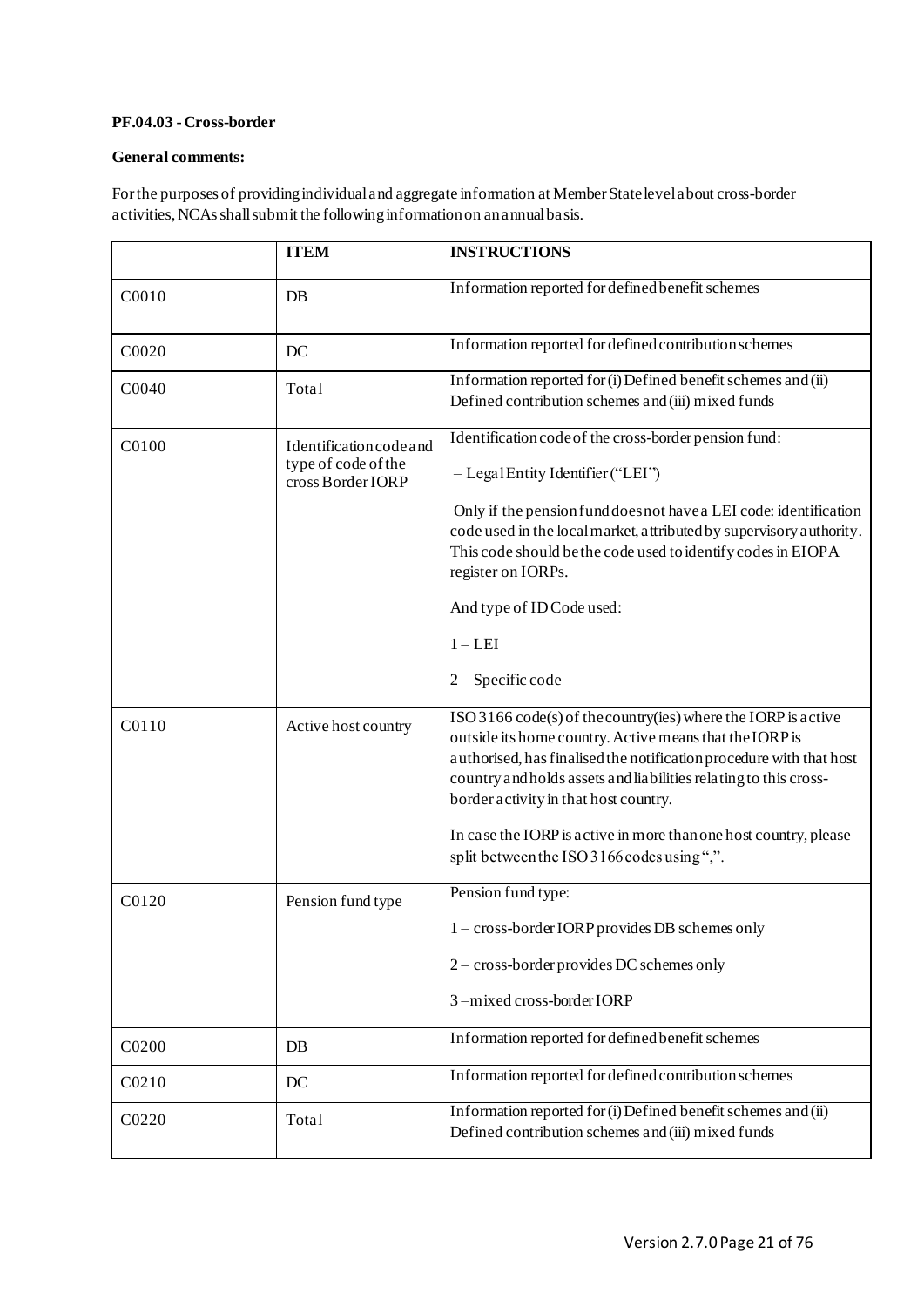**PF.04.03 - Cross-border**

**General comments:**

For the purposes of providing individual and aggregate information at Member State level about cross-border activities, NCAs shall submit the following information on an annual basis.

| | **ITEM** | **INSTRUCTIONS** |
|---|---|---|
| C0010 | DB | Information reported for defined benefit schemes |
| C0020 | DC | Information reported for defined contribution schemes |
| C0040 | Total | Information reported for (i) Defined benefit schemes and (ii) Defined contribution schemes and (iii) mixed funds |
| C0100 | Identification code and type of code of the cross Border IORP | Identification code of the cross-border pension fund:<br><br>– Legal Entity Identifier ("LEI")<br><br>Only if the pension fund does not have a LEI code: identification code used in the local market, attributed by supervisory authority. This code should be the code used to identify codes in EIOPA register on IORPs.<br><br>And type of ID Code used:<br><br>1 – LEI<br><br>2 – Specific code |
| C0110 | Active host country | ISO 3166 code(s) of the country(ies) where the IORP is active outside its home country. Active means that the IORP is authorised, has finalised the notification procedure with that host country and holds assets and liabilities relating to this cross-border activity in that host country.<br><br>In case the IORP is active in more than one host country, please split between the ISO 3166 codes using ",". |
| C0120 | Pension fund type | Pension fund type:<br><br>1 – cross-border IORP provides DB schemes only<br><br>2 – cross-border provides DC schemes only<br><br>3 –mixed cross-border IORP |
| C0200 | DB | Information reported for defined benefit schemes |
| C0210 | DC | Information reported for defined contribution schemes |
| C0220 | Total | Information reported for (i) Defined benefit schemes and (ii) Defined contribution schemes and (iii) mixed funds |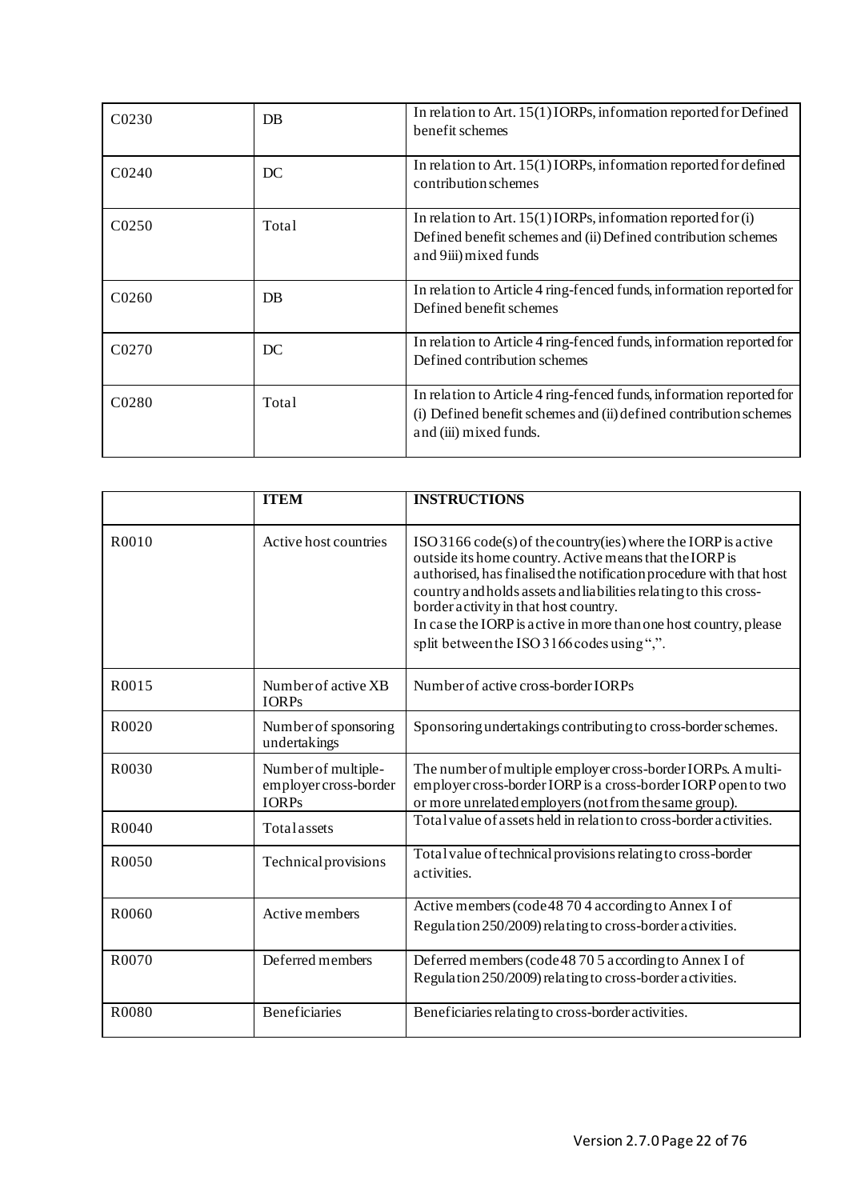| | | |
|---|---|---|
| C0230 | DB | In relation to Art. 15(1) IORPs, infomation reported for Defined benefit schemes |
| C0240 | DC | In relation to Art. 15(1) IORPs, infomation reported for defined contribution schemes |
| C0250 | Total | In relation to Art. 15(1) IORPs, infomation reported for (i) Defined benefit schemes and (ii) Defined contribution schemes and 9iii) mixed funds |
| C0260 | DB | In relation to Article 4 ring-fenced funds, information reported for Defined benefit schemes |
| C0270 | DC | In relation to Article 4 ring-fenced funds, information reported for Defined contribution schemes |
| C0280 | Total | In relation to Article 4 ring-fenced funds, information reported for (i) Defined benefit schemes and (ii) defined contribution schemes and (iii) mixed funds. |

| | **ITEM** | **INSTRUCTIONS** |
|---|---|---|
| R0010 | Active host countries | ISO 3166 code(s) of the country(ies) where the IORP is active outside its home country. Active means that the IORP is authorised, has finalised the notification procedure with that host country and holds assets and liabilities relating to this cross-border activity in that host country.<br>In case the IORP is active in more than one host country, please split between the ISO 3166 codes using ",". |
| R0015 | Number of active XB IORPs | Number of active cross-border IORPs |
| R0020 | Number of sponsoring undertakings | Sponsoring undertakings contributing to cross-border schemes. |
| R0030 | Number of multiple-employer cross-border IORPs | The number of multiple employer cross-border IORPs. A multi-employer cross-border IORP is a cross-border IORP open to two or more unrelated employers (not from the same group). |
| R0040 | Total assets | Total value of assets held in relation to cross-border activities. |
| R0050 | Technical provisions | Total value of technical provisions relating to cross-border activities. |
| R0060 | Active members | Active members (code 48 70 4 according to Annex I of Regulation 250/2009) relating to cross-border activities. |
| R0070 | Deferred members | Deferred members (code 48 70 5 according to Annex I of Regulation 250/2009) relating to cross-border activities. |
| R0080 | Beneficiaries | Beneficiaries relating to cross-border activities. |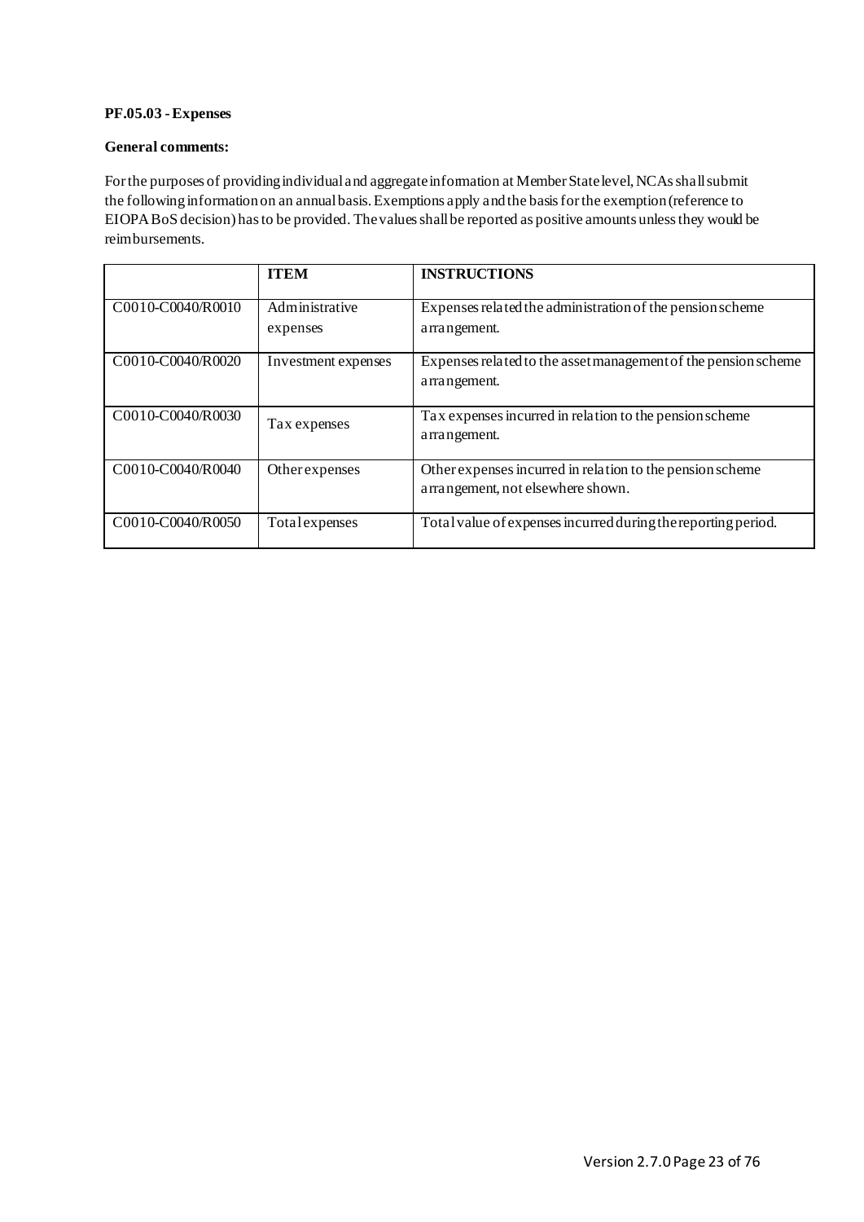**PF.05.03 - Expenses**

**General comments:**

For the purposes of providing individual and aggregate information at Member State level, NCAs shall submit the following information on an annual basis. Exemptions apply and the basis for the exemption (reference to EIOPA BoS decision) has to be provided. The values shall be reported as positive amounts unless they would be reimbursements.

| | **ITEM** | **INSTRUCTIONS** |
|---|---|---|
| C0010-C0040/R0010 | Administrative expenses | Expenses related the administration of the pension scheme arrangement. |
| C0010-C0040/R0020 | Investment expenses | Expenses related to the asset management of the pension scheme arrangement. |
| C0010-C0040/R0030 | Tax expenses | Tax expenses incurred in relation to the pension scheme arrangement. |
| C0010-C0040/R0040 | Other expenses | Other expenses incurred in relation to the pension scheme arrangement, not elsewhere shown. |
| C0010-C0040/R0050 | Total expenses | Total value of expenses incurred during the reporting period. |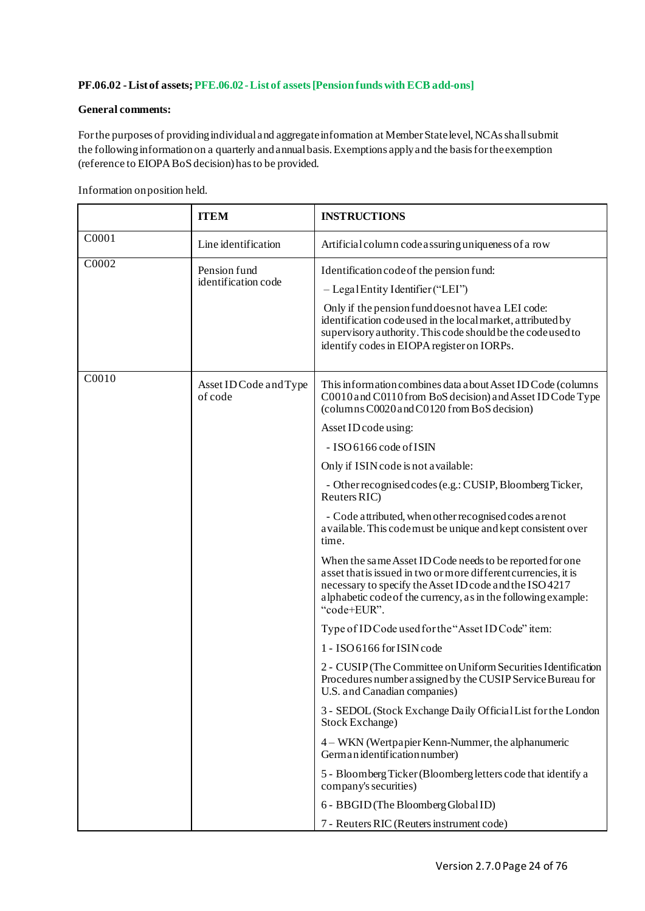**PF.06.02 - List of assets; PFE.06.02 - List of assets [Pension funds with ECB add-ons]**

**General comments:**

For the purposes of providing individual and aggregate information at Member State level, NCAs shall submit the following information on a quarterly and annual basis. Exemptions apply and the basis for the exemption (reference to EIOPA BoS decision) has to be provided.

Information on position held.

| | **ITEM** | **INSTRUCTIONS** |
|---|---|---|
| C0001 | Line identification | Artificial column code assuring uniqueness of a row |
| C0002 | Pension fund identification code | Identification code of the pension fund:<br>– Legal Entity Identifier ("LEI")<br>Only if the pension fund does not have a LEI code: identification code used in the local market, attributed by supervisory authority. This code should be the code used to identify codes in EIOPA register on IORPs. |
| C0010 | Asset ID Code and Type of code | This information combines data about Asset ID Code (columns C0010 and C0110 from BoS decision) and Asset ID Code Type (columns C0020 and C0120 from BoS decision)<br>Asset ID code using:<br>- ISO 6166 code of ISIN<br>Only if ISIN code is not available:<br>- Other recognised codes (e.g.: CUSIP, Bloomberg Ticker, Reuters RIC)<br>- Code attributed, when other recognised codes are not available. This code must be unique and kept consistent over time.<br>When the same Asset ID Code needs to be reported for one asset that is issued in two or more different currencies, it is necessary to specify the Asset ID code and the ISO 4217 alphabetic code of the currency, as in the following example: "code+EUR".<br>Type of ID Code used for the "Asset ID Code" item:<br>1 - ISO 6166 for ISIN code<br>2 - CUSIP (The Committee on Uniform Securities Identification Procedures number assigned by the CUSIP Service Bureau for U.S. and Canadian companies)<br>3 - SEDOL (Stock Exchange Daily Official List for the London Stock Exchange)<br>4 – WKN (Wertpapier Kenn-Nummer, the alphanumeric German identification number)<br>5 - Bloomberg Ticker (Bloomberg letters code that identify a company's securities)<br>6 - BBGID (The Bloomberg Global ID)<br>7 - Reuters RIC (Reuters instrument code) |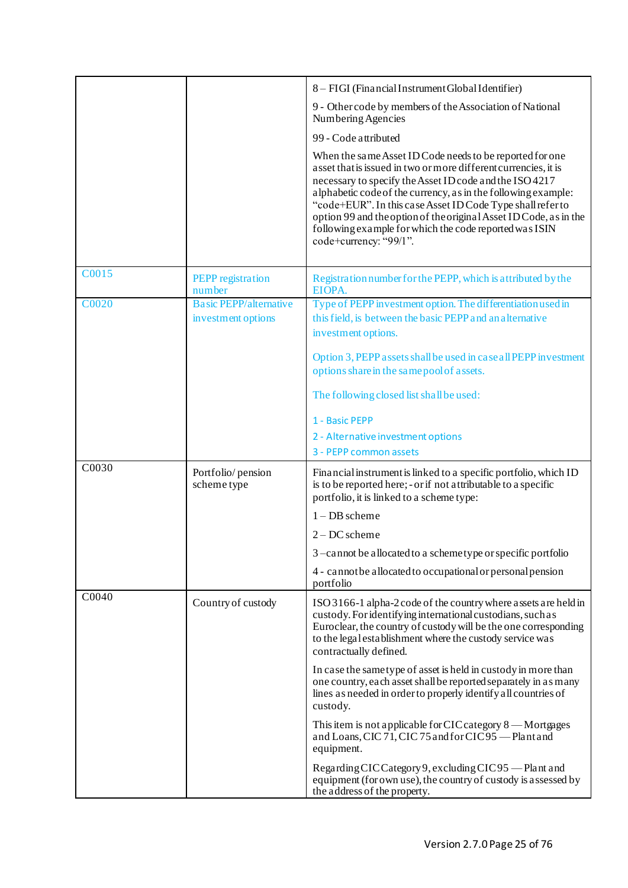| | | |
|---|---|---|
| | | 8 – FIGI (Financial Instrument Global Identifier)<br><br>9 - Other code by members of the Association of National Numbering Agencies<br><br>99 - Code attributed<br><br>When the same Asset ID Code needs to be reported for one asset that is issued in two or more different currencies, it is necessary to specify the Asset ID code and the ISO 4217 alphabetic code of the currency, as in the following example: "code+EUR". In this case Asset ID Code Type shall refer to option 99 and the option of the original Asset ID Code, as in the following example for which the code reported was ISIN code+currency: "99/1". |
| C0015 | PEPP registration number | Registration number for the PEPP, which is attributed by the EIOPA. |
| C0020 | Basic PEPP/alternative investment options | Type of PEPP investment option. The differentiation used in this field, is between the basic PEPP and an alternative investment options.<br><br>Option 3, PEPP assets shall be used in case all PEPP investment options share in the same pool of assets.<br><br>The following closed list shall be used:<br><br>1 - Basic PEPP<br>2 - Alternative investment options<br>3 - PEPP common assets |
| C0030 | Portfolio/ pension scheme type | Financial instrument is linked to a specific portfolio, which ID is to be reported here; - or if not attributable to a specific portfolio, it is linked to a scheme type:<br><br>1 – DB scheme<br><br>2 – DC scheme<br><br>3 –cannot be allocated to a scheme type or specific portfolio<br><br>4 - cannot be allocated to occupational or personal pension portfolio |
| C0040 | Country of custody | ISO 3166-1 alpha-2 code of the country where assets are held in custody. For identifying international custodians, such as Euroclear, the country of custody will be the one corresponding to the legal establishment where the custody service was contractually defined.<br><br>In case the same type of asset is held in custody in more than one country, each asset shall be reported separately in as many lines as needed in order to properly identify all countries of custody.<br><br>This item is not applicable for CIC category 8 — Mortgages and Loans, CIC 71, CIC 75 and for CIC 95 — Plant and equipment.<br><br>Regarding CIC Category 9, excluding CIC 95 — Plant and equipment (for own use), the country of custody is assessed by the address of the property. |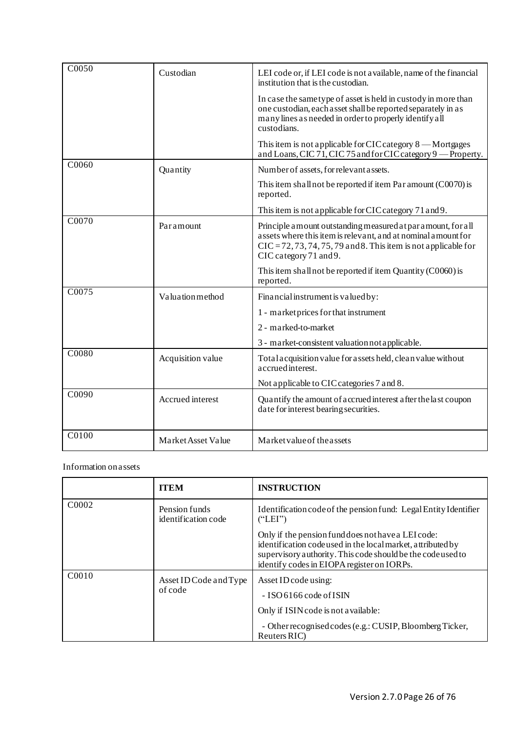| | | |
|---|---|---|
| C0050 | Custodian | LEI code or, if LEI code is not available, name of the financial institution that is the custodian.<br><br>In case the same type of asset is held in custody in more than one custodian, each asset shall be reported separately in as many lines as needed in order to properly identify all custodians.<br><br>This item is not applicable for CIC category 8 — Mortgages and Loans, CIC 71, CIC 75 and for CIC category 9 — Property. |
| C0060 | Quantity | Number of assets, for relevant assets.<br><br>This item shall not be reported if item Par amount (C0070) is reported.<br><br>This item is not applicable for CIC category 71 and 9. |
| C0070 | Par amount | Principle amount outstanding measured at par amount, for all assets where this item is relevant, and at nominal amount for CIC = 72, 73, 74, 75, 79 and 8. This item is not applicable for CIC category 71 and 9.<br><br>This item shall not be reported if item Quantity (C0060) is reported. |
| C0075 | Valuation method | Financial instrument is valued by:<br><br>1 - market prices for that instrument<br><br>2 - marked-to-market<br><br>3 - market-consistent valuation not applicable. |
| C0080 | Acquisition value | Total acquisition value for assets held, clean value without accrued interest.<br><br>Not applicable to CIC categories 7 and 8. |
| C0090 | Accrued interest | Quantify the amount of accrued interest after the last coupon date for interest bearing securities. |
| C0100 | Market Asset Value | Market value of the assets |

Information on assets

| | ITEM | INSTRUCTION |
|---|---|---|
| C0002 | Pension funds identification code | Identification code of the pension fund: Legal Entity Identifier ("LEI")<br><br>Only if the pension fund does not have a LEI code: identification code used in the local market, attributed by supervisory authority. This code should be the code used to identify codes in EIOPA register on IORPs. |
| C0010 | Asset ID Code and Type of code | Asset ID code using:<br><br>- ISO 6166 code of ISIN<br><br>Only if ISIN code is not available:<br><br>- Other recognised codes (e.g.: CUSIP, Bloomberg Ticker, Reuters RIC) |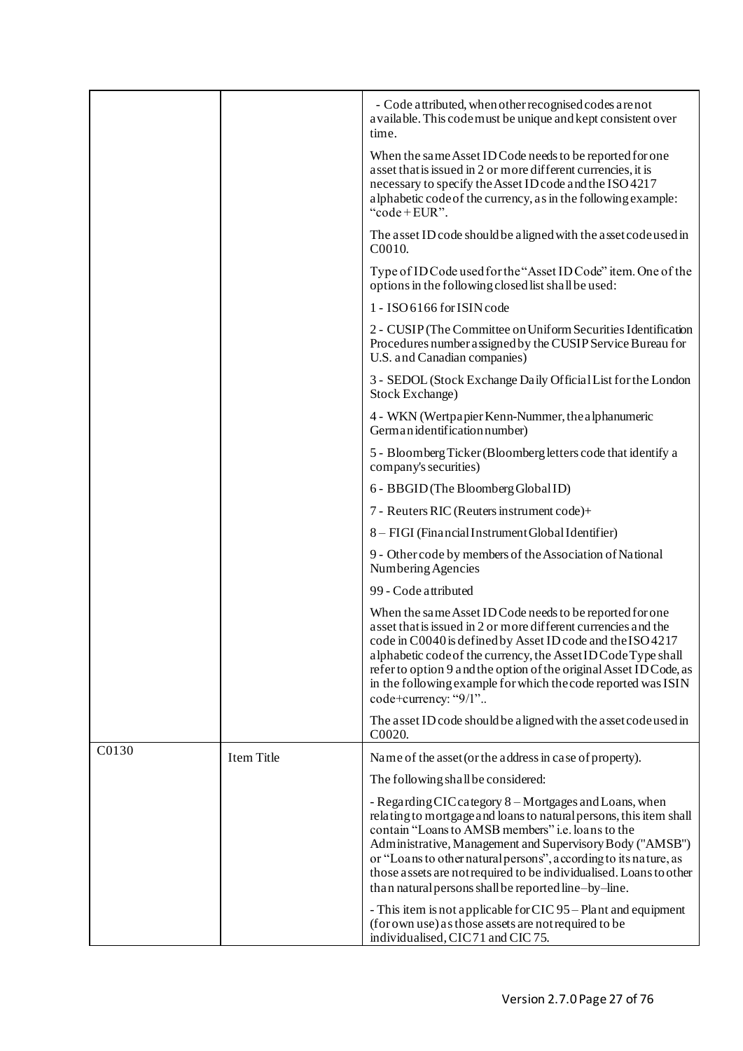| | | |
|---|---|---|
| | | - Code attributed, when other recognised codes are not available. This code must be unique and kept consistent over time.<br><br>When the same Asset ID Code needs to be reported for one asset that is issued in 2 or more different currencies, it is necessary to specify the Asset ID code and the ISO 4217 alphabetic code of the currency, as in the following example: "code + EUR".<br><br>The asset ID code should be aligned with the asset code used in C0010.<br><br>Type of ID Code used for the "Asset ID Code" item. One of the options in the following closed list shall be used:<br><br>1 - ISO 6166 for ISIN code<br><br>2 - CUSIP (The Committee on Uniform Securities Identification Procedures number assigned by the CUSIP Service Bureau for U.S. and Canadian companies)<br><br>3 - SEDOL (Stock Exchange Daily Official List for the London Stock Exchange)<br><br>4 - WKN (Wertpapier Kenn-Nummer, the alphanumeric German identification number)<br><br>5 - Bloomberg Ticker (Bloomberg letters code that identify a company's securities)<br><br>6 - BBGID (The Bloomberg Global ID)<br><br>7 - Reuters RIC (Reuters instrument code)+<br><br>8 – FIGI (Financial Instrument Global Identifier)<br><br>9 - Other code by members of the Association of National Numbering Agencies<br><br>99 - Code attributed<br><br>When the same Asset ID Code needs to be reported for one asset that is issued in 2 or more different currencies and the code in C0040 is defined by Asset ID code and the ISO 4217 alphabetic code of the currency, the Asset ID Code Type shall refer to option 9 and the option of the original Asset ID Code, as in the following example for which the code reported was ISIN code+currency: "9/1"..<br><br>The asset ID code should be aligned with the asset code used in C0020. |
| C0130 | Item Title | Name of the asset (or the address in case of property).<br><br>The following shall be considered:<br><br>- Regarding CIC category 8 – Mortgages and Loans, when relating to mortgage and loans to natural persons, this item shall contain "Loans to AMSB members" i.e. loans to the Administrative, Management and Supervisory Body ("AMSB") or "Loans to other natural persons", according to its nature, as those assets are not required to be individualised. Loans to other than natural persons shall be reported line–by–line.<br><br>- This item is not applicable for CIC 95 – Plant and equipment (for own use) as those assets are not required to be individualised, CIC 71 and CIC 75. |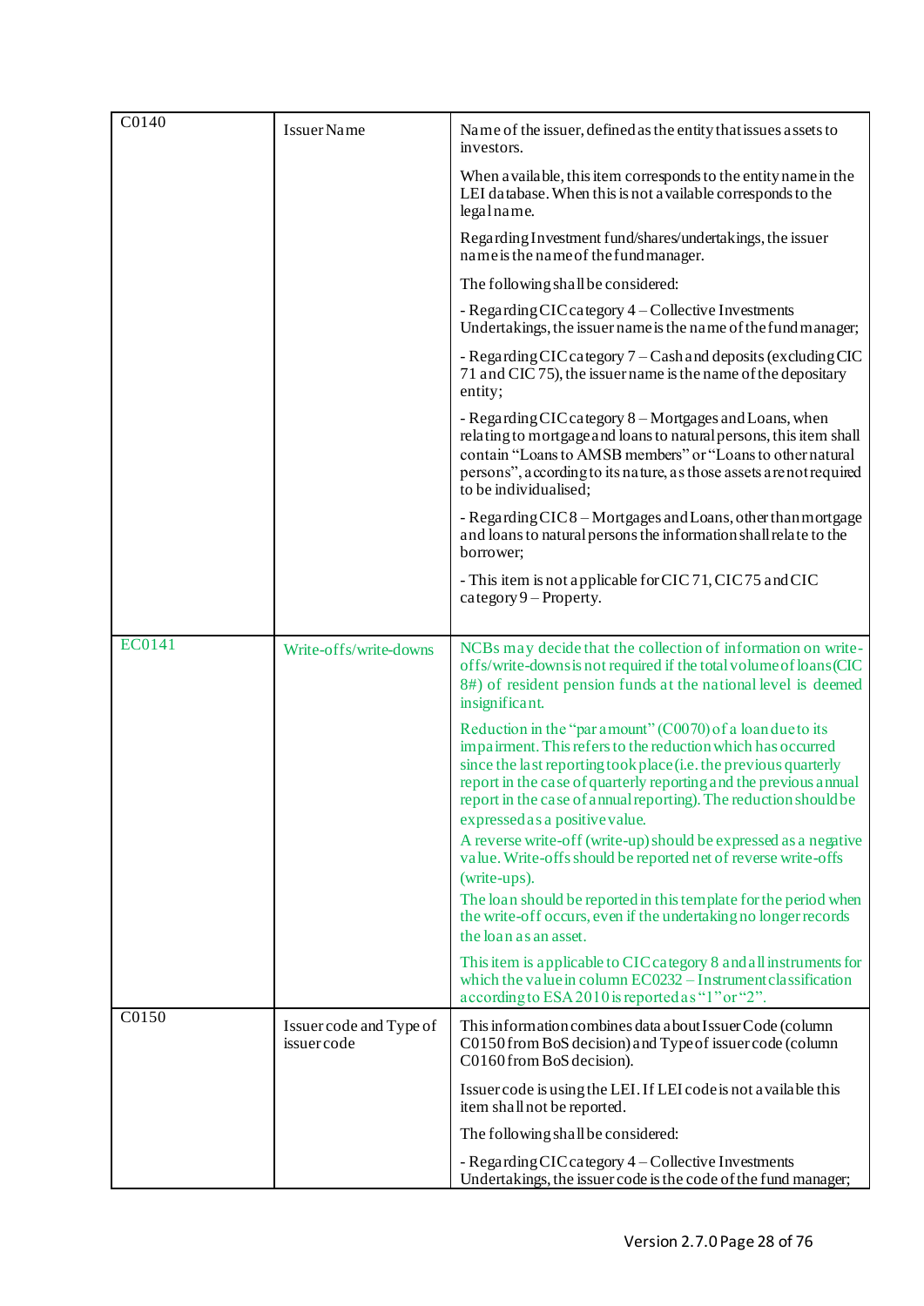| | | |
|---|---|---|
| C0140 | Issuer Name | Name of the issuer, defined as the entity that issues assets to investors.<br><br>When available, this item corresponds to the entity name in the LEI database. When this is not available corresponds to the legal name.<br><br>Regarding Investment fund/shares/undertakings, the issuer name is the name of the fund manager.<br><br>The following shall be considered:<br><br>- Regarding CIC category 4 – Collective Investments Undertakings, the issuer name is the name of the fund manager;<br><br>- Regarding CIC category 7 – Cash and deposits (excluding CIC 71 and CIC 75), the issuer name is the name of the depositary entity;<br><br>- Regarding CIC category 8 – Mortgages and Loans, when relating to mortgage and loans to natural persons, this item shall contain "Loans to AMSB members" or "Loans to other natural persons", according to its nature, as those assets are not required to be individualised;<br><br>- Regarding CIC 8 – Mortgages and Loans, other than mortgage and loans to natural persons the information shall relate to the borrower;<br><br>- This item is not applicable for CIC 71, CIC 75 and CIC category 9 – Property. |
| EC0141 | Write-offs/write-downs | NCBs may decide that the collection of information on write-offs/write-downs is not required if the total volume of loans (CIC 8#) of resident pension funds at the national level is deemed insignificant.<br><br>Reduction in the "par amount" (C0070) of a loan due to its impairment. This refers to the reduction which has occurred since the last reporting took place (i.e. the previous quarterly report in the case of quarterly reporting and the previous annual report in the case of annual reporting). The reduction should be expressed as a positive value.<br>A reverse write-off (write-up) should be expressed as a negative value. Write-offs should be reported net of reverse write-offs (write-ups).<br>The loan should be reported in this template for the period when the write-off occurs, even if the undertaking no longer records the loan as an asset.<br><br>This item is applicable to CIC category 8 and all instruments for which the value in column EC0232 – Instrument classification according to ESA 2010 is reported as "1" or "2". |
| C0150 | Issuer code and Type of issuer code | This information combines data about Issuer Code (column C0150 from BoS decision) and Type of issuer code (column C0160 from BoS decision).<br><br>Issuer code is using the LEI. If LEI code is not available this item shall not be reported.<br><br>The following shall be considered:<br><br>- Regarding CIC category 4 – Collective Investments Undertakings, the issuer code is the code of the fund manager; |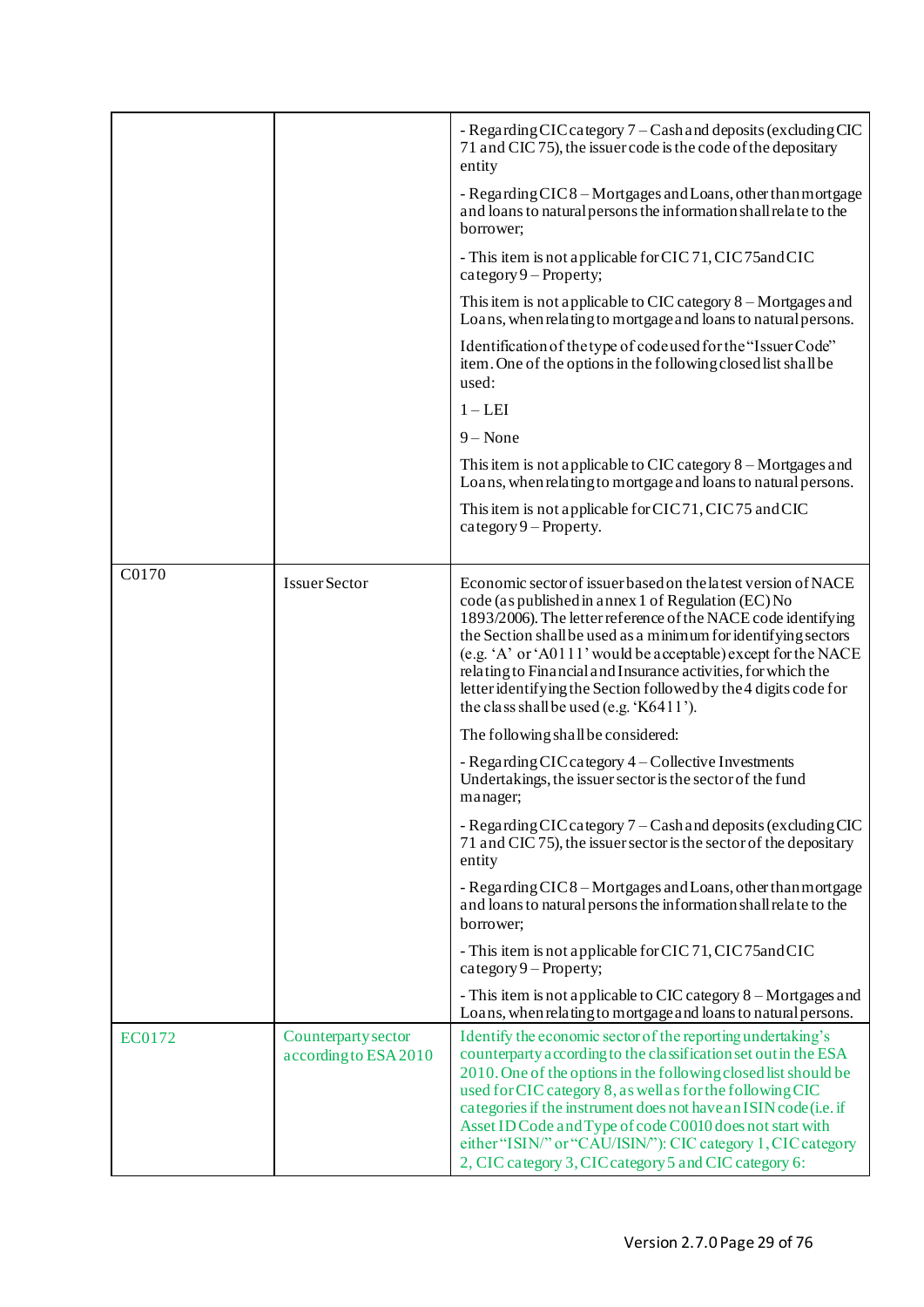| | | |
|---|---|---|
| | | - Regarding CIC category 7 – Cash and deposits (excluding CIC 71 and CIC 75), the issuer code is the code of the depositary entity<br><br>- Regarding CIC 8 – Mortgages and Loans, other than mortgage and loans to natural persons the information shall relate to the borrower;<br><br>- This item is not applicable for CIC 71, CIC 75 and CIC category 9 – Property;<br><br>This item is not applicable to CIC category 8 – Mortgages and Loans, when relating to mortgage and loans to natural persons.<br><br>Identification of the type of code used for the "Issuer Code" item. One of the options in the following closed list shall be used:<br><br>1 – LEI<br><br>9 – None<br><br>This item is not applicable to CIC category 8 – Mortgages and Loans, when relating to mortgage and loans to natural persons.<br><br>This item is not applicable for CIC 71, CIC 75 and CIC category 9 – Property. |
| C0170 | Issuer Sector | Economic sector of issuer based on the latest version of NACE code (as published in annex 1 of Regulation (EC) No 1893/2006). The letter reference of the NACE code identifying the Section shall be used as a minimum for identifying sectors (e.g. 'A' or 'A0111' would be acceptable) except for the NACE relating to Financial and Insurance activities, for which the letter identifying the Section followed by the 4 digits code for the class shall be used (e.g. 'K6411').<br><br>The following shall be considered:<br><br>- Regarding CIC category 4 – Collective Investments Undertakings, the issuer sector is the sector of the fund manager;<br><br>- Regarding CIC category 7 – Cash and deposits (excluding CIC 71 and CIC 75), the issuer sector is the sector of the depositary entity<br><br>- Regarding CIC 8 – Mortgages and Loans, other than mortgage and loans to natural persons the information shall relate to the borrower;<br><br>- This item is not applicable for CIC 71, CIC 75 and CIC category 9 – Property;<br><br>- This item is not applicable to CIC category 8 – Mortgages and Loans, when relating to mortgage and loans to natural persons. |
| EC0172 | Counterparty sector according to ESA 2010 | Identify the economic sector of the reporting undertaking's counterparty according to the classification set out in the ESA 2010. One of the options in the following closed list should be used for CIC category 8, as well as for the following CIC categories if the instrument does not have an ISIN code (i.e. if Asset ID Code and Type of code C0010 does not start with either "ISIN/" or "CAU/ISIN/"): CIC category 1, CIC category 2, CIC category 3, CIC category 5 and CIC category 6: |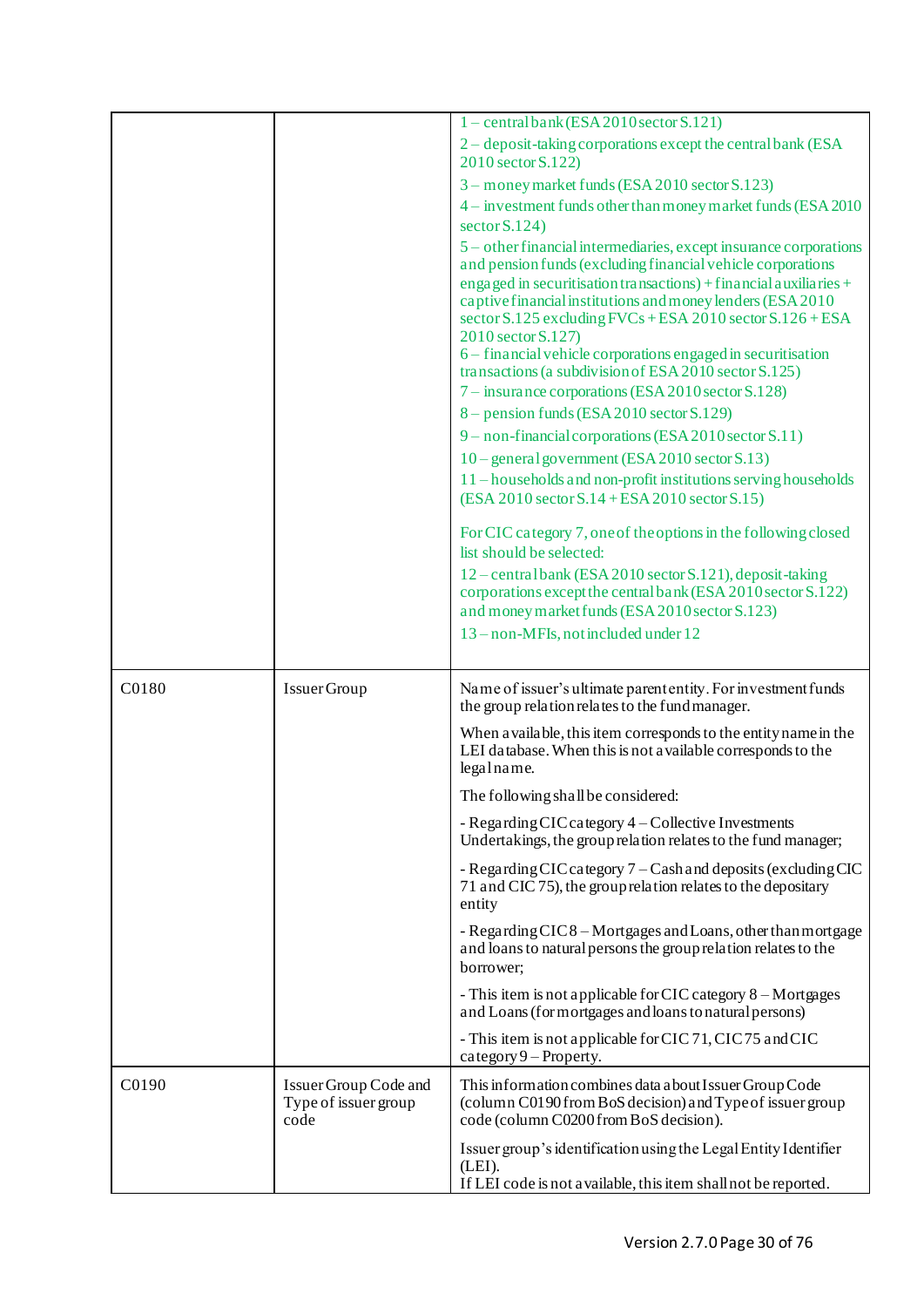| | | |
|---|---|---|
| | | 1 – central bank (ESA 2010 sector S.121)<br>2 – deposit-taking corporations except the central bank (ESA 2010 sector S.122)<br>3 – money market funds (ESA 2010 sector S.123)<br>4 – investment funds other than money market funds (ESA 2010 sector S.124)<br>5 – other financial intermediaries, except insurance corporations and pension funds (excluding financial vehicle corporations engaged in securitisation transactions) + financial auxiliaries + captive financial institutions and money lenders (ESA 2010 sector S.125 excluding FVCs + ESA 2010 sector S.126 + ESA 2010 sector S.127)<br>6 – financial vehicle corporations engaged in securitisation transactions (a subdivision of ESA 2010 sector S.125)<br>7 – insurance corporations (ESA 2010 sector S.128)<br>8 – pension funds (ESA 2010 sector S.129)<br>9 – non-financial corporations (ESA 2010 sector S.11)<br>10 – general government (ESA 2010 sector S.13)<br>11 – households and non-profit institutions serving households (ESA 2010 sector S.14 + ESA 2010 sector S.15)<br><br>For CIC category 7, one of the options in the following closed list should be selected:<br>12 – central bank (ESA 2010 sector S.121), deposit-taking corporations except the central bank (ESA 2010 sector S.122) and money market funds (ESA 2010 sector S.123)<br>13 – non-MFIs, not included under 12 |
| C0180 | Issuer Group | Name of issuer's ultimate parent entity. For investment funds the group relation relates to the fund manager.<br><br>When available, this item corresponds to the entity name in the LEI database. When this is not available corresponds to the legal name.<br><br>The following shall be considered:<br><br>- Regarding CIC category 4 – Collective Investments Undertakings, the group relation relates to the fund manager;<br><br>- Regarding CIC category 7 – Cash and deposits (excluding CIC 71 and CIC 75), the group relation relates to the depositary entity<br><br>- Regarding CIC 8 – Mortgages and Loans, other than mortgage and loans to natural persons the group relation relates to the borrower;<br><br>- This item is not applicable for CIC category 8 – Mortgages and Loans (for mortgages and loans to natural persons)<br><br>- This item is not applicable for CIC 71, CIC 75 and CIC category 9 – Property. |
| C0190 | Issuer Group Code and Type of issuer group code | This information combines data about Issuer Group Code (column C0190 from BoS decision) and Type of issuer group code (column C0200 from BoS decision).<br><br>Issuer group's identification using the Legal Entity Identifier (LEI).<br>If LEI code is not available, this item shall not be reported. |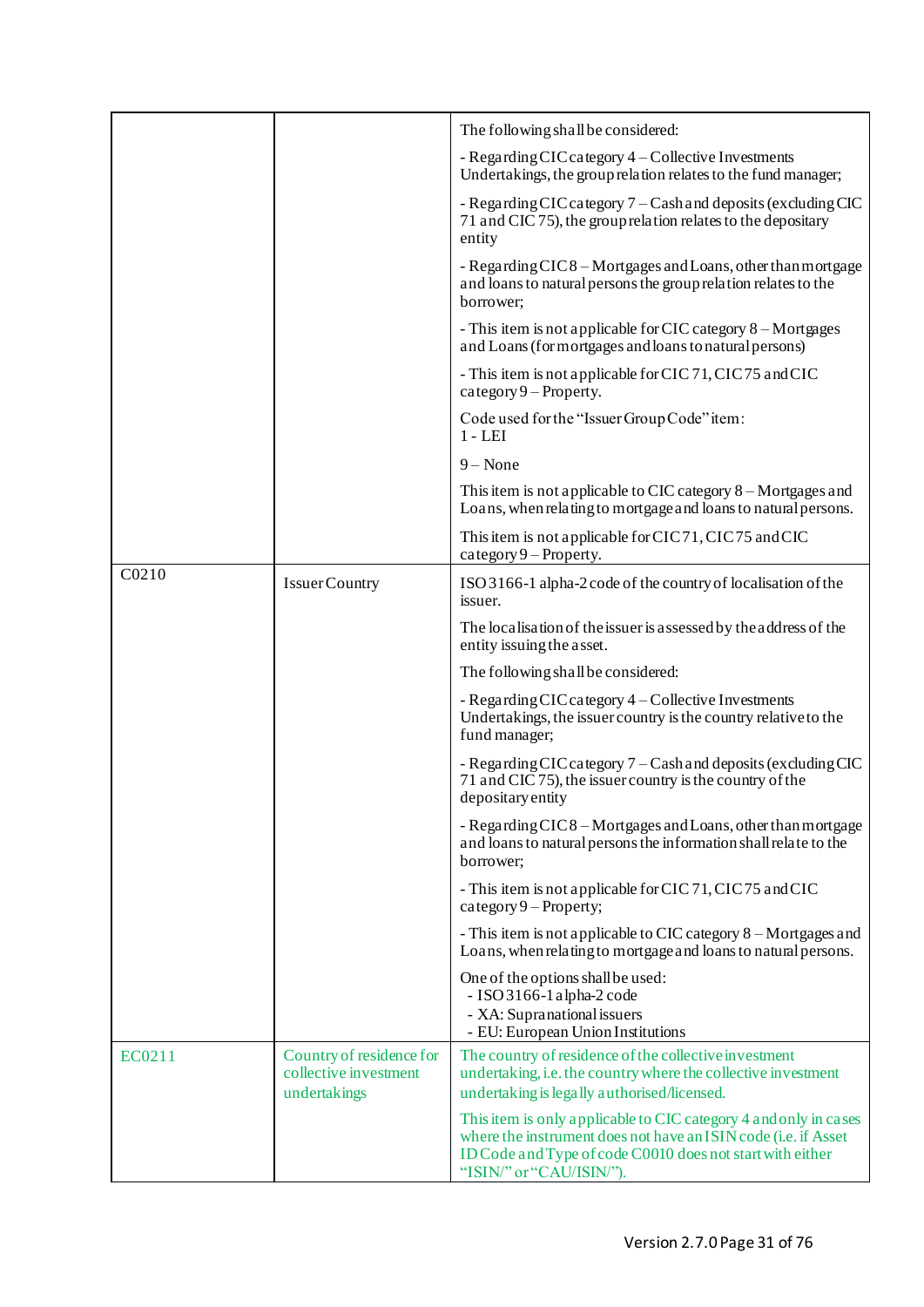| | | |
|---|---|---|
| | | The following shall be considered:<br><br>- Regarding CIC category 4 – Collective Investments Undertakings, the group relation relates to the fund manager;<br><br>- Regarding CIC category 7 – Cash and deposits (excluding CIC 71 and CIC 75), the group relation relates to the depositary entity<br><br>- Regarding CIC 8 – Mortgages and Loans, other than mortgage and loans to natural persons the group relation relates to the borrower;<br><br>- This item is not applicable for CIC category 8 – Mortgages and Loans (for mortgages and loans to natural persons)<br><br>- This item is not applicable for CIC 71, CIC 75 and CIC category 9 – Property.<br><br>Code used for the "Issuer Group Code" item:<br>1 - LEI<br><br>9 – None<br><br>This item is not applicable to CIC category 8 – Mortgages and Loans, when relating to mortgage and loans to natural persons.<br><br>This item is not applicable for CIC 71, CIC 75 and CIC category 9 – Property. |
| C0210 | Issuer Country | ISO 3166-1 alpha-2 code of the country of localisation of the issuer.<br><br>The localisation of the issuer is assessed by the address of the entity issuing the asset.<br><br>The following shall be considered:<br><br>- Regarding CIC category 4 – Collective Investments Undertakings, the issuer country is the country relative to the fund manager;<br><br>- Regarding CIC category 7 – Cash and deposits (excluding CIC 71 and CIC 75), the issuer country is the country of the depositary entity<br><br>- Regarding CIC 8 – Mortgages and Loans, other than mortgage and loans to natural persons the information shall relate to the borrower;<br><br>- This item is not applicable for CIC 71, CIC 75 and CIC category 9 – Property;<br><br>- This item is not applicable to CIC category 8 – Mortgages and Loans, when relating to mortgage and loans to natural persons.<br><br>One of the options shall be used:<br>- ISO 3166-1 alpha-2 code<br>- XA: Supranational issuers<br>- EU: European Union Institutions |
| EC0211 | Country of residence for collective investment undertakings | The country of residence of the collective investment undertaking, i.e. the country where the collective investment undertaking is legally authorised/licensed.<br><br>This item is only applicable to CIC category 4 and only in cases where the instrument does not have an ISIN code (i.e. if Asset ID Code and Type of code C0010 does not start with either "ISIN/" or "CAU/ISIN/"). |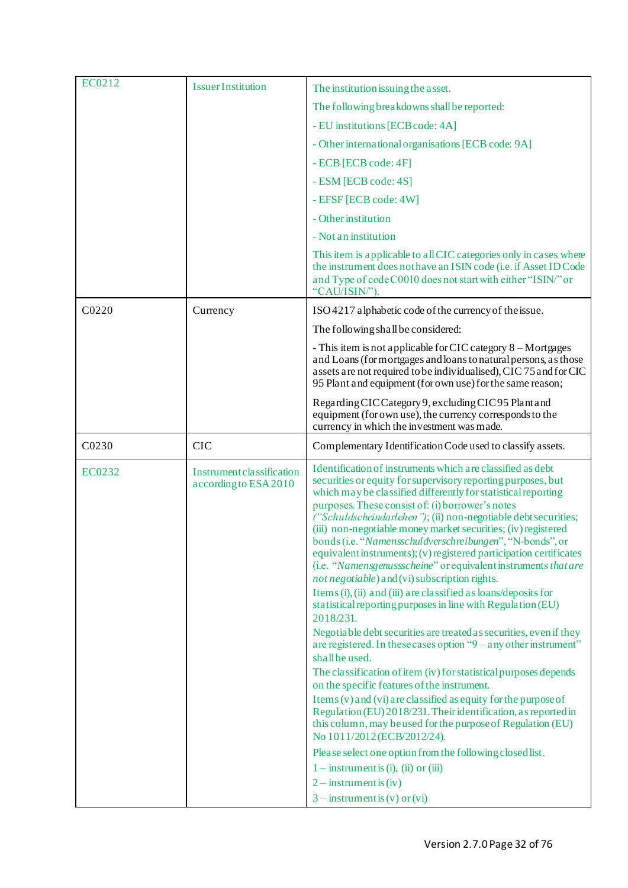| EC0212 | Issuer Institution | The institution issuing the asset.<br>The following breakdowns shall be reported:<br>- EU institutions [ECB code: 4A]<br>- Other international organisations [ECB code: 9A]<br>- ECB [ECB code: 4F]<br>- ESM [ECB code: 4S]<br>- EFSF [ECB code: 4W]<br>- Other institution<br>- Not an institution<br>This item is applicable to all CIC categories only in cases where the instrument does not have an ISIN code (i.e. if Asset ID Code and Type of code C0010 does not start with either "ISIN/" or "CAU/ISIN/"). |
|---|---|---|
| C0220 | Currency | ISO 4217 alphabetic code of the currency of the issue.<br>The following shall be considered:<br>- This item is not applicable for CIC category 8 – Mortgages and Loans (for mortgages and loans to natural persons, as those assets are not required to be individualised), CIC 75 and for CIC 95 Plant and equipment (for own use) for the same reason;<br>Regarding CIC Category 9, excluding CIC 95 Plant and equipment (for own use), the currency corresponds to the currency in which the investment was made. |
| C0230 | CIC | Complementary Identification Code used to classify assets. |
| EC0232 | Instrument classification according to ESA 2010 | Identification of instruments which are classified as debt securities or equity for supervisory reporting purposes, but which may be classified differently for statistical reporting purposes. These consist of: (i) borrower's notes *("Schuldscheindarlehen")*; (ii) non-negotiable debt securities; (iii) non-negotiable money market securities; (iv) registered bonds (i.e. "*Namensschuldverschreibungen*", "N-bonds", or equivalent instruments); (v) registered participation certificates (i.e. "*Namensgenussscheine*" or equivalent instruments *that are not negotiable*) and (vi) subscription rights.<br>Items (i), (ii) and (iii) are classified as loans/deposits for statistical reporting purposes in line with Regulation (EU) 2018/231.<br>Negotiable debt securities are treated as securities, even if they are registered. In these cases option "9 – any other instrument" shall be used.<br>The classification of item (iv) for statistical purposes depends on the specific features of the instrument.<br>Items (v) and (vi) are classified as equity for the purpose of Regulation (EU) 2018/231. Their identification, as reported in this column, may be used for the purpose of Regulation (EU) No 1011/2012 (ECB/2012/24).<br>Please select one option from the following closed list.<br>1 – instrument is (i), (ii) or (iii)<br>2 – instrument is (iv)<br>3 – instrument is (v) or (vi) |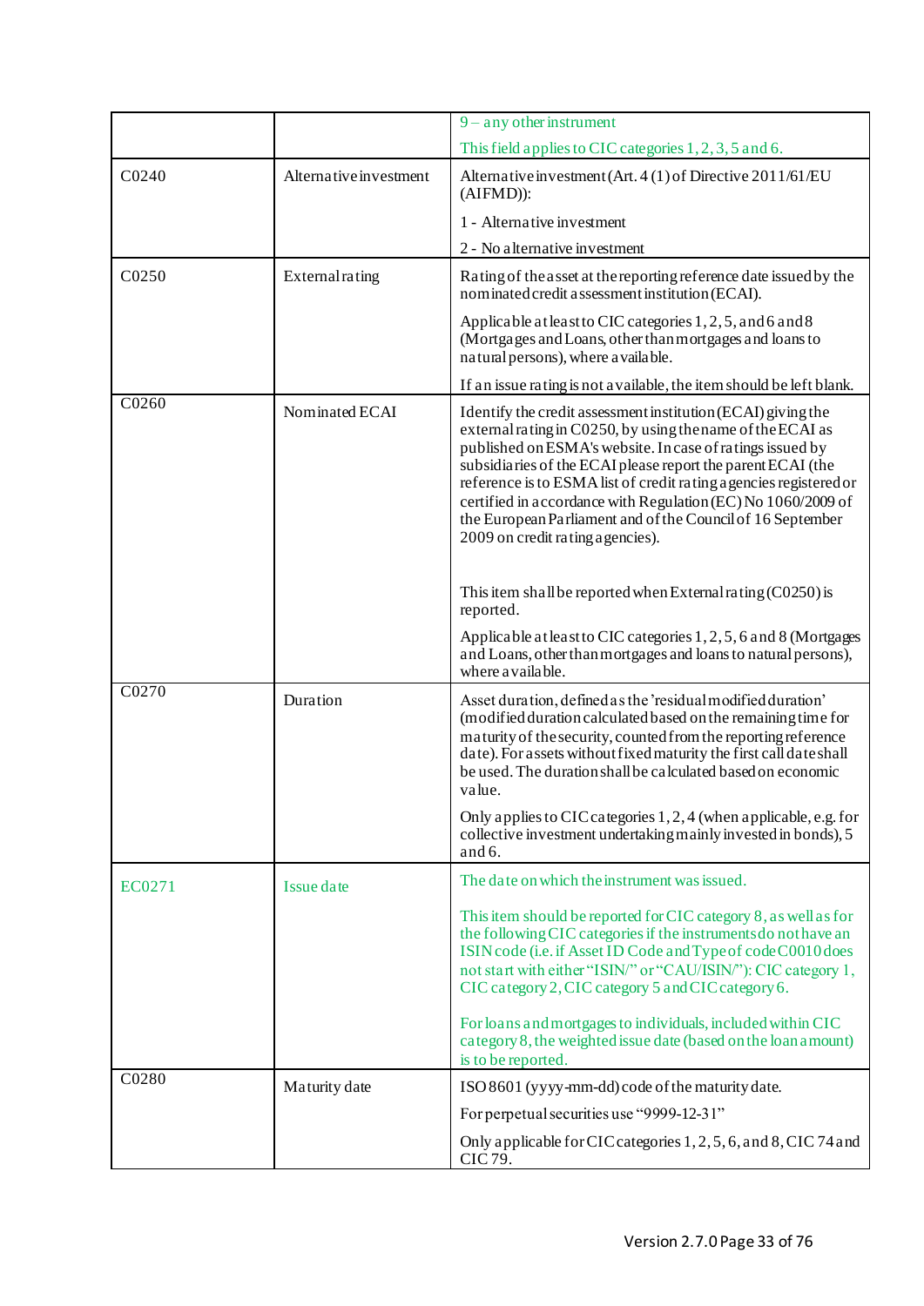| | | |
|---|---|---|
| | | 9 – any other instrument<br><br>This field applies to CIC categories 1, 2, 3, 5 and 6. |
| C0240 | Alternative investment | Alternative investment (Art. 4 (1) of Directive 2011/61/EU (AIFMD)):<br><br>1 - Alternative investment<br><br>2 - No alternative investment |
| C0250 | External rating | Rating of the asset at the reporting reference date issued by the nominated credit assessment institution (ECAI).<br><br>Applicable at least to CIC categories 1, 2, 5, and 6 and 8 (Mortgages and Loans, other than mortgages and loans to natural persons), where available.<br><br>If an issue rating is not available, the item should be left blank. |
| C0260 | Nominated ECAI | Identify the credit assessment institution (ECAI) giving the external rating in C0250, by using the name of the ECAI as published on ESMA's website. In case of ratings issued by subsidiaries of the ECAI please report the parent ECAI (the reference is to ESMA list of credit rating agencies registered or certified in accordance with Regulation (EC) No 1060/2009 of the European Parliament and of the Council of 16 September 2009 on credit rating agencies).<br><br>This item shall be reported when External rating (C0250) is reported.<br><br>Applicable at least to CIC categories 1, 2, 5, 6 and 8 (Mortgages and Loans, other than mortgages and loans to natural persons), where available. |
| C0270 | Duration | Asset duration, defined as the 'residual modified duration' (modified duration calculated based on the remaining time for maturity of the security, counted from the reporting reference date). For assets without fixed maturity the first call date shall be used. The duration shall be calculated based on economic value.<br><br>Only applies to CIC categories 1, 2, 4 (when applicable, e.g. for collective investment undertaking mainly invested in bonds), 5 and 6. |
| EC0271 | Issue date | The date on which the instrument was issued.<br><br>This item should be reported for CIC category 8, as well as for the following CIC categories if the instruments do not have an ISIN code (i.e. if Asset ID Code and Type of code C0010 does not start with either "ISIN/" or "CAU/ISIN/"): CIC category 1, CIC category 2, CIC category 5 and CIC category 6.<br><br>For loans and mortgages to individuals, included within CIC category 8, the weighted issue date (based on the loan amount) is to be reported. |
| C0280 | Maturity date | ISO 8601 (yyyy-mm-dd) code of the maturity date.<br><br>For perpetual securities use "9999-12-31"<br><br>Only applicable for CIC categories 1, 2, 5, 6, and 8, CIC 74 and CIC 79. |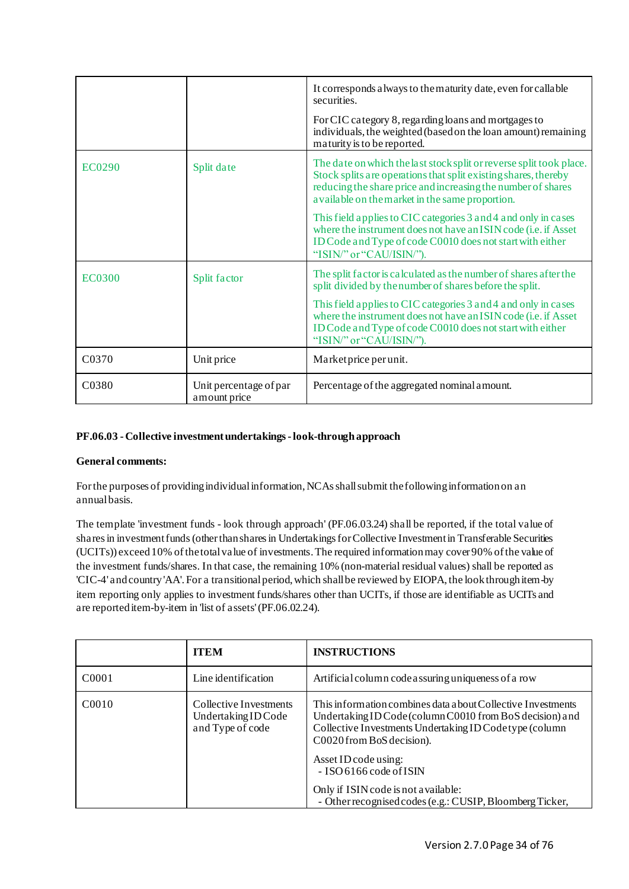| | | |
|---|---|---|
| | | It corresponds always to the maturity date, even for callable securities.<br><br>For CIC category 8, regarding loans and mortgages to individuals, the weighted (based on the loan amount) remaining maturity is to be reported. |
| EC0290 | Split date | The date on which the last stock split or reverse split took place. Stock splits are operations that split existing shares, thereby reducing the share price and increasing the number of shares available on the market in the same proportion.<br><br>This field applies to CIC categories 3 and 4 and only in cases where the instrument does not have an ISIN code (i.e. if Asset ID Code and Type of code C0010 does not start with either "ISIN/" or "CAU/ISIN/"). |
| EC0300 | Split factor | The split factor is calculated as the number of shares after the split divided by the number of shares before the split.<br><br>This field applies to CIC categories 3 and 4 and only in cases where the instrument does not have an ISIN code (i.e. if Asset ID Code and Type of code C0010 does not start with either "ISIN/" or "CAU/ISIN/"). |
| C0370 | Unit price | Market price per unit. |
| C0380 | Unit percentage of par amount price | Percentage of the aggregated nominal amount. |

**PF.06.03 - Collective investment undertakings - look-through approach**

**General comments:**

For the purposes of providing individual information, NCAs shall submit the following information on an annual basis.

The template 'investment funds - look through approach' (PF.06.03.24) shall be reported, if the total value of shares in investment funds (other than shares in Undertakings for Collective Investment in Transferable Securities (UCITs)) exceed 10% of the total value of investments. The required information may cover 90% of the value of the investment funds/shares. In that case, the remaining 10% (non-material residual values) shall be reported as 'CIC-4' and country 'AA'. For a transitional period, which shall be reviewed by EIOPA, the look through item-by item reporting only applies to investment funds/shares other than UCITs, if those are identifiable as UCITs and are reported item-by-item in 'list of assets' (PF.06.02.24).

| | **ITEM** | **INSTRUCTIONS** |
|---|---|---|
| C0001 | Line identification | Artificial column code assuring uniqueness of a row |
| C0010 | Collective Investments Undertaking ID Code and Type of code | This information combines data about Collective Investments Undertaking ID Code (column C0010 from BoS decision) and Collective Investments Undertaking ID Code type (column C0020 from BoS decision).<br><br>Asset ID code using:<br>- ISO 6166 code of ISIN<br><br>Only if ISIN code is not available:<br>- Other recognised codes (e.g.: CUSIP, Bloomberg Ticker, |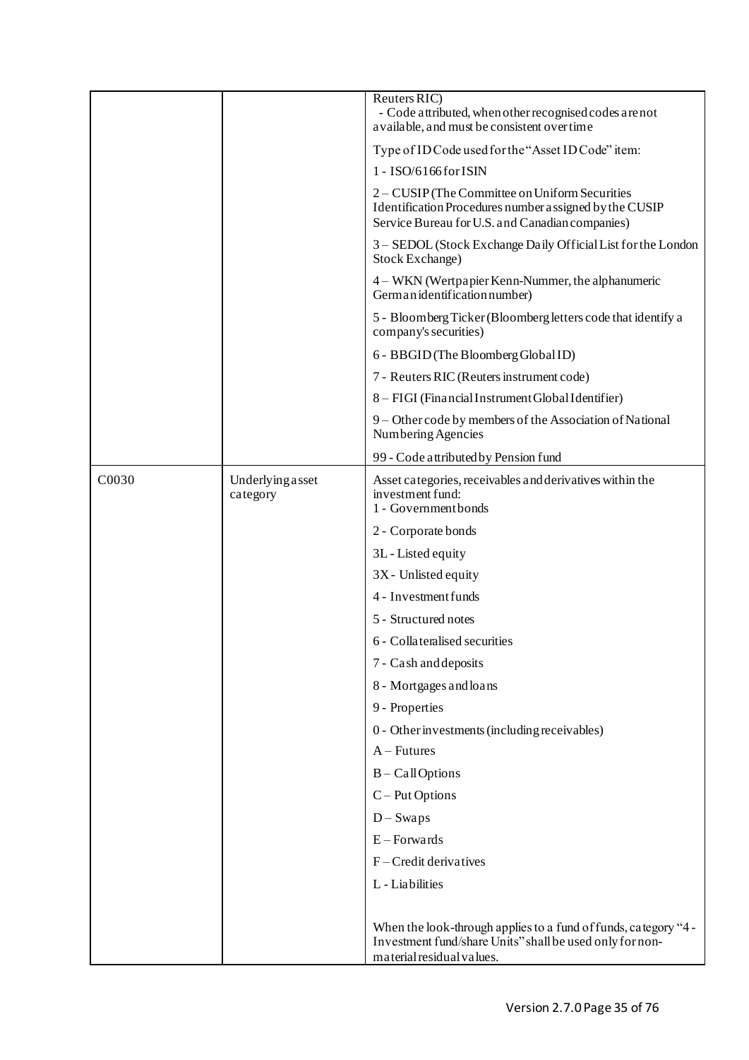|  |  |  |
|---|---|---|
|  |  | Reuters RIC)<br>- Code attributed, when other recognised codes are not available, and must be consistent over time<br><br>Type of ID Code used for the "Asset ID Code" item:<br><br>1 - ISO/6166 for ISIN<br><br>2 – CUSIP (The Committee on Uniform Securities Identification Procedures number assigned by the CUSIP Service Bureau for U.S. and Canadian companies)<br><br>3 – SEDOL (Stock Exchange Daily Official List for the London Stock Exchange)<br><br>4 – WKN (Wertpapier Kenn-Nummer, the alphanumeric German identification number)<br><br>5 - Bloomberg Ticker (Bloomberg letters code that identify a company's securities)<br><br>6 - BBGID (The Bloomberg Global ID)<br><br>7 - Reuters RIC (Reuters instrument code)<br><br>8 – FIGI (Financial Instrument Global Identifier)<br><br>9 – Other code by members of the Association of National Numbering Agencies<br><br>99 - Code attributed by Pension fund |
| C0030 | Underlying asset category | Asset categories, receivables and derivatives within the investment fund:<br>1 - Government bonds<br><br>2 - Corporate bonds<br><br>3L - Listed equity<br><br>3X - Unlisted equity<br><br>4 - Investment funds<br><br>5 - Structured notes<br><br>6 - Collateralised securities<br><br>7 - Cash and deposits<br><br>8 - Mortgages and loans<br><br>9 - Properties<br><br>0 - Other investments (including receivables)<br><br>A – Futures<br><br>B – Call Options<br><br>C – Put Options<br><br>D – Swaps<br><br>E – Forwards<br><br>F – Credit derivatives<br><br>L - Liabilities<br><br>When the look-through applies to a fund of funds, category "4 - Investment fund/share Units" shall be used only for non-material residual values. |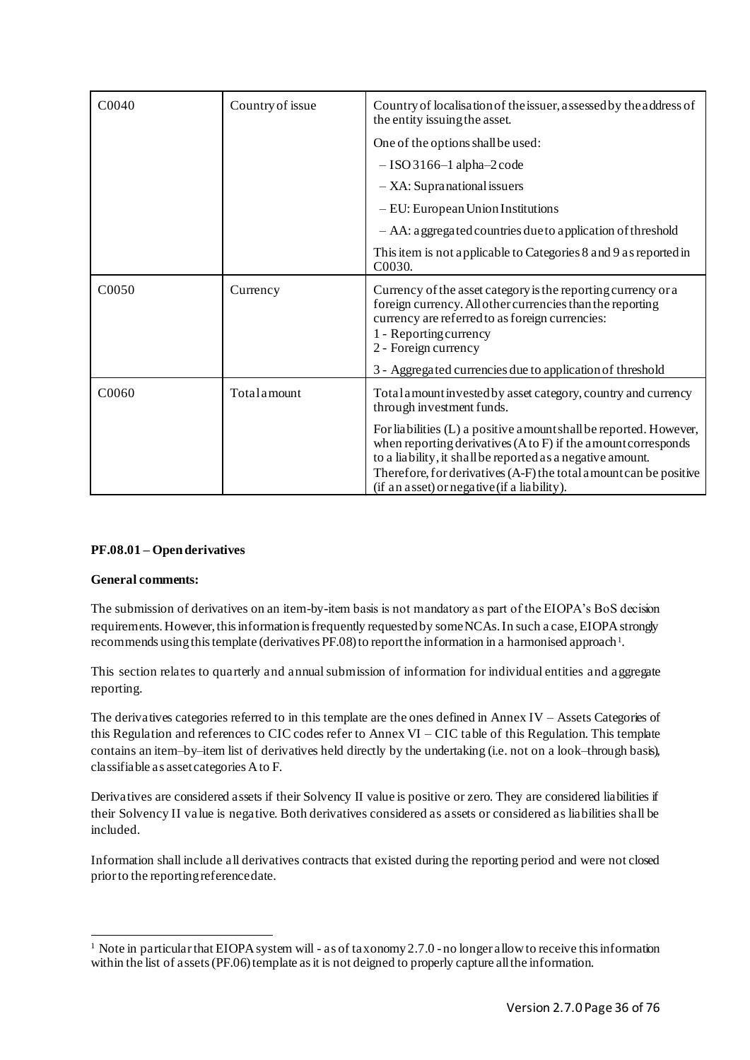| C0040 | Country of issue | Country of localisation of the issuer, assessed by the address of the entity issuing the asset.<br><br>One of the options shall be used:<br><br>– ISO 3166–1 alpha–2 code<br><br>– XA: Supranational issuers<br><br>– EU: European Union Institutions<br><br>– AA: aggregated countries due to application of threshold<br><br>This item is not applicable to Categories 8 and 9 as reported in C0030. |
|---|---|---|
| C0050 | Currency | Currency of the asset category is the reporting currency or a foreign currency. All other currencies than the reporting currency are referred to as foreign currencies:<br>1 - Reporting currency<br>2 - Foreign currency<br><br>3 - Aggregated currencies due to application of threshold |
| C0060 | Total amount | Total amount invested by asset category, country and currency through investment funds.<br><br>For liabilities (L) a positive amount shall be reported. However, when reporting derivatives (A to F) if the amount corresponds to a liability, it shall be reported as a negative amount. Therefore, for derivatives (A-F) the total amount can be positive (if an asset) or negative (if a liability). |

**PF.08.01 – Open derivatives**

**General comments:**

The submission of derivatives on an item-by-item basis is not mandatory as part of the EIOPA's BoS decision requirements. However, this information is frequently requested by some NCAs. In such a case, EIOPA strongly recommends using this template (derivatives PF.08) to report the information in a harmonised approach[1].

This section relates to quarterly and annual submission of information for individual entities and aggregate reporting.

The derivatives categories referred to in this template are the ones defined in Annex IV – Assets Categories of this Regulation and references to CIC codes refer to Annex VI – CIC table of this Regulation. This template contains an item–by–item list of derivatives held directly by the undertaking (i.e. not on a look–through basis), classifiable as asset categories A to F.

Derivatives are considered assets if their Solvency II value is positive or zero. They are considered liabilities if their Solvency II value is negative. Both derivatives considered as assets or considered as liabilities shall be included.

Information shall include all derivatives contracts that existed during the reporting period and were not closed prior to the reporting reference date.

[1] Note in particular that EIOPA system will - as of taxonomy 2.7.0 - no longer allow to receive this information within the list of assets (PF.06) template as it is not deigned to properly capture all the information.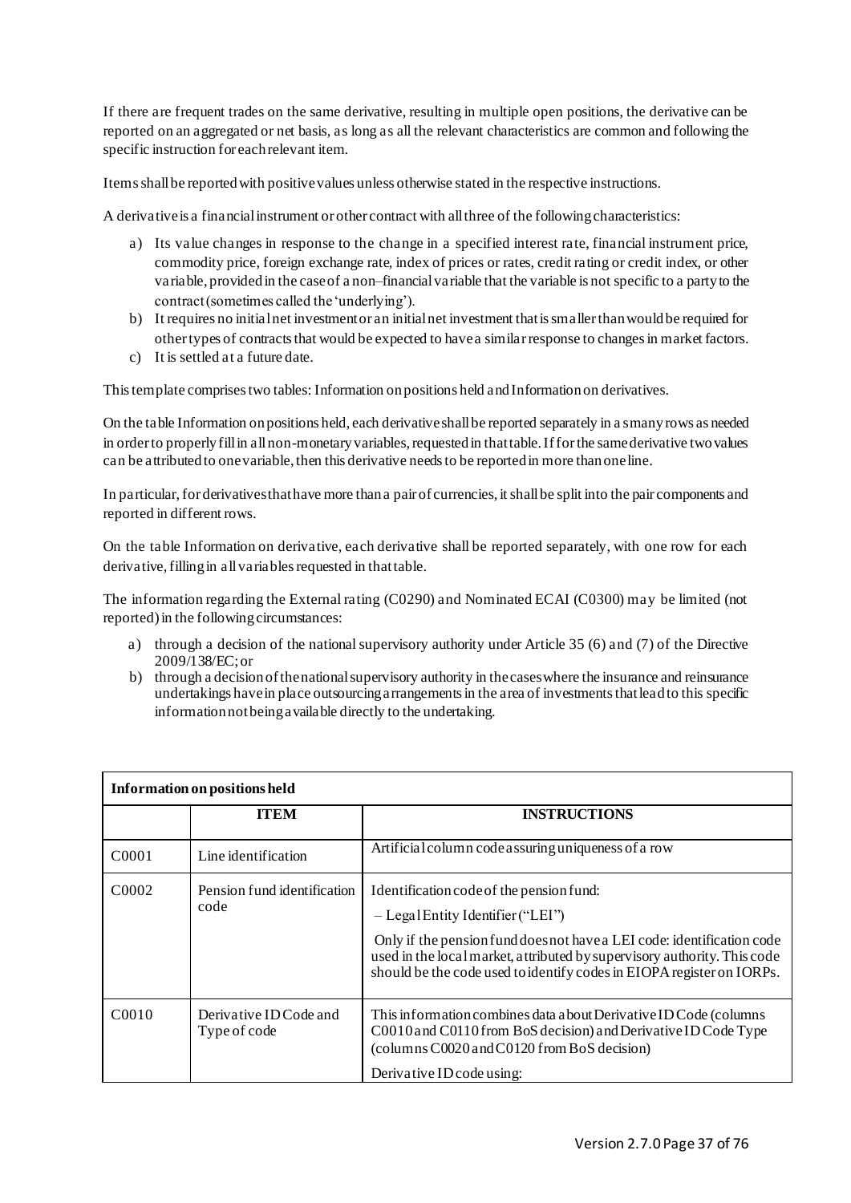If there are frequent trades on the same derivative, resulting in multiple open positions, the derivative can be reported on an aggregated or net basis, as long as all the relevant characteristics are common and following the specific instruction for each relevant item.

Items shall be reported with positive values unless otherwise stated in the respective instructions.

A derivative is a financial instrument or other contract with all three of the following characteristics:

a) Its value changes in response to the change in a specified interest rate, financial instrument price, commodity price, foreign exchange rate, index of prices or rates, credit rating or credit index, or other variable, provided in the case of a non–financial variable that the variable is not specific to a party to the contract (sometimes called the 'underlying').
b) It requires no initial net investment or an initial net investment that is smaller than would be required for other types of contracts that would be expected to have a similar response to changes in market factors.
c) It is settled at a future date.

This template comprises two tables: Information on positions held and Information on derivatives.

On the table Information on positions held, each derivative shall be reported separately in as many rows as needed in order to properly fill in all non-monetary variables, requested in that table. If for the same derivative two values can be attributed to one variable, then this derivative needs to be reported in more than one line.

In particular, for derivatives that have more than a pair of currencies, it shall be split into the pair components and reported in different rows.

On the table Information on derivative, each derivative shall be reported separately, with one row for each derivative, filling in all variables requested in that table.

The information regarding the External rating (C0290) and Nominated ECAI (C0300) may be limited (not reported) in the following circumstances:

a) through a decision of the national supervisory authority under Article 35 (6) and (7) of the Directive 2009/138/EC; or
b) through a decision of the national supervisory authority in the cases where the insurance and reinsurance undertakings have in place outsourcing arrangements in the area of investments that lead to this specific information not being available directly to the undertaking.

| Information on positions held | | |
|---|---|---|
| | **ITEM** | **INSTRUCTIONS** |
| C0001 | Line identification | Artificial column code assuring uniqueness of a row |
| C0002 | Pension fund identification code | Identification code of the pension fund:<br>– Legal Entity Identifier ("LEI")<br>Only if the pension fund does not have a LEI code: identification code used in the local market, attributed by supervisory authority. This code should be the code used to identify codes in EIOPA register on IORPs. |
| C0010 | Derivative ID Code and Type of code | This information combines data about Derivative ID Code (columns C0010 and C0110 from BoS decision) and Derivative ID Code Type (columns C0020 and C0120 from BoS decision)<br>Derivative ID code using: |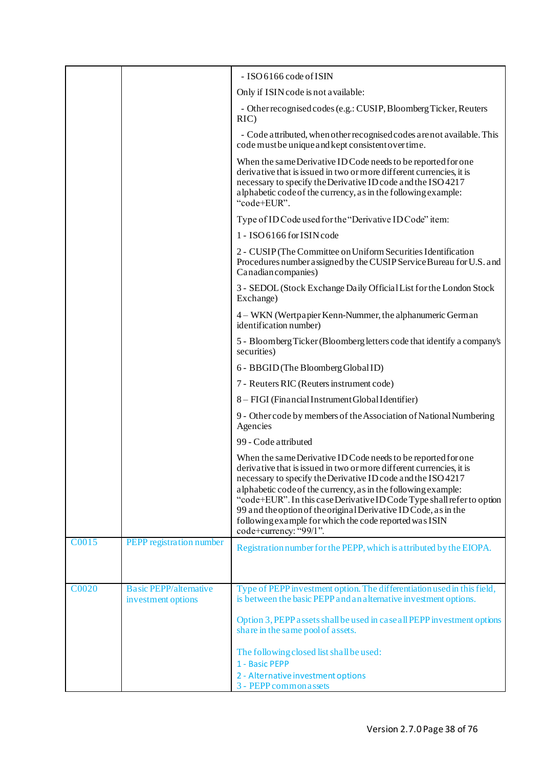| | | |
|---|---|---|
| | | - ISO 6166 code of ISIN<br><br>Only if ISIN code is not available:<br><br>- Other recognised codes (e.g.: CUSIP, Bloomberg Ticker, Reuters RIC)<br><br>- Code attributed, when other recognised codes are not available. This code must be unique and kept consistent over time.<br><br>When the same Derivative ID Code needs to be reported for one derivative that is issued in two or more different currencies, it is necessary to specify the Derivative ID code and the ISO 4217 alphabetic code of the currency, as in the following example: “code+EUR”.<br><br>Type of ID Code used for the “Derivative ID Code” item:<br><br>1 - ISO 6166 for ISIN code<br><br>2 - CUSIP (The Committee on Uniform Securities Identification Procedures number assigned by the CUSIP Service Bureau for U.S. and Canadian companies)<br><br>3 - SEDOL (Stock Exchange Daily Official List for the London Stock Exchange)<br><br>4 – WKN (Wertpapier Kenn-Nummer, the alphanumeric German identification number)<br><br>5 - Bloomberg Ticker (Bloomberg letters code that identify a company's securities)<br><br>6 - BBGID (The Bloomberg Global ID)<br><br>7 - Reuters RIC (Reuters instrument code)<br><br>8 – FIGI (Financial Instrument Global Identifier)<br><br>9 - Other code by members of the Association of National Numbering Agencies<br><br>99 - Code attributed<br><br>When the same Derivative ID Code needs to be reported for one derivative that is issued in two or more different currencies, it is necessary to specify the Derivative ID code and the ISO 4217 alphabetic code of the currency, as in the following example: “code+EUR”. In this case Derivative ID Code Type shall refer to option 99 and the option of the original Derivative ID Code, as in the following example for which the code reported was ISIN code+currency: “99/1”. |
| C0015 | PEPP registration number | Registration number for the PEPP, which is attributed by the EIOPA. |
| C0020 | Basic PEPP/alternative investment options | Type of PEPP investment option. The differentiation used in this field, is between the basic PEPP and an alternative investment options.<br><br>Option 3, PEPP assets shall be used in case all PEPP investment options share in the same pool of assets.<br><br>The following closed list shall be used:<br>1 - Basic PEPP<br>2 - Alternative investment options<br>3 - PEPP common assets |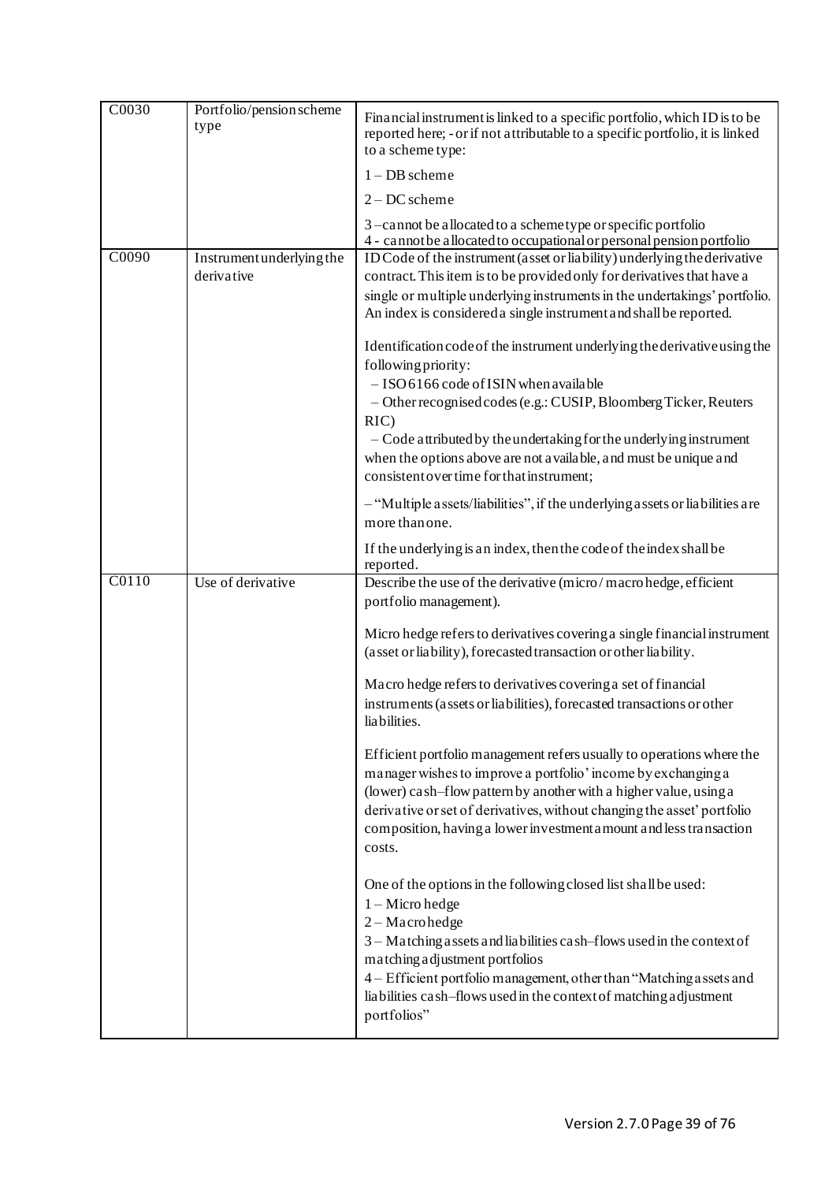| C0030 | Portfolio/pension scheme type | Financial instrument is linked to a specific portfolio, which ID is to be reported here; - or if not attributable to a specific portfolio, it is linked to a scheme type:<br><br>1 – DB scheme<br><br>2 – DC scheme<br><br>3 –cannot be allocated to a scheme type or specific portfolio<br>4 - cannot be allocated to occupational or personal pension portfolio |
|---|---|---|
| C0090 | Instrument underlying the derivative | ID Code of the instrument (asset or liability) underlying the derivative contract. This item is to be provided only for derivatives that have a single or multiple underlying instruments in the undertakings' portfolio. An index is considered a single instrument and shall be reported.<br><br>Identification code of the instrument underlying the derivative using the following priority:<br>– ISO 6166 code of ISIN when available<br>– Other recognised codes (e.g.: CUSIP, Bloomberg Ticker, Reuters RIC)<br>– Code attributed by the undertaking for the underlying instrument when the options above are not available, and must be unique and consistent over time for that instrument;<br><br>– "Multiple assets/liabilities", if the underlying assets or liabilities are more than one.<br><br>If the underlying is an index, then the code of the index shall be reported. |
| C0110 | Use of derivative | Describe the use of the derivative (micro / macro hedge, efficient portfolio management).<br><br>Micro hedge refers to derivatives covering a single financial instrument (asset or liability), forecasted transaction or other liability.<br><br>Macro hedge refers to derivatives covering a set of financial instruments (assets or liabilities), forecasted transactions or other liabilities.<br><br>Efficient portfolio management refers usually to operations where the manager wishes to improve a portfolio' income by exchanging a (lower) cash–flow pattern by another with a higher value, using a derivative or set of derivatives, without changing the asset' portfolio composition, having a lower investment amount and less transaction costs.<br><br>One of the options in the following closed list shall be used:<br>1 – Micro hedge<br>2 – Macro hedge<br>3 – Matching assets and liabilities cash–flows used in the context of matching adjustment portfolios<br>4 – Efficient portfolio management, other than "Matching assets and liabilities cash–flows used in the context of matching adjustment portfolios" |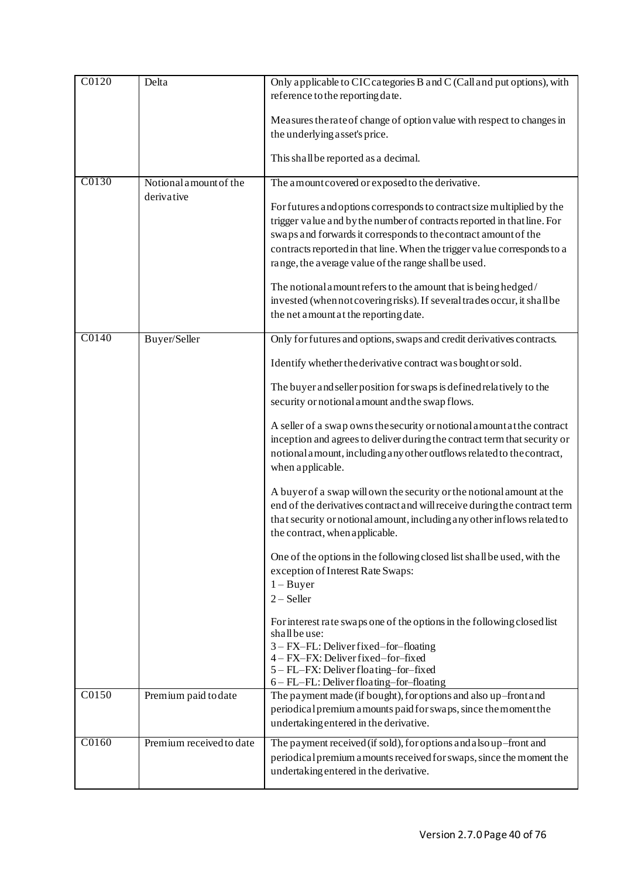| | | |
|---|---|---|
| C0120 | Delta | Only applicable to CIC categories B and C (Call and put options), with reference to the reporting date.<br><br>Measures the rate of change of option value with respect to changes in the underlying asset's price.<br><br>This shall be reported as a decimal. |
| C0130 | Notional amount of the derivative | The amount covered or exposed to the derivative.<br><br>For futures and options corresponds to contract size multiplied by the trigger value and by the number of contracts reported in that line. For swaps and forwards it corresponds to the contract amount of the contracts reported in that line. When the trigger value corresponds to a range, the average value of the range shall be used.<br><br>The notional amount refers to the amount that is being hedged / invested (when not covering risks). If several trades occur, it shall be the net amount at the reporting date. |
| C0140 | Buyer/Seller | Only for futures and options, swaps and credit derivatives contracts.<br><br>Identify whether the derivative contract was bought or sold.<br><br>The buyer and seller position for swaps is defined relatively to the security or notional amount and the swap flows.<br><br>A seller of a swap owns the security or notional amount at the contract inception and agrees to deliver during the contract term that security or notional amount, including any other outflows related to the contract, when applicable.<br><br>A buyer of a swap will own the security or the notional amount at the end of the derivatives contract and will receive during the contract term that security or notional amount, including any other inflows related to the contract, when applicable.<br><br>One of the options in the following closed list shall be used, with the exception of Interest Rate Swaps:<br>1 – Buyer<br>2 – Seller<br><br>For interest rate swaps one of the options in the following closed list shall be use:<br>3 – FX–FL: Deliver fixed–for–floating<br>4 – FX–FX: Deliver fixed–for–fixed<br>5 – FL–FX: Deliver floating–for–fixed<br>6 – FL–FL: Deliver floating–for–floating |
| C0150 | Premium paid to date | The payment made (if bought), for options and also up–front and periodical premium amounts paid for swaps, since the moment the undertaking entered in the derivative. |
| C0160 | Premium received to date | The payment received (if sold), for options and also up–front and periodical premium amounts received for swaps, since the moment the undertaking entered in the derivative. |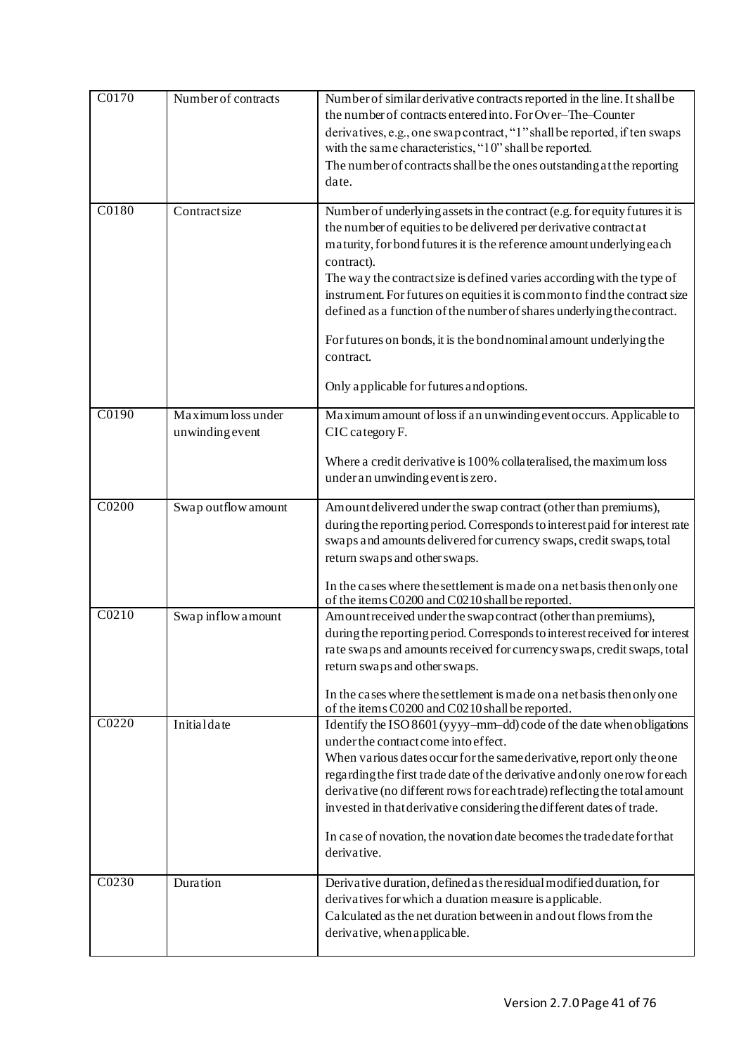| C0170 | Number of contracts | Number of similar derivative contracts reported in the line. It shall be the number of contracts entered into. For Over–The–Counter derivatives, e.g., one swap contract, "1" shall be reported, if ten swaps with the same characteristics, "10" shall be reported.<br>The number of contracts shall be the ones outstanding at the reporting date. |
|---|---|---|
| C0180 | Contract size | Number of underlying assets in the contract (e.g. for equity futures it is the number of equities to be delivered per derivative contract at maturity, for bond futures it is the reference amount underlying each contract).<br>The way the contract size is defined varies according with the type of instrument. For futures on equities it is common to find the contract size defined as a function of the number of shares underlying the contract.<br><br>For futures on bonds, it is the bond nominal amount underlying the contract.<br><br>Only applicable for futures and options. |
| C0190 | Maximum loss under unwinding event | Maximum amount of loss if an unwinding event occurs. Applicable to CIC category F.<br><br>Where a credit derivative is 100% collateralised, the maximum loss under an unwinding event is zero. |
| C0200 | Swap outflow amount | Amount delivered under the swap contract (other than premiums), during the reporting period. Corresponds to interest paid for interest rate swaps and amounts delivered for currency swaps, credit swaps, total return swaps and other swaps.<br><br>In the cases where the settlement is made on a net basis then only one of the items C0200 and C0210 shall be reported. |
| C0210 | Swap inflow amount | Amount received under the swap contract (other than premiums), during the reporting period. Corresponds to interest received for interest rate swaps and amounts received for currency swaps, credit swaps, total return swaps and other swaps.<br><br>In the cases where the settlement is made on a net basis then only one of the items C0200 and C0210 shall be reported. |
| C0220 | Initial date | Identify the ISO 8601 (yyyy–mm–dd) code of the date when obligations under the contract come into effect.<br>When various dates occur for the same derivative, report only the one regarding the first trade date of the derivative and only one row for each derivative (no different rows for each trade) reflecting the total amount invested in that derivative considering the different dates of trade.<br><br>In case of novation, the novation date becomes the trade date for that derivative. |
| C0230 | Duration | Derivative duration, defined as the residual modified duration, for derivatives for which a duration measure is applicable.<br>Calculated as the net duration between in and out flows from the derivative, when applicable. |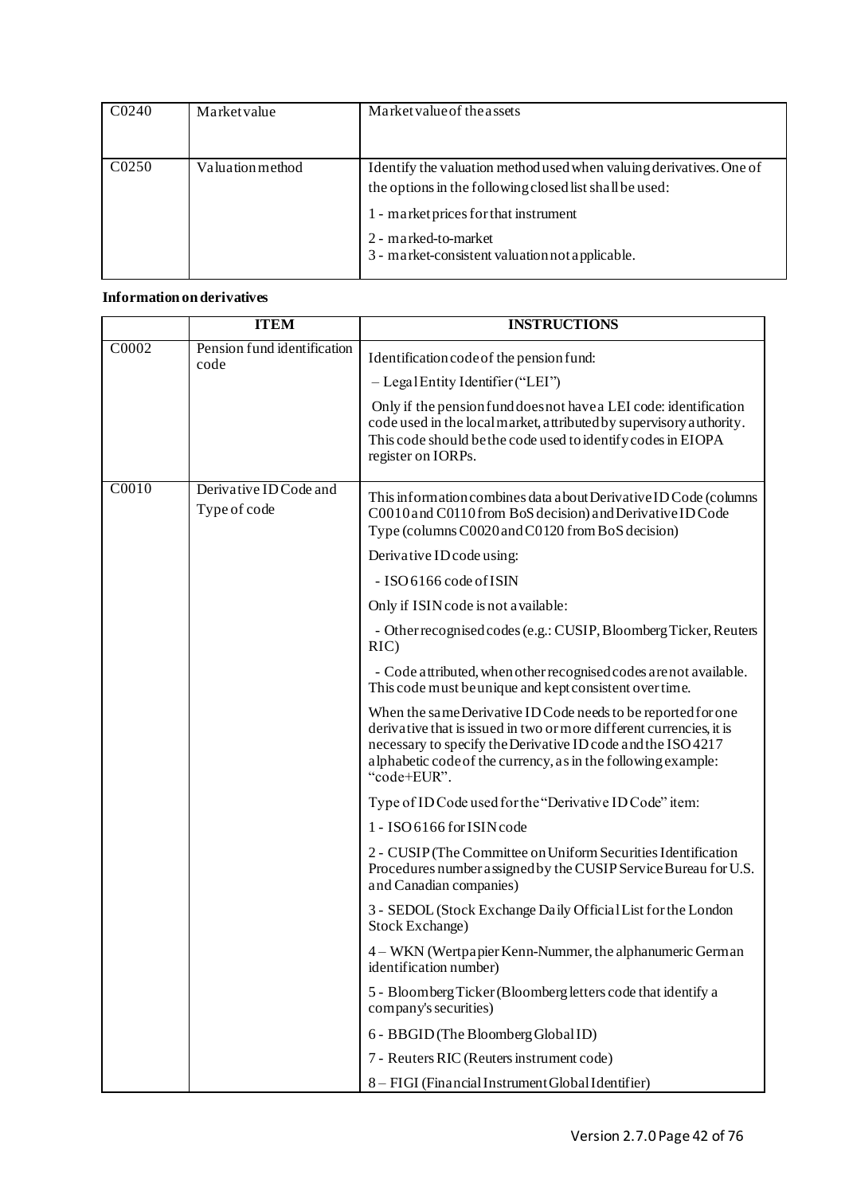| | | |
|---|---|---|
| C0240 | Market value | Market value of the assets |
| C0250 | Valuation method | Identify the valuation method used when valuing derivatives. One of the options in the following closed list shall be used:<br><br>1 - market prices for that instrument<br><br>2 - marked-to-market<br>3 - market-consistent valuation not applicable. |

**Information on derivatives**

| | ITEM | INSTRUCTIONS |
|---|---|---|
| C0002 | Pension fund identification code | Identification code of the pension fund:<br><br>– Legal Entity Identifier ("LEI")<br><br>Only if the pension fund does not have a LEI code: identification code used in the local market, attributed by supervisory authority. This code should be the code used to identify codes in EIOPA register on IORPs. |
| C0010 | Derivative ID Code and Type of code | This information combines data about Derivative ID Code (columns C0010 and C0110 from BoS decision) and Derivative ID Code Type (columns C0020 and C0120 from BoS decision)<br><br>Derivative ID code using:<br><br>- ISO 6166 code of ISIN<br><br>Only if ISIN code is not available:<br><br>- Other recognised codes (e.g.: CUSIP, Bloomberg Ticker, Reuters RIC)<br><br>- Code attributed, when other recognised codes are not available. This code must be unique and kept consistent over time.<br><br>When the same Derivative ID Code needs to be reported for one derivative that is issued in two or more different currencies, it is necessary to specify the Derivative ID code and the ISO 4217 alphabetic code of the currency, as in the following example: "code+EUR".<br><br>Type of ID Code used for the "Derivative ID Code" item:<br><br>1 - ISO 6166 for ISIN code<br><br>2 - CUSIP (The Committee on Uniform Securities Identification Procedures number assigned by the CUSIP Service Bureau for U.S. and Canadian companies)<br><br>3 - SEDOL (Stock Exchange Daily Official List for the London Stock Exchange)<br><br>4 – WKN (Wertpapier Kenn-Nummer, the alphanumeric German identification number)<br><br>5 - Bloomberg Ticker (Bloomberg letters code that identify a company's securities)<br><br>6 - BBGID (The Bloomberg Global ID)<br><br>7 - Reuters RIC (Reuters instrument code)<br><br>8 – FIGI (Financial Instrument Global Identifier) |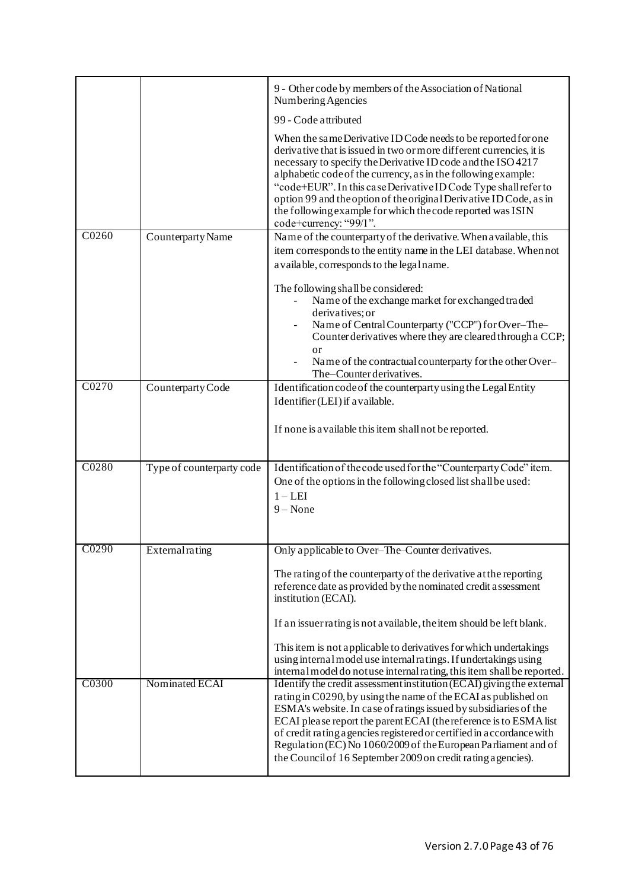| | | |
|---|---|---|
| | | 9 - Other code by members of the Association of National Numbering Agencies<br><br>99 - Code attributed<br><br>When the same Derivative ID Code needs to be reported for one derivative that is issued in two or more different currencies, it is necessary to specify the Derivative ID code and the ISO 4217 alphabetic code of the currency, as in the following example: "code+EUR". In this case Derivative ID Code Type shall refer to option 99 and the option of the original Derivative ID Code, as in the following example for which the code reported was ISIN code+currency: "99/1". |
| C0260 | Counterparty Name | Name of the counterparty of the derivative. When available, this item corresponds to the entity name in the LEI database. When not available, corresponds to the legal name.<br><br>The following shall be considered:<br>- Name of the exchange market for exchanged traded derivatives; or<br>- Name of Central Counterparty ("CCP") for Over–The–Counter derivatives where they are cleared through a CCP; or<br>- Name of the contractual counterparty for the other Over–The–Counter derivatives. |
| C0270 | Counterparty Code | Identification code of the counterparty using the Legal Entity Identifier (LEI) if available.<br><br>If none is available this item shall not be reported. |
| C0280 | Type of counterparty code | Identification of the code used for the "Counterparty Code" item. One of the options in the following closed list shall be used:<br>1 – LEI<br>9 – None |
| C0290 | External rating | Only applicable to Over–The–Counter derivatives.<br><br>The rating of the counterparty of the derivative at the reporting reference date as provided by the nominated credit assessment institution (ECAI).<br><br>If an issuer rating is not available, the item should be left blank.<br><br>This item is not applicable to derivatives for which undertakings using internal model use internal ratings. If undertakings using internal model do not use internal rating, this item shall be reported. |
| C0300 | Nominated ECAI | Identify the credit assessment institution (ECAI) giving the external rating in C0290, by using the name of the ECAI as published on ESMA's website. In case of ratings issued by subsidiaries of the ECAI please report the parent ECAI (the reference is to ESMA list of credit rating agencies registered or certified in accordance with Regulation (EC) No 1060/2009 of the European Parliament and of the Council of 16 September 2009 on credit rating agencies). |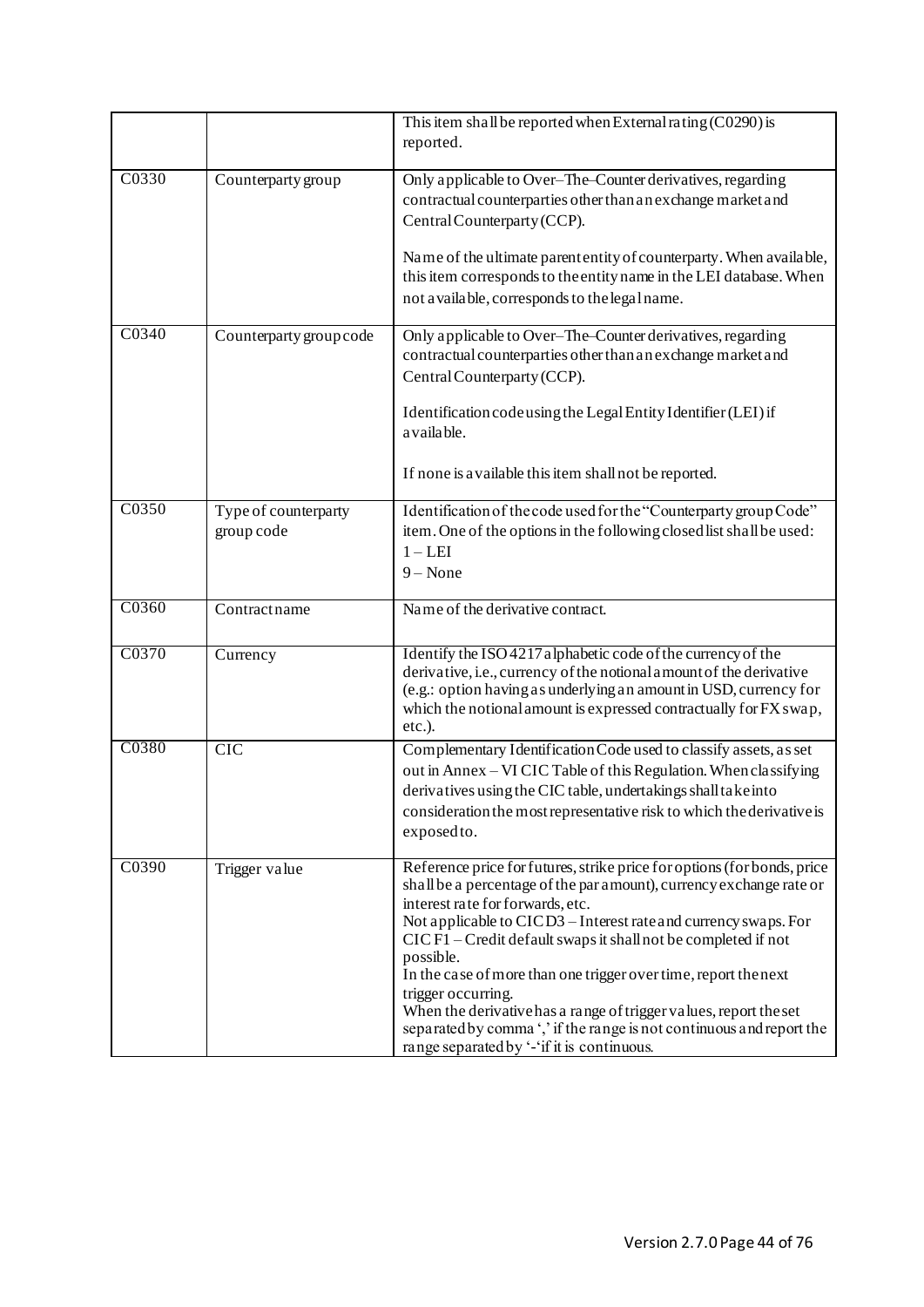| | | |
|---|---|---|
| | | This item shall be reported when External rating (C0290) is reported. |
| C0330 | Counterparty group | Only applicable to Over–The–Counter derivatives, regarding contractual counterparties other than an exchange market and Central Counterparty (CCP).<br><br>Name of the ultimate parent entity of counterparty. When available, this item corresponds to the entity name in the LEI database. When not available, corresponds to the legal name. |
| C0340 | Counterparty group code | Only applicable to Over–The–Counter derivatives, regarding contractual counterparties other than an exchange market and Central Counterparty (CCP).<br><br>Identification code using the Legal Entity Identifier (LEI) if available.<br><br>If none is available this item shall not be reported. |
| C0350 | Type of counterparty group code | Identification of the code used for the "Counterparty group Code" item. One of the options in the following closed list shall be used:<br>1 – LEI<br>9 – None |
| C0360 | Contract name | Name of the derivative contract. |
| C0370 | Currency | Identify the ISO 4217 alphabetic code of the currency of the derivative, i.e., currency of the notional amount of the derivative (e.g.: option having as underlying an amount in USD, currency for which the notional amount is expressed contractually for FX swap, etc.). |
| C0380 | CIC | Complementary Identification Code used to classify assets, as set out in Annex – VI CIC Table of this Regulation. When classifying derivatives using the CIC table, undertakings shall take into consideration the most representative risk to which the derivative is exposed to. |
| C0390 | Trigger value | Reference price for futures, strike price for options (for bonds, price shall be a percentage of the par amount), currency exchange rate or interest rate for forwards, etc.<br>Not applicable to CIC D3 – Interest rate and currency swaps. For CIC F1 – Credit default swaps it shall not be completed if not possible.<br>In the case of more than one trigger over time, report the next trigger occurring.<br>When the derivative has a range of trigger values, report the set separated by comma ',' if the range is not continuous and report the range separated by '-'if it is continuous. |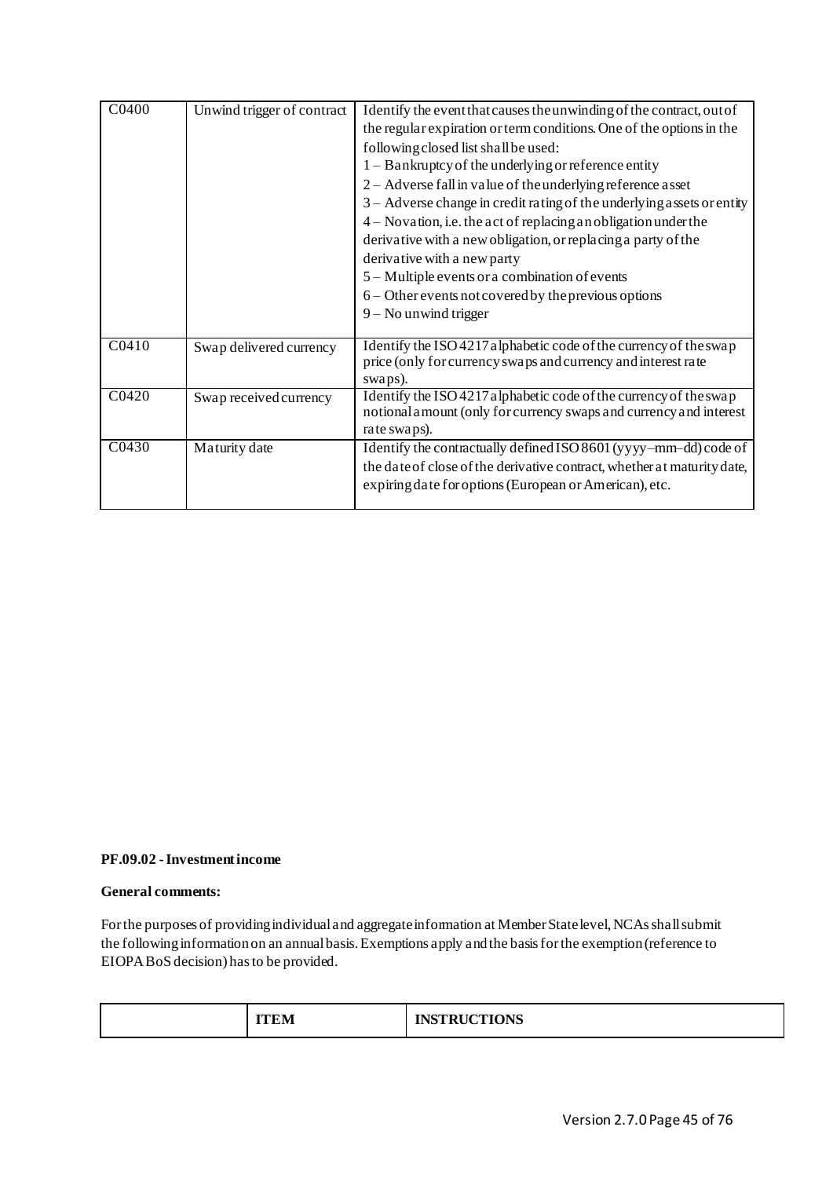| | | |
|---|---|---|
| C0400 | Unwind trigger of contract | Identify the event that causes the unwinding of the contract, out of the regular expiration or term conditions. One of the options in the following closed list shall be used:<br>1 – Bankruptcy of the underlying or reference entity<br>2 – Adverse fall in value of the underlying reference asset<br>3 – Adverse change in credit rating of the underlying assets or entity<br>4 – Novation, i.e. the act of replacing an obligation under the derivative with a new obligation, or replacing a party of the derivative with a new party<br>5 – Multiple events or a combination of events<br>6 – Other events not covered by the previous options<br>9 – No unwind trigger |
| C0410 | Swap delivered currency | Identify the ISO 4217 alphabetic code of the currency of the swap price (only for currency swaps and currency and interest rate swaps). |
| C0420 | Swap received currency | Identify the ISO 4217 alphabetic code of the currency of the swap notional amount (only for currency swaps and currency and interest rate swaps). |
| C0430 | Maturity date | Identify the contractually defined ISO 8601 (yyyy–mm–dd) code of the date of close of the derivative contract, whether at maturity date, expiring date for options (European or American), etc. |

**PF.09.02 - Investment income**

**General comments:**

For the purposes of providing individual and aggregate information at Member State level, NCAs shall submit the following information on an annual basis. Exemptions apply and the basis for the exemption (reference to EIOPA BoS decision) has to be provided.

| | ITEM | INSTRUCTIONS |
|---|---|---|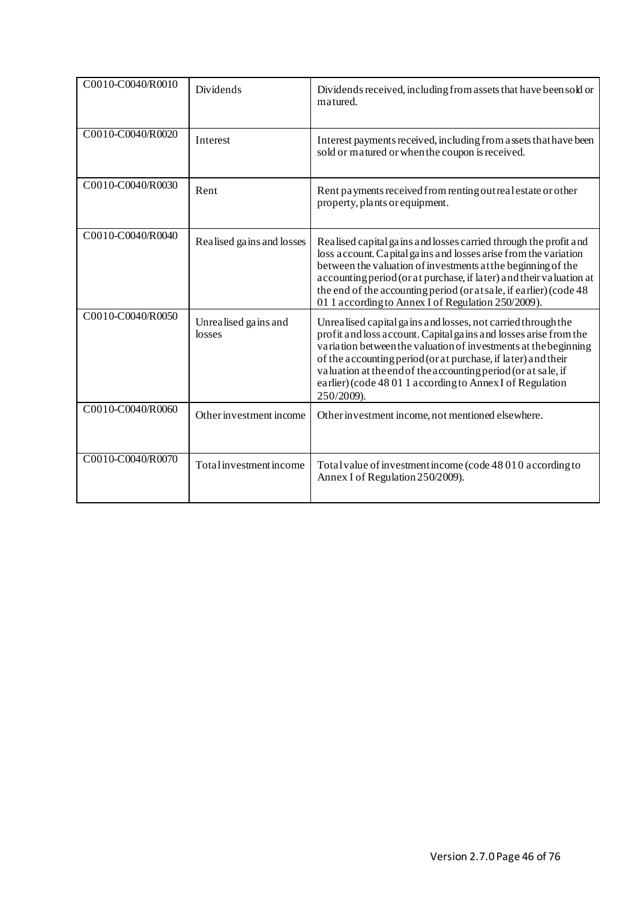| C0010-C0040/R0010 | Dividends | Dividends received, including from assets that have been sold or matured. |
|---|---|---|
| C0010-C0040/R0020 | Interest | Interest payments received, including from assets that have been sold or matured or when the coupon is received. |
| C0010-C0040/R0030 | Rent | Rent payments received from renting out real estate or other property, plants or equipment. |
| C0010-C0040/R0040 | Realised gains and losses | Realised capital gains and losses carried through the profit and loss account. Capital gains and losses arise from the variation between the valuation of investments at the beginning of the accounting period (or at purchase, if later) and their valuation at the end of the accounting period (or at sale, if earlier) (code 48 01 1 according to Annex I of Regulation 250/2009). |
| C0010-C0040/R0050 | Unrealised gains and losses | Unrealised capital gains and losses, not carried through the profit and loss account. Capital gains and losses arise from the variation between the valuation of investments at the beginning of the accounting period (or at purchase, if later) and their valuation at the end of the accounting period (or at sale, if earlier) (code 48 01 1 according to Annex I of Regulation 250/2009). |
| C0010-C0040/R0060 | Other investment income | Other investment income, not mentioned elsewhere. |
| C0010-C0040/R0070 | Total investment income | Total value of investment income (code 48 010 according to Annex I of Regulation 250/2009). |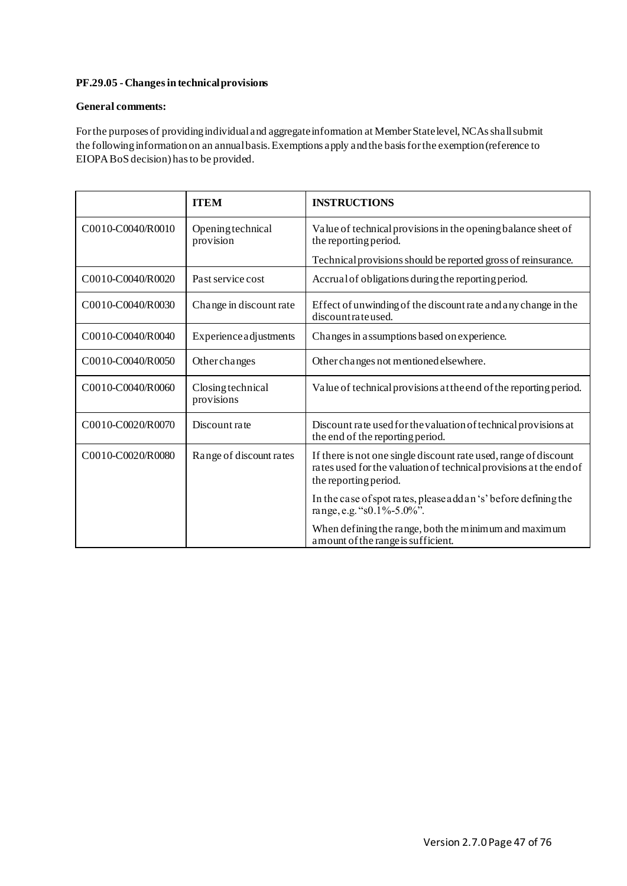**PF.29.05 - Changes in technical provisions**

**General comments:**

For the purposes of providing individual and aggregate information at Member State level, NCAs shall submit the following information on an annual basis. Exemptions apply and the basis for the exemption (reference to EIOPA BoS decision) has to be provided.

| | **ITEM** | **INSTRUCTIONS** |
|---|---|---|
| C0010-C0040/R0010 | Opening technical provision | Value of technical provisions in the opening balance sheet of the reporting period.<br><br>Technical provisions should be reported gross of reinsurance. |
| C0010-C0040/R0020 | Past service cost | Accrual of obligations during the reporting period. |
| C0010-C0040/R0030 | Change in discount rate | Effect of unwinding of the discount rate and any change in the discount rate used. |
| C0010-C0040/R0040 | Experience adjustments | Changes in assumptions based on experience. |
| C0010-C0040/R0050 | Other changes | Other changes not mentioned elsewhere. |
| C0010-C0040/R0060 | Closing technical provisions | Value of technical provisions at the end of the reporting period. |
| C0010-C0020/R0070 | Discount rate | Discount rate used for the valuation of technical provisions at the end of the reporting period. |
| C0010-C0020/R0080 | Range of discount rates | If there is not one single discount rate used, range of discount rates used for the valuation of technical provisions at the end of the reporting period.<br><br>In the case of spot rates, please add an 's' before defining the range, e.g. "s0.1%-5.0%".<br><br>When defining the range, both the minimum and maximum amount of the range is sufficient. |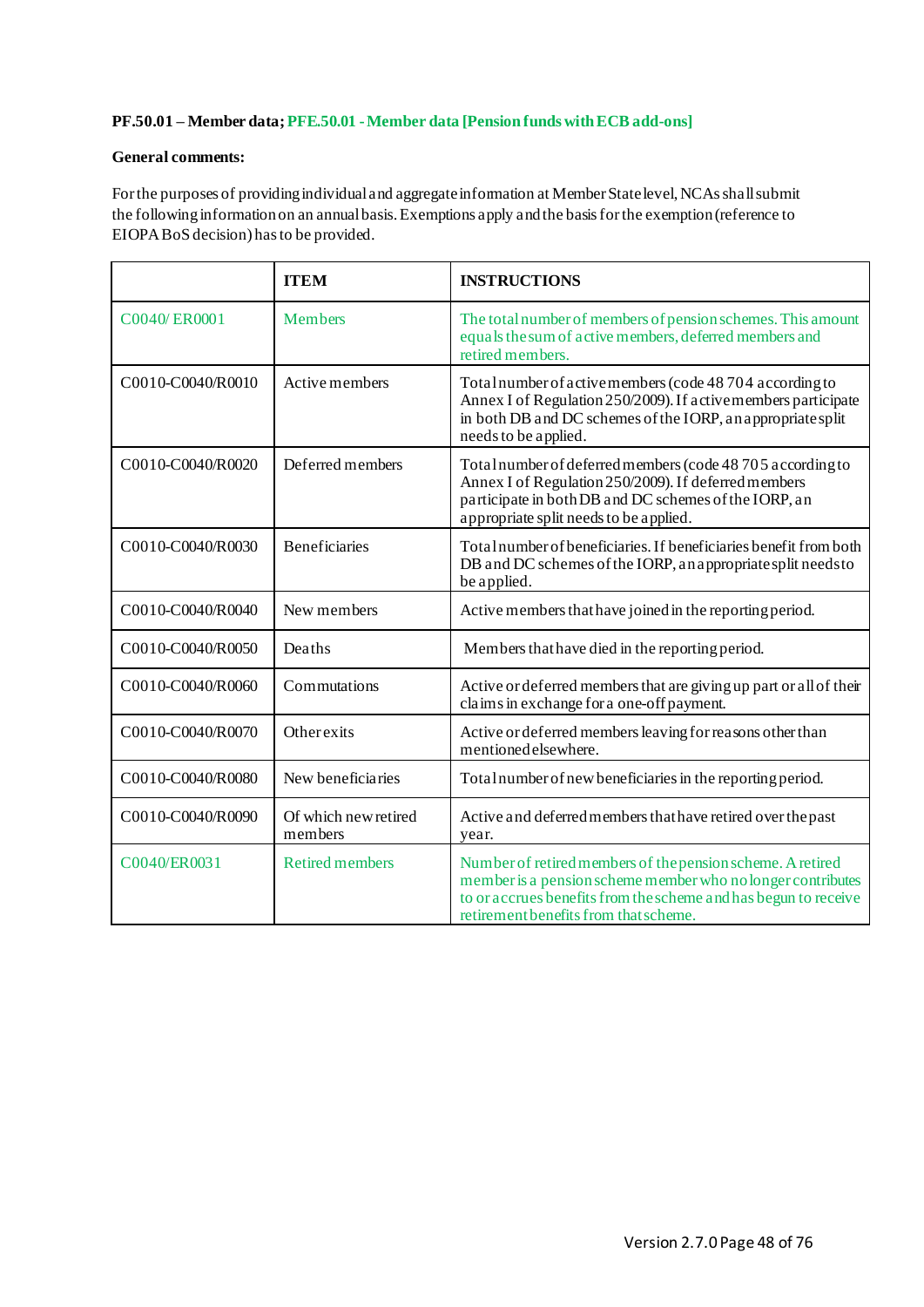**PF.50.01 – Member data; PFE.50.01 - Member data [Pension funds with ECB add-ons]**

**General comments:**

For the purposes of providing individual and aggregate information at Member State level, NCAs shall submit the following information on an annual basis. Exemptions apply and the basis for the exemption (reference to EIOPA BoS decision) has to be provided.

| | ITEM | INSTRUCTIONS |
|---|---|---|
| C0040/ ER0001 | Members | The total number of members of pension schemes. This amount equals the sum of active members, deferred members and retired members. |
| C0010-C0040/R0010 | Active members | Total number of active members (code 48 704 according to Annex I of Regulation 250/2009). If active members participate in both DB and DC schemes of the IORP, an appropriate split needs to be applied. |
| C0010-C0040/R0020 | Deferred members | Total number of deferred members (code 48 705 according to Annex I of Regulation 250/2009). If deferred members participate in both DB and DC schemes of the IORP, an appropriate split needs to be applied. |
| C0010-C0040/R0030 | Beneficiaries | Total number of beneficiaries. If beneficiaries benefit from both DB and DC schemes of the IORP, an appropriate split needs to be applied. |
| C0010-C0040/R0040 | New members | Active members that have joined in the reporting period. |
| C0010-C0040/R0050 | Deaths | Members that have died in the reporting period. |
| C0010-C0040/R0060 | Commutations | Active or deferred members that are giving up part or all of their claims in exchange for a one-off payment. |
| C0010-C0040/R0070 | Other exits | Active or deferred members leaving for reasons other than mentioned elsewhere. |
| C0010-C0040/R0080 | New beneficiaries | Total number of new beneficiaries in the reporting period. |
| C0010-C0040/R0090 | Of which new retired members | Active and deferred members that have retired over the past year. |
| C0040/ER0031 | Retired members | Number of retired members of the pension scheme. A retired member is a pension scheme member who no longer contributes to or accrues benefits from the scheme and has begun to receive retirement benefits from that scheme. |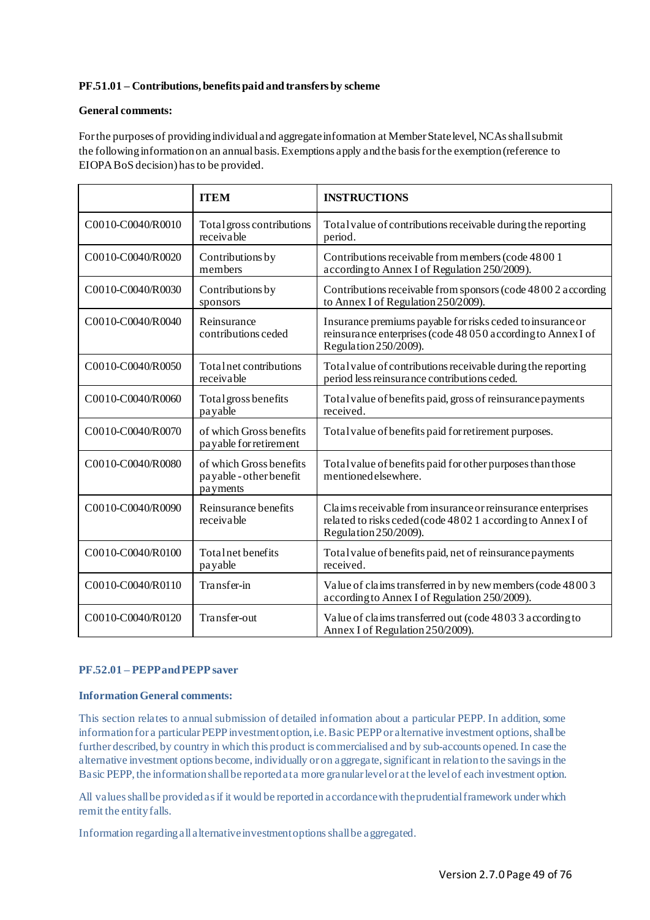**PF.51.01 – Contributions, benefits paid and transfers by scheme**

**General comments:**

For the purposes of providing individual and aggregate information at Member State level, NCAs shall submit the following information on an annual basis. Exemptions apply and the basis for the exemption (reference to EIOPA BoS decision) has to be provided.

| | ITEM | INSTRUCTIONS |
|---|---|---|
| C0010-C0040/R0010 | Total gross contributions receivable | Total value of contributions receivable during the reporting period. |
| C0010-C0040/R0020 | Contributions by members | Contributions receivable from members (code 48 00 1 according to Annex I of Regulation 250/2009). |
| C0010-C0040/R0030 | Contributions by sponsors | Contributions receivable from sponsors (code 48 00 2 according to Annex I of Regulation 250/2009). |
| C0010-C0040/R0040 | Reinsurance contributions ceded | Insurance premiums payable for risks ceded to insurance or reinsurance enterprises (code 48 05 0 according to Annex I of Regulation 250/2009). |
| C0010-C0040/R0050 | Total net contributions receivable | Total value of contributions receivable during the reporting period less reinsurance contributions ceded. |
| C0010-C0040/R0060 | Total gross benefits payable | Total value of benefits paid, gross of reinsurance payments received. |
| C0010-C0040/R0070 | of which Gross benefits payable for retirement | Total value of benefits paid for retirement purposes. |
| C0010-C0040/R0080 | of which Gross benefits payable - other benefit payments | Total value of benefits paid for other purposes than those mentioned elsewhere. |
| C0010-C0040/R0090 | Reinsurance benefits receivable | Claims receivable from insurance or reinsurance enterprises related to risks ceded (code 48 02 1 according to Annex I of Regulation 250/2009). |
| C0010-C0040/R0100 | Total net benefits payable | Total value of benefits paid, net of reinsurance payments received. |
| C0010-C0040/R0110 | Transfer-in | Value of claims transferred in by new members (code 48 00 3 according to Annex I of Regulation 250/2009). |
| C0010-C0040/R0120 | Transfer-out | Value of claims transferred out (code 48 03 3 according to Annex I of Regulation 250/2009). |

**PF.52.01 – PEPP and PEPP saver**

**Information General comments:**

This section relates to annual submission of detailed information about a particular PEPP. In addition, some information for a particular PEPP investment option, i.e. Basic PEPP or alternative investment options, shall be further described, by country in which this product is commercialised and by sub-accounts opened. In case the alternative investment options become, individually or on aggregate, significant in relation to the savings in the Basic PEPP, the information shall be reported at a more granular level or at the level of each investment option.

All values shall be provided as if it would be reported in accordance with the prudential framework under which remit the entity falls.

Information regarding all alternative investment options shall be aggregated.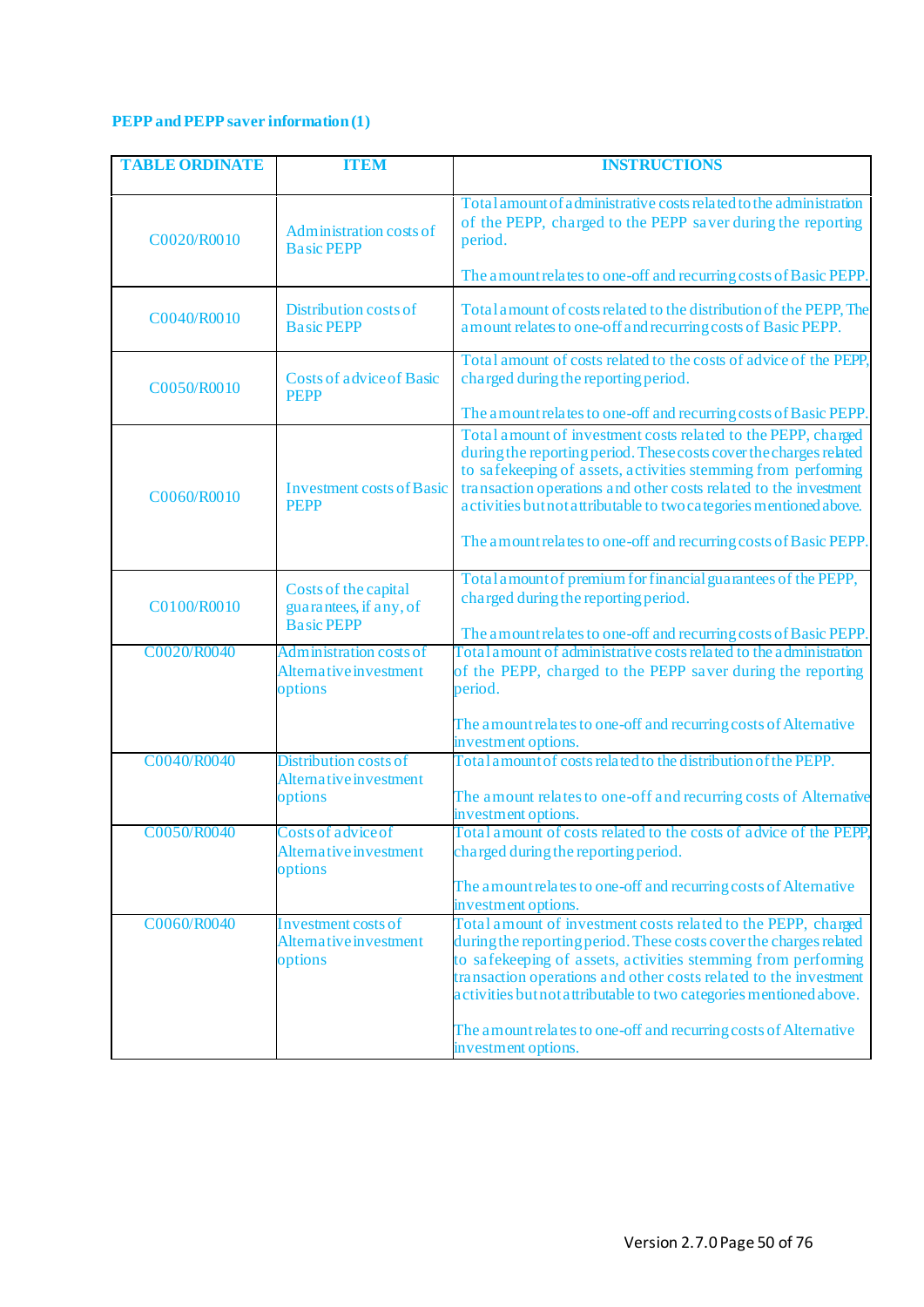**PEPP and PEPP saver information (1)**

| TABLE ORDINATE | ITEM | INSTRUCTIONS |
|---|---|---|
| C0020/R0010 | Administration costs of Basic PEPP | Total amount of administrative costs related to the administration of the PEPP, charged to the PEPP saver during the reporting period.<br><br>The amount relates to one-off and recurring costs of Basic PEPP. |
| C0040/R0010 | Distribution costs of Basic PEPP | Total amount of costs related to the distribution of the PEPP, The amount relates to one-off and recurring costs of Basic PEPP. |
| C0050/R0010 | Costs of advice of Basic PEPP | Total amount of costs related to the costs of advice of the PEPP, charged during the reporting period.<br><br>The amount relates to one-off and recurring costs of Basic PEPP. |
| C0060/R0010 | Investment costs of Basic PEPP | Total amount of investment costs related to the PEPP, charged during the reporting period. These costs cover the charges related to safekeeping of assets, activities stemming from performing transaction operations and other costs related to the investment activities but not attributable to two categories mentioned above.<br><br>The amount relates to one-off and recurring costs of Basic PEPP. |
| C0100/R0010 | Costs of the capital guarantees, if any, of Basic PEPP | Total amount of premium for financial guarantees of the PEPP, charged during the reporting period.<br><br>The amount relates to one-off and recurring costs of Basic PEPP. |
| C0020/R0040 | Administration costs of Alternative investment options | Total amount of administrative costs related to the administration of the PEPP, charged to the PEPP saver during the reporting period.<br><br>The amount relates to one-off and recurring costs of Alternative investment options. |
| C0040/R0040 | Distribution costs of Alternative investment options | Total amount of costs related to the distribution of the PEPP.<br><br>The amount relates to one-off and recurring costs of Alternative investment options. |
| C0050/R0040 | Costs of advice of Alternative investment options | Total amount of costs related to the costs of advice of the PEPP, charged during the reporting period.<br><br>The amount relates to one-off and recurring costs of Alternative investment options. |
| C0060/R0040 | Investment costs of Alternative investment options | Total amount of investment costs related to the PEPP, charged during the reporting period. These costs cover the charges related to safekeeping of assets, activities stemming from performing transaction operations and other costs related to the investment activities but not attributable to two categories mentioned above.<br><br>The amount relates to one-off and recurring costs of Alternative investment options. |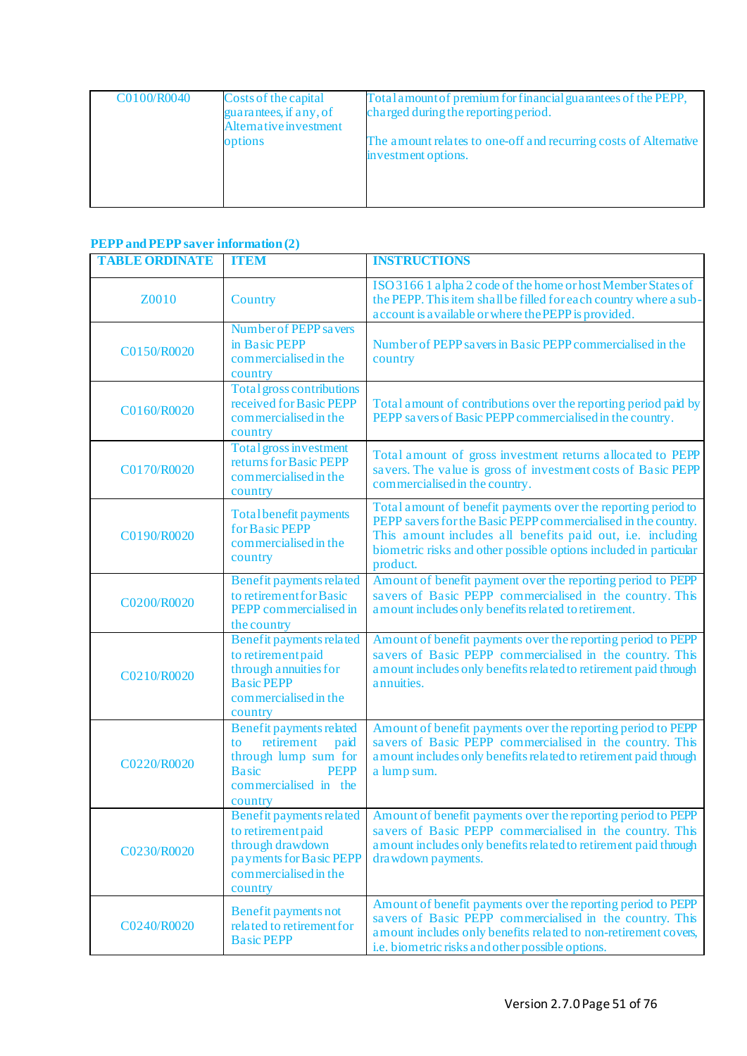| | | |
|---|---|---|
| C0100/R0040 | Costs of the capital guarantees, if any, of Alternative investment options | Total amount of premium for financial guarantees of the PEPP, charged during the reporting period.<br><br>The amount relates to one-off and recurring costs of Alternative investment options. |

**PEPP and PEPP saver information (2)**

| TABLE ORDINATE | ITEM | INSTRUCTIONS |
|---|---|---|
| Z0010 | Country | ISO 3166 1 alpha 2 code of the home or host Member States of the PEPP. This item shall be filled for each country where a sub-account is available or where the PEPP is provided. |
| C0150/R0020 | Number of PEPP savers in Basic PEPP commercialised in the country | Number of PEPP savers in Basic PEPP commercialised in the country |
| C0160/R0020 | Total gross contributions received for Basic PEPP commercialised in the country | Total amount of contributions over the reporting period paid by PEPP savers of Basic PEPP commercialised in the country. |
| C0170/R0020 | Total gross investment returns for Basic PEPP commercialised in the country | Total amount of gross investment returns allocated to PEPP savers. The value is gross of investment costs of Basic PEPP commercialised in the country. |
| C0190/R0020 | Total benefit payments for Basic PEPP commercialised in the country | Total amount of benefit payments over the reporting period to PEPP savers for the Basic PEPP commercialised in the country. This amount includes all benefits paid out, i.e. including biometric risks and other possible options included in particular product. |
| C0200/R0020 | Benefit payments related to retirement for Basic PEPP commercialised in the country | Amount of benefit payment over the reporting period to PEPP savers of Basic PEPP commercialised in the country. This amount includes only benefits related to retirement. |
| C0210/R0020 | Benefit payments related to retirement paid through annuities for Basic PEPP commercialised in the country | Amount of benefit payments over the reporting period to PEPP savers of Basic PEPP commercialised in the country. This amount includes only benefits related to retirement paid through annuities. |
| C0220/R0020 | Benefit payments related to retirement paid through lump sum for Basic PEPP commercialised in the country | Amount of benefit payments over the reporting period to PEPP savers of Basic PEPP commercialised in the country. This amount includes only benefits related to retirement paid through a lump sum. |
| C0230/R0020 | Benefit payments related to retirement paid through drawdown payments for Basic PEPP commercialised in the country | Amount of benefit payments over the reporting period to PEPP savers of Basic PEPP commercialised in the country. This amount includes only benefits related to retirement paid through drawdown payments. |
| C0240/R0020 | Benefit payments not related to retirement for Basic PEPP | Amount of benefit payments over the reporting period to PEPP savers of Basic PEPP commercialised in the country. This amount includes only benefits related to non-retirement covers, i.e. biometric risks and other possible options. |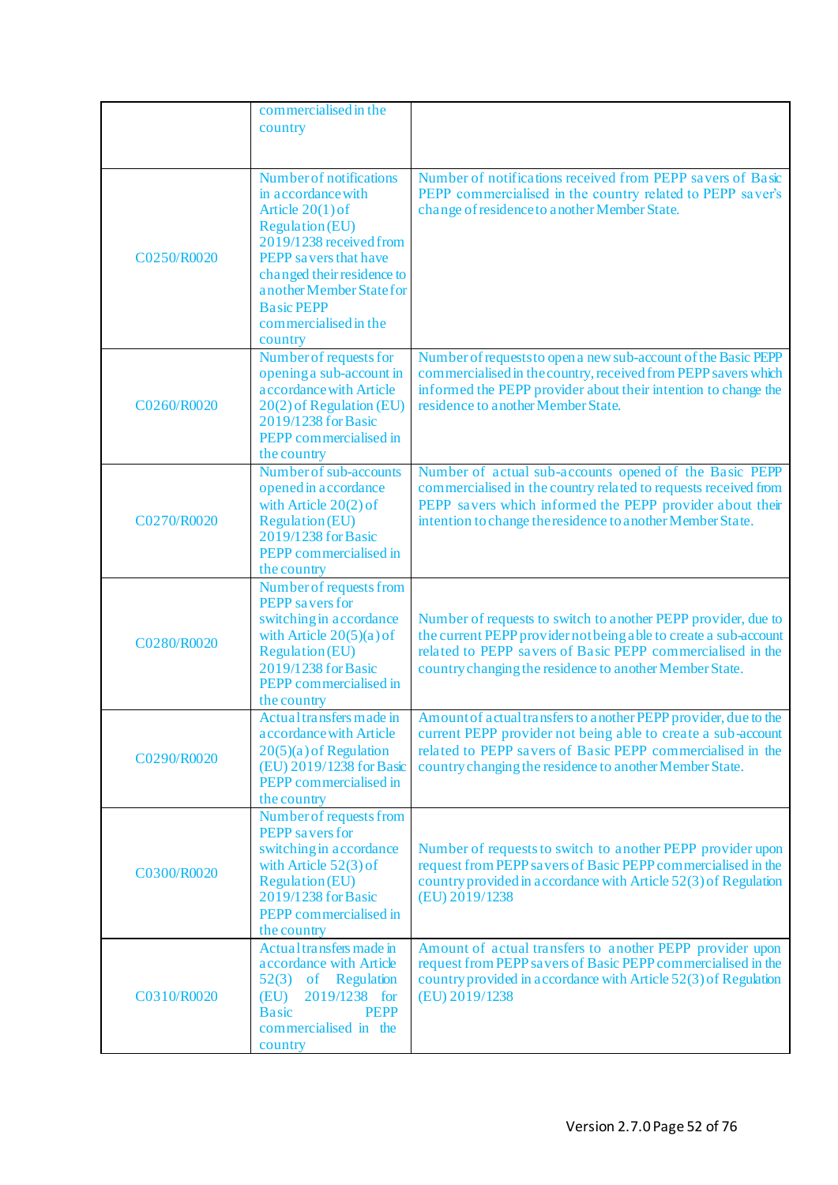|  |  |  |
|---|---|---|
|  | commercialised in the country |  |
| C0250/R0020 | Number of notifications in accordance with Article 20(1) of Regulation (EU) 2019/1238 received from PEPP savers that have changed their residence to another Member State for Basic PEPP commercialised in the country | Number of notifications received from PEPP savers of Basic PEPP commercialised in the country related to PEPP saver's change of residence to another Member State. |
| C0260/R0020 | Number of requests for opening a sub-account in accordance with Article 20(2) of Regulation (EU) 2019/1238 for Basic PEPP commercialised in the country | Number of requests to open a new sub-account of the Basic PEPP commercialised in the country, received from PEPP savers which informed the PEPP provider about their intention to change the residence to another Member State. |
| C0270/R0020 | Number of sub-accounts opened in accordance with Article 20(2) of Regulation (EU) 2019/1238 for Basic PEPP commercialised in the country | Number of actual sub-accounts opened of the Basic PEPP commercialised in the country related to requests received from PEPP savers which informed the PEPP provider about their intention to change the residence to another Member State. |
| C0280/R0020 | Number of requests from PEPP savers for switching in accordance with Article 20(5)(a) of Regulation (EU) 2019/1238 for Basic PEPP commercialised in the country | Number of requests to switch to another PEPP provider, due to the current PEPP provider not being able to create a sub-account related to PEPP savers of Basic PEPP commercialised in the country changing the residence to another Member State. |
| C0290/R0020 | Actual transfers made in accordance with Article 20(5)(a) of Regulation (EU) 2019/1238 for Basic PEPP commercialised in the country | Amount of actual transfers to another PEPP provider, due to the current PEPP provider not being able to create a sub-account related to PEPP savers of Basic PEPP commercialised in the country changing the residence to another Member State. |
| C0300/R0020 | Number of requests from PEPP savers for switching in accordance with Article 52(3) of Regulation (EU) 2019/1238 for Basic PEPP commercialised in the country | Number of requests to switch to another PEPP provider upon request from PEPP savers of Basic PEPP commercialised in the country provided in accordance with Article 52(3) of Regulation (EU) 2019/1238 |
| C0310/R0020 | Actual transfers made in accordance with Article 52(3) of Regulation (EU) 2019/1238 for Basic PEPP commercialised in the country | Amount of actual transfers to another PEPP provider upon request from PEPP savers of Basic PEPP commercialised in the country provided in accordance with Article 52(3) of Regulation (EU) 2019/1238 |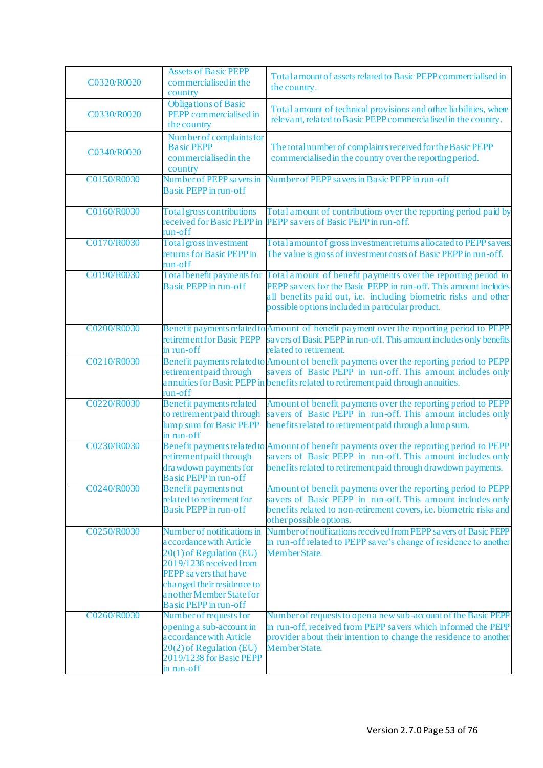| | | |
|---|---|---|
| C0320/R0020 | Assets of Basic PEPP commercialised in the country | Total amount of assets related to Basic PEPP commercialised in the country. |
| C0330/R0020 | Obligations of Basic PEPP commercialised in the country | Total amount of technical provisions and other liabilities, where relevant, related to Basic PEPP commercialised in the country. |
| C0340/R0020 | Number of complaints for Basic PEPP commercialised in the country | The total number of complaints received for the Basic PEPP commercialised in the country over the reporting period. |
| C0150/R0030 | Number of PEPP savers in Basic PEPP in run-off | Number of PEPP savers in Basic PEPP in run-off |
| C0160/R0030 | Total gross contributions received for Basic PEPP in run-off | Total amount of contributions over the reporting period paid by PEPP savers of Basic PEPP in run-off. |
| C0170/R0030 | Total gross investment returns for Basic PEPP in run-off | Total amount of gross investment returns allocated to PEPP savers. The value is gross of investment costs of Basic PEPP in run-off. |
| C0190/R0030 | Total benefit payments for Basic PEPP in run-off | Total amount of benefit payments over the reporting period to PEPP savers for the Basic PEPP in run-off. This amount includes all benefits paid out, i.e. including biometric risks and other possible options included in particular product. |
| C0200/R0030 | Benefit payments related to retirement for Basic PEPP in run-off | Amount of benefit payment over the reporting period to PEPP savers of Basic PEPP in run-off. This amount includes only benefits related to retirement. |
| C0210/R0030 | Benefit payments related to retirement paid through annuities for Basic PEPP in run-off | Amount of benefit payments over the reporting period to PEPP savers of Basic PEPP in run-off. This amount includes only benefits related to retirement paid through annuities. |
| C0220/R0030 | Benefit payments related to retirement paid through lump sum for Basic PEPP in run-off | Amount of benefit payments over the reporting period to PEPP savers of Basic PEPP in run-off. This amount includes only benefits related to retirement paid through a lump sum. |
| C0230/R0030 | Benefit payments related to retirement paid through drawdown payments for Basic PEPP in run-off | Amount of benefit payments over the reporting period to PEPP savers of Basic PEPP in run-off. This amount includes only benefits related to retirement paid through drawdown payments. |
| C0240/R0030 | Benefit payments not related to retirement for Basic PEPP in run-off | Amount of benefit payments over the reporting period to PEPP savers of Basic PEPP in run-off. This amount includes only benefits related to non-retirement covers, i.e. biometric risks and other possible options. |
| C0250/R0030 | Number of notifications in accordance with Article 20(1) of Regulation (EU) 2019/1238 received from PEPP savers that have changed their residence to another Member State for Basic PEPP in run-off | Number of notifications received from PEPP savers of Basic PEPP in run-off related to PEPP saver's change of residence to another Member State. |
| C0260/R0030 | Number of requests for opening a sub-account in accordance with Article 20(2) of Regulation (EU) 2019/1238 for Basic PEPP in run-off | Number of requests to open a new sub-account of the Basic PEPP in run-off, received from PEPP savers which informed the PEPP provider about their intention to change the residence to another Member State. |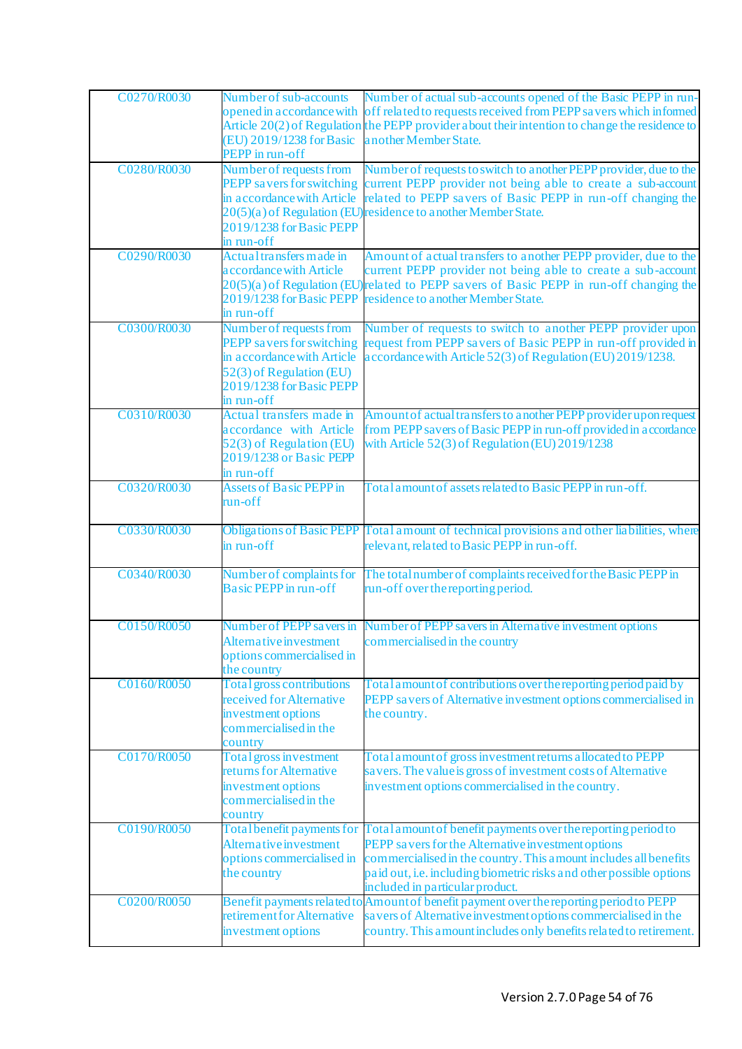| | | |
|---|---|---|
| C0270/R0030 | Number of sub-accounts opened in accordance with Article 20(2) of Regulation (EU) 2019/1238 for Basic PEPP in run-off | Number of actual sub-accounts opened of the Basic PEPP in run-off related to requests received from PEPP savers which infomed the PEPP provider about their intention to change the residence to another Member State. |
| C0280/R0030 | Number of requests from PEPP savers for switching in accordance with Article 20(5)(a) of Regulation (EU) 2019/1238 for Basic PEPP in run-off | Number of requests to switch to another PEPP provider, due to the current PEPP provider not being able to create a sub-account related to PEPP savers of Basic PEPP in run-off changing the residence to another Member State. |
| C0290/R0030 | Actual transfers made in accordance with Article 20(5)(a) of Regulation (EU) 2019/1238 for Basic PEPP in run-off | Amount of actual transfers to another PEPP provider, due to the current PEPP provider not being able to create a sub-account related to PEPP savers of Basic PEPP in run-off changing the residence to another Member State. |
| C0300/R0030 | Number of requests from PEPP savers for switching in accordance with Article 52(3) of Regulation (EU) 2019/1238 for Basic PEPP in run-off | Number of requests to switch to another PEPP provider upon request from PEPP savers of Basic PEPP in run-off provided in accordance with Article 52(3) of Regulation (EU) 2019/1238. |
| C0310/R0030 | Actual transfers made in accordance with Article 52(3) of Regulation (EU) 2019/1238 or Basic PEPP in run-off | Amount of actual transfers to another PEPP provider upon request from PEPP savers of Basic PEPP in run-off provided in accordance with Article 52(3) of Regulation (EU) 2019/1238 |
| C0320/R0030 | Assets of Basic PEPP in run-off | Total amount of assets related to Basic PEPP in run-off. |
| C0330/R0030 | Obligations of Basic PEPP in run-off | Total amount of technical provisions and other liabilities, where relevant, related to Basic PEPP in run-off. |
| C0340/R0030 | Number of complaints for Basic PEPP in run-off | The total number of complaints received for the Basic PEPP in run-off over the reporting period. |
| C0150/R0050 | Number of PEPP savers in Alternative investment options commercialised in the country | Number of PEPP savers in Alternative investment options commercialised in the country |
| C0160/R0050 | Total gross contributions received for Alternative investment options commercialised in the country | Total amount of contributions over the reporting period paid by PEPP savers of Alternative investment options commercialised in the country. |
| C0170/R0050 | Total gross investment returns for Alternative investment options commercialised in the country | Total amount of gross investment returns allocated to PEPP savers. The value is gross of investment costs of Alternative investment options commercialised in the country. |
| C0190/R0050 | Total benefit payments for Alternative investment options commercialised in the country | Total amount of benefit payments over the reporting period to PEPP savers for the Alternative investment options commercialised in the country. This amount includes all benefits paid out, i.e. including biometric risks and other possible options included in particular product. |
| C0200/R0050 | Benefit payments related to retirement for Alternative investment options | Amount of benefit payment over the reporting period to PEPP savers of Alternative investment options commercialised in the country. This amount includes only benefits related to retirement. |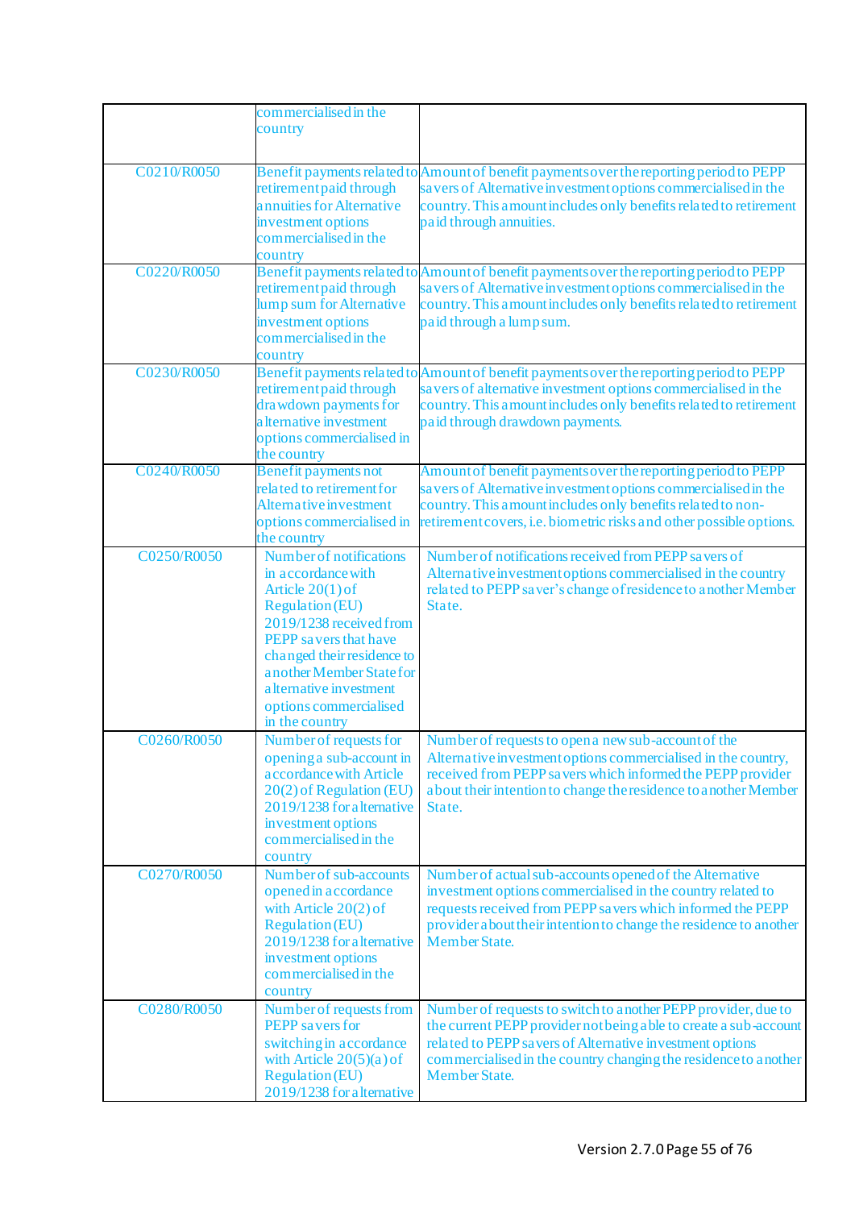| | | |
|---|---|---|
| | commercialised in the country | |
| C0210/R0050 | Benefit payments related to retirement paid through annuities for Alternative investment options commercialised in the country | Amount of benefit payments over the reporting period to PEPP savers of Alternative investment options commercialised in the country. This amount includes only benefits related to retirement paid through annuities. |
| C0220/R0050 | Benefit payments related to retirement paid through lump sum for Alternative investment options commercialised in the country | Amount of benefit payments over the reporting period to PEPP savers of Alternative investment options commercialised in the country. This amount includes only benefits related to retirement paid through a lump sum. |
| C0230/R0050 | Benefit payments related to retirement paid through drawdown payments for alternative investment options commercialised in the country | Amount of benefit payments over the reporting period to PEPP savers of alternative investment options commercialised in the country. This amount includes only benefits related to retirement paid through drawdown payments. |
| C0240/R0050 | Benefit payments not related to retirement for Alternative investment options commercialised in the country | Amount of benefit payments over the reporting period to PEPP savers of Alternative investment options commercialised in the country. This amount includes only benefits related to non-retirement covers, i.e. biometric risks and other possible options. |
| C0250/R0050 | Number of notifications in accordance with Article 20(1) of Regulation (EU) 2019/1238 received from PEPP savers that have changed their residence to another Member State for alternative investment options commercialised in the country | Number of notifications received from PEPP savers of Alternative investment options commercialised in the country related to PEPP saver's change of residence to another Member State. |
| C0260/R0050 | Number of requests for opening a sub-account in accordance with Article 20(2) of Regulation (EU) 2019/1238 for alternative investment options commercialised in the country | Number of requests to open a new sub-account of the Alternative investment options commercialised in the country, received from PEPP savers which informed the PEPP provider about their intention to change the residence to another Member State. |
| C0270/R0050 | Number of sub-accounts opened in accordance with Article 20(2) of Regulation (EU) 2019/1238 for alternative investment options commercialised in the country | Number of actual sub-accounts opened of the Alternative investment options commercialised in the country related to requests received from PEPP savers which informed the PEPP provider about their intention to change the residence to another Member State. |
| C0280/R0050 | Number of requests from PEPP savers for switching in accordance with Article 20(5)(a) of Regulation (EU) 2019/1238 for alternative | Number of requests to switch to another PEPP provider, due to the current PEPP provider not being able to create a sub-account related to PEPP savers of Alternative investment options commercialised in the country changing the residence to another Member State. |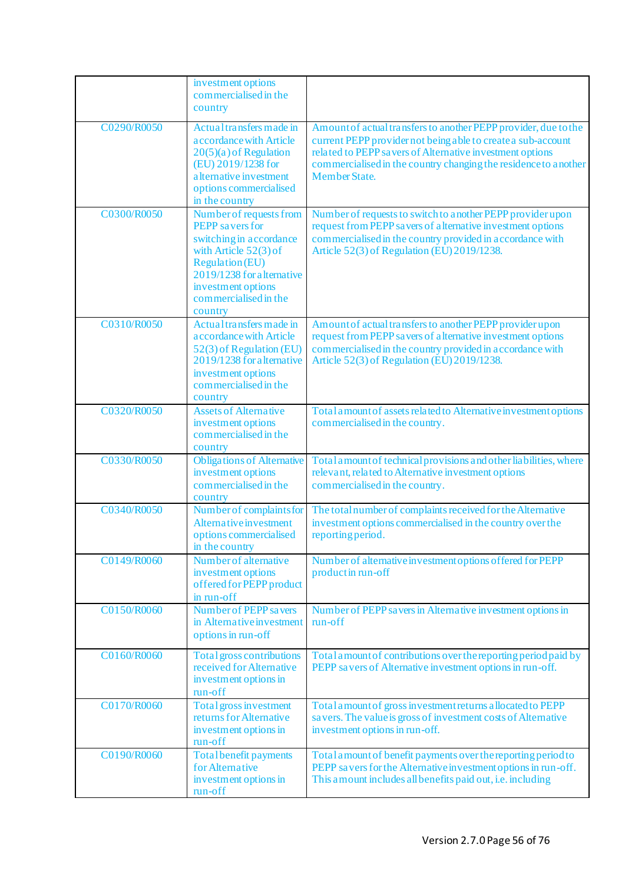| | | |
|---|---|---|
| | investment options commercialised in the country | |
| C0290/R0050 | Actual transfers made in accordance with Article 20(5)(a) of Regulation (EU) 2019/1238 for alternative investment options commercialised in the country | Amount of actual transfers to another PEPP provider, due to the current PEPP provider not being able to create a sub-account related to PEPP savers of Alternative investment options commercialised in the country changing the residence to another Member State. |
| C0300/R0050 | Number of requests from PEPP savers for switching in accordance with Article 52(3) of Regulation (EU) 2019/1238 for alternative investment options commercialised in the country | Number of requests to switch to another PEPP provider upon request from PEPP savers of alternative investment options commercialised in the country provided in accordance with Article 52(3) of Regulation (EU) 2019/1238. |
| C0310/R0050 | Actual transfers made in accordance with Article 52(3) of Regulation (EU) 2019/1238 for alternative investment options commercialised in the country | Amount of actual transfers to another PEPP provider upon request from PEPP savers of alternative investment options commercialised in the country provided in accordance with Article 52(3) of Regulation (EU) 2019/1238. |
| C0320/R0050 | Assets of Alternative investment options commercialised in the country | Total amount of assets related to Alternative investment options commercialised in the country. |
| C0330/R0050 | Obligations of Alternative investment options commercialised in the country | Total amount of technical provisions and other liabilities, where relevant, related to Alternative investment options commercialised in the country. |
| C0340/R0050 | Number of complaints for Alternative investment options commercialised in the country | The total number of complaints received for the Alternative investment options commercialised in the country over the reporting period. |
| C0149/R0060 | Number of alternative investment options offered for PEPP product in run-off | Number of alternative investment options offered for PEPP product in run-off |
| C0150/R0060 | Number of PEPP savers in Alternative investment options in run-off | Number of PEPP savers in Alternative investment options in run-off |
| C0160/R0060 | Total gross contributions received for Alternative investment options in run-off | Total amount of contributions over the reporting period paid by PEPP savers of Alternative investment options in run-off. |
| C0170/R0060 | Total gross investment returns for Alternative investment options in run-off | Total amount of gross investment returns allocated to PEPP savers. The value is gross of investment costs of Alternative investment options in run-off. |
| C0190/R0060 | Total benefit payments for Alternative investment options in run-off | Total amount of benefit payments over the reporting period to PEPP savers for the Alternative investment options in run-off. This amount includes all benefits paid out, i.e. including |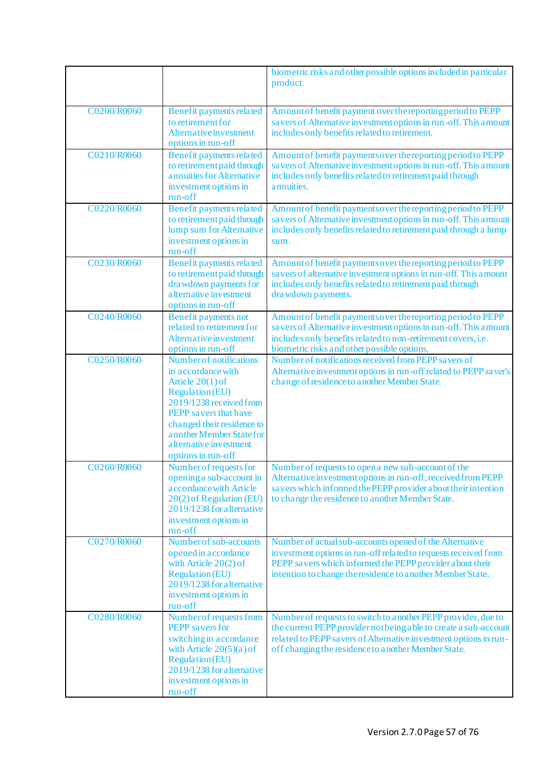| | | |
|---|---|---|
| | | biometric risks and other possible options included in particular product. |
| C0200/R0060 | Benefit payments related to retirement for Alternative investment options in run-off | Amount of benefit payment over the reporting period to PEPP savers of Alternative investment options in run-off. This amount includes only benefits related to retirement. |
| C0210/R0060 | Benefit payments related to retirement paid through annuities for Alternative investment options in run-off | Amount of benefit payments over the reporting period to PEPP savers of Alternative investment options in run-off. This amount includes only benefits related to retirement paid through annuities. |
| C0220/R0060 | Benefit payments related to retirement paid through lump sum for Alternative investment options in run-off | Amount of benefit payments over the reporting period to PEPP savers of Alternative investment options in run-off. This amount includes only benefits related to retirement paid through a lump sum. |
| C0230/R0060 | Benefit payments related to retirement paid through drawdown payments for alternative investment options in run-off | Amount of benefit payments over the reporting period to PEPP savers of alternative investment options in run-off. This amount includes only benefits related to retirement paid through drawdown payments. |
| C0240/R0060 | Benefit payments not related to retirement for Alternative investment options in run-off | Amount of benefit payments over the reporting period to PEPP savers of Alternative investment options in run-off. This amount includes only benefits related to non-retirement covers, i.e. biometric risks and other possible options. |
| C0250/R0060 | Number of notifications in accordance with Article 20(1) of Regulation (EU) 2019/1238 received from PEPP savers that have changed their residence to another Member State for alternative investment options in run-off | Number of notifications received from PEPP savers of Alternative investment options in run-off related to PEPP saver's change of residence to another Member State. |
| C0260/R0060 | Number of requests for opening a sub-account in accordance with Article 20(2) of Regulation (EU) 2019/1238 for alternative investment options in run-off | Number of requests to open a new sub-account of the Alternative investment options in run-off, received from PEPP savers which informed the PEPP provider about their intention to change the residence to another Member State. |
| C0270/R0060 | Number of sub-accounts opened in accordance with Article 20(2) of Regulation (EU) 2019/1238 for alternative investment options in run-off | Number of actual sub-accounts opened of the Alternative investment options in run-off related to requests received from PEPP savers which informed the PEPP provider about their intention to change the residence to another Member State. |
| C0280/R0060 | Number of requests from PEPP savers for switching in accordance with Article 20(5)(a) of Regulation (EU) 2019/1238 for alternative investment options in run-off | Number of requests to switch to another PEPP provider, due to the current PEPP provider not being able to create a sub-account related to PEPP savers of Alternative investment options in run-off changing the residence to another Member State. |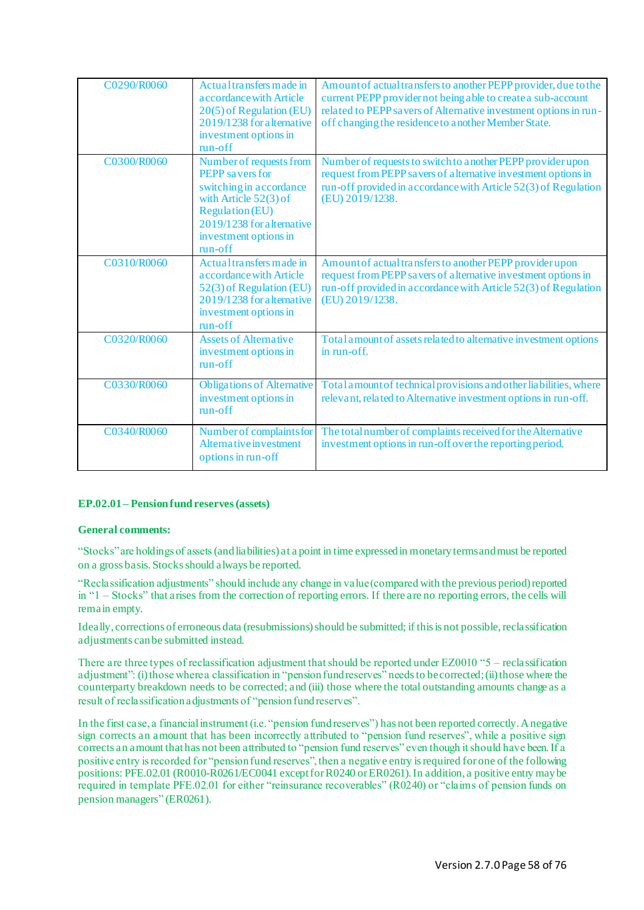| | | |
|---|---|---|
| C0290/R0060 | Actual transfers made in accordance with Article 20(5) of Regulation (EU) 2019/1238 for alternative investment options in run-off | Amount of actual transfers to another PEPP provider, due to the current PEPP provider not being able to create a sub-account related to PEPP savers of Alternative investment options in run-off changing the residence to another Member State. |
| C0300/R0060 | Number of requests from PEPP savers for switching in accordance with Article 52(3) of Regulation (EU) 2019/1238 for alternative investment options in run-off | Number of requests to switch to another PEPP provider upon request from PEPP savers of alternative investment options in run-off provided in accordance with Article 52(3) of Regulation (EU) 2019/1238. |
| C0310/R0060 | Actual transfers made in accordance with Article 52(3) of Regulation (EU) 2019/1238 for alternative investment options in run-off | Amount of actual transfers to another PEPP provider upon request from PEPP savers of alternative investment options in run-off provided in accordance with Article 52(3) of Regulation (EU) 2019/1238. |
| C0320/R0060 | Assets of Alternative investment options in run-off | Total amount of assets related to alternative investment options in run-off. |
| C0330/R0060 | Obligations of Alternative investment options in run-off | Total amount of technical provisions and other liabilities, where relevant, related to Alternative investment options in run-off. |
| C0340/R0060 | Number of complaints for Alternative investment options in run-off | The total number of complaints received for the Alternative investment options in run-off over the reporting period. |

**EP.02.01 – Pension fund reserves (assets)**

**General comments:**

"Stocks" are holdings of assets (and liabilities) at a point in time expressed in monetary terms and must be reported on a gross basis. Stocks should always be reported.

"Reclassification adjustments" should include any change in value (compared with the previous period) reported in "1 – Stocks" that arises from the correction of reporting errors. If there are no reporting errors, the cells will remain empty.

Ideally, corrections of erroneous data (resubmissions) should be submitted; if this is not possible, reclassification adjustments can be submitted instead.

There are three types of reclassification adjustment that should be reported under EZ0010 "5 – reclassification adjustment": (i) those where a classification in "pension fund reserves" needs to be corrected; (ii) those where the counterparty breakdown needs to be corrected; and (iii) those where the total outstanding amounts change as a result of reclassification adjustments of "pension fund reserves".

In the first case, a financial instrument (i.e. "pension fund reserves") has not been reported correctly. A negative sign corrects an amount that has been incorrectly attributed to "pension fund reserves", while a positive sign corrects an amount that has not been attributed to "pension fund reserves" even though it should have been. If a positive entry is recorded for "pension fund reserves", then a negative entry is required for one of the following positions: PFE.02.01 (R0010-R0261/EC0041 except for R0240 or ER0261). In addition, a positive entry may be required in template PFE.02.01 for either "reinsurance recoverables" (R0240) or "claims of pension funds on pension managers" (ER0261).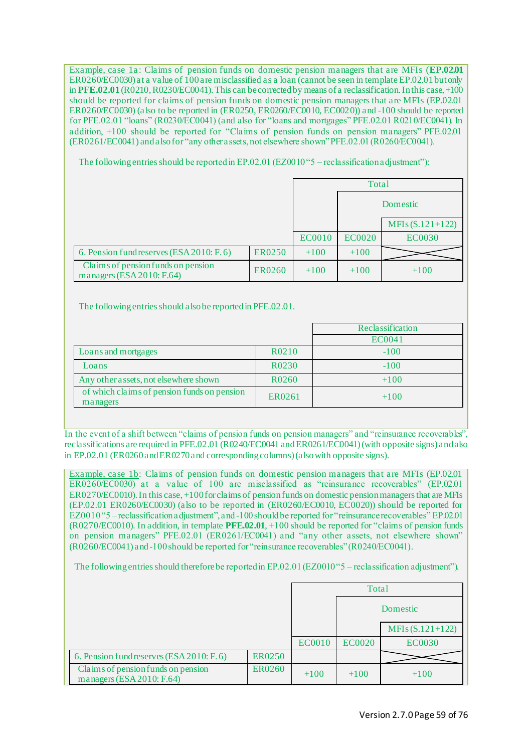Example, case 1a: Claims of pension funds on domestic pension managers that are MFIs (**EP.02.01** ER0260/EC0030) at a value of 100 are misclassified as a loan (cannot be seen in template EP.02.01 but only in **PFE.02.01** (R0210, R0230/EC0041). This can be corrected by means of a reclassification. In this case, +100 should be reported for claims of pension funds on domestic pension managers that are MFIs (EP.02.01 ER0260/EC0030) (also to be reported in (ER0250, ER0260/EC0010, EC0020)) and -100 should be reported for PFE.02.01 "loans" (R0230/EC0041) (and also for "loans and mortgages" PFE.02.01 R0210/EC0041). In addition, +100 should be reported for "Claims of pension funds on pension managers" PFE.02.01 (ER0261/EC0041) and also for "any other assets, not elsewhere shown" PFE.02.01 (R0260/EC0041).

The following entries should be reported in EP.02.01 (EZ0010 "5 – reclassification adjustment"):

| | | Total | | |
|---|---|---|---|---|
| | | | Domestic | |
| | | | | MFIs (S.121+122) |
| | | EC0010 | EC0020 | EC0030 |
| 6. Pension fund reserves (ESA 2010: F.6) | ER0250 | +100 | +100 | |
| Claims of pension funds on pension managers (ESA 2010: F.64) | ER0260 | +100 | +100 | +100 |

The following entries should also be reported in PFE.02.01.

| | | Reclassification |
|---|---|---|
| | | EC0041 |
| Loans and mortgages | R0210 | -100 |
| Loans | R0230 | -100 |
| Any other assets, not elsewhere shown | R0260 | +100 |
| of which claims of pension funds on pension managers | ER0261 | +100 |

In the event of a shift between "claims of pension funds on pension managers" and "reinsurance recoverables", reclassifications are required in PFE.02.01 (R0240/EC0041 and ER0261/EC0041) (with opposite signs) and also in EP.02.01 (ER0260 and ER0270 and corresponding columns) (also with opposite signs).

Example, case 1b: Claims of pension funds on domestic pension managers that are MFIs (EP.02.01 ER0260/EC0030) at a value of 100 are misclassified as "reinsurance recoverables" (EP.02.01 ER0270/EC0010). In this case, +100 for claims of pension funds on domestic pension managers that are MFIs (EP.02.01 ER0260/EC0030) (also to be reported in (ER0260/EC0010, EC0020)) should be reported for EZ0010 "5 – reclassification adjustment", and -100 should be reported for "reinsurance recoverables" EP.02.01 (R0270/EC0010). In addition, in template **PFE.02.01**, +100 should be reported for "claims of pension funds on pension managers" PFE.02.01 (ER0261/EC0041) and "any other assets, not elsewhere shown" (R0260/EC0041) and -100 should be reported for "reinsurance recoverables" (R0240/EC0041).

The following entries should therefore be reported in EP.02.01 (EZ0010 "5 – reclassification adjustment").

| | | Total | | |
|---|---|---|---|---|
| | | | Domestic | |
| | | | | MFIs (S.121+122) |
| | | EC0010 | EC0020 | EC0030 |
| 6. Pension fund reserves (ESA 2010: F.6) | ER0250 | | | |
| Claims of pension funds on pension managers (ESA 2010: F.64) | ER0260 | +100 | +100 | +100 |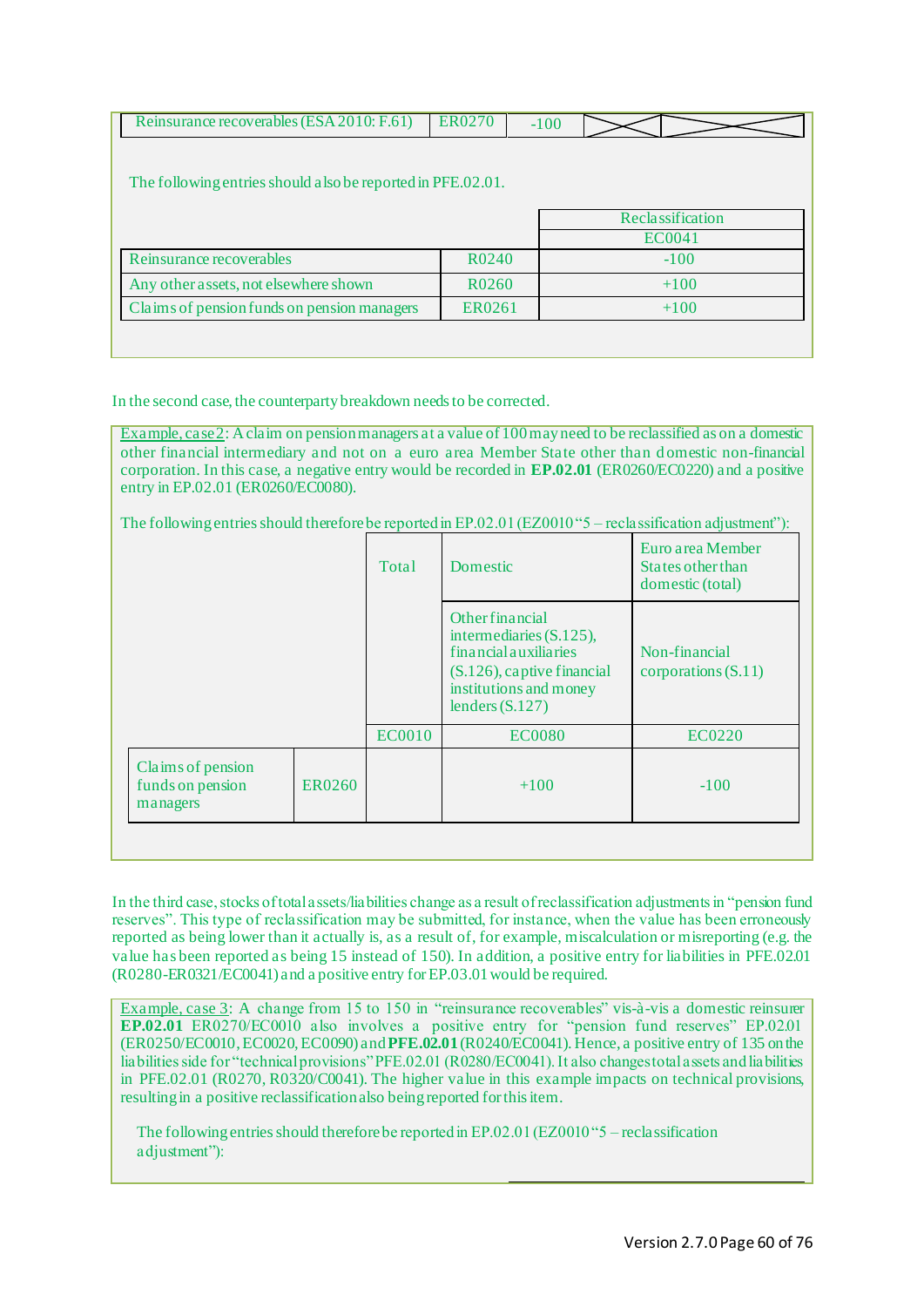| Reinsurance recoverables (ESA 2010: F.61) | ER0270 | -100 | | |
|---|---|---|---|---|

The following entries should also be reported in PFE.02.01.

| | | Reclassification |
|---|---|---|
| | | EC0041 |
| Reinsurance recoverables | R0240 | -100 |
| Any other assets, not elsewhere shown | R0260 | +100 |
| Claims of pension funds on pension managers | ER0261 | +100 |

In the second case, the counterparty breakdown needs to be corrected.

Example, case 2: A claim on pension managers at a value of 100 may need to be reclassified as on a domestic other financial intermediary and not on a euro area Member State other than domestic non-financial corporation. In this case, a negative entry would be recorded in **EP.02.01** (ER0260/EC0220) and a positive entry in EP.02.01 (ER0260/EC0080).

The following entries should therefore be reported in EP.02.01 (EZ0010 "5 – reclassification adjustment"):

| | | Total | Domestic | Euro area Member States other than domestic (total) |
|---|---|---|---|---|
| | | | Other financial intermediaries (S.125), financial auxiliaries (S.126), captive financial institutions and money lenders (S.127) | Non-financial corporations (S.11) |
| | | EC0010 | EC0080 | EC0220 |
| Claims of pension funds on pension managers | ER0260 | | +100 | -100 |

In the third case, stocks of total assets/liabilities change as a result of reclassification adjustments in "pension fund reserves". This type of reclassification may be submitted, for instance, when the value has been erroneously reported as being lower than it actually is, as a result of, for example, miscalculation or misreporting (e.g. the value has been reported as being 15 instead of 150). In addition, a positive entry for liabilities in PFE.02.01 (R0280-ER0321/EC0041) and a positive entry for EP.03.01 would be required.

Example, case 3: A change from 15 to 150 in "reinsurance recoverables" vis-à-vis a domestic reinsurer **EP.02.01** ER0270/EC0010 also involves a positive entry for "pension fund reserves" EP.02.01 (ER0250/EC0010, EC0020, EC0090) and **PFE.02.01** (R0240/EC0041). Hence, a positive entry of 135 on the liabilities side for "technical provisions" PFE.02.01 (R0280/EC0041). It also changes total assets and liabilities in PFE.02.01 (R0270, R0320/C0041). The higher value in this example impacts on technical provisions, resulting in a positive reclassification also being reported for this item.

The following entries should therefore be reported in EP.02.01 (EZ0010 "5 – reclassification adjustment"):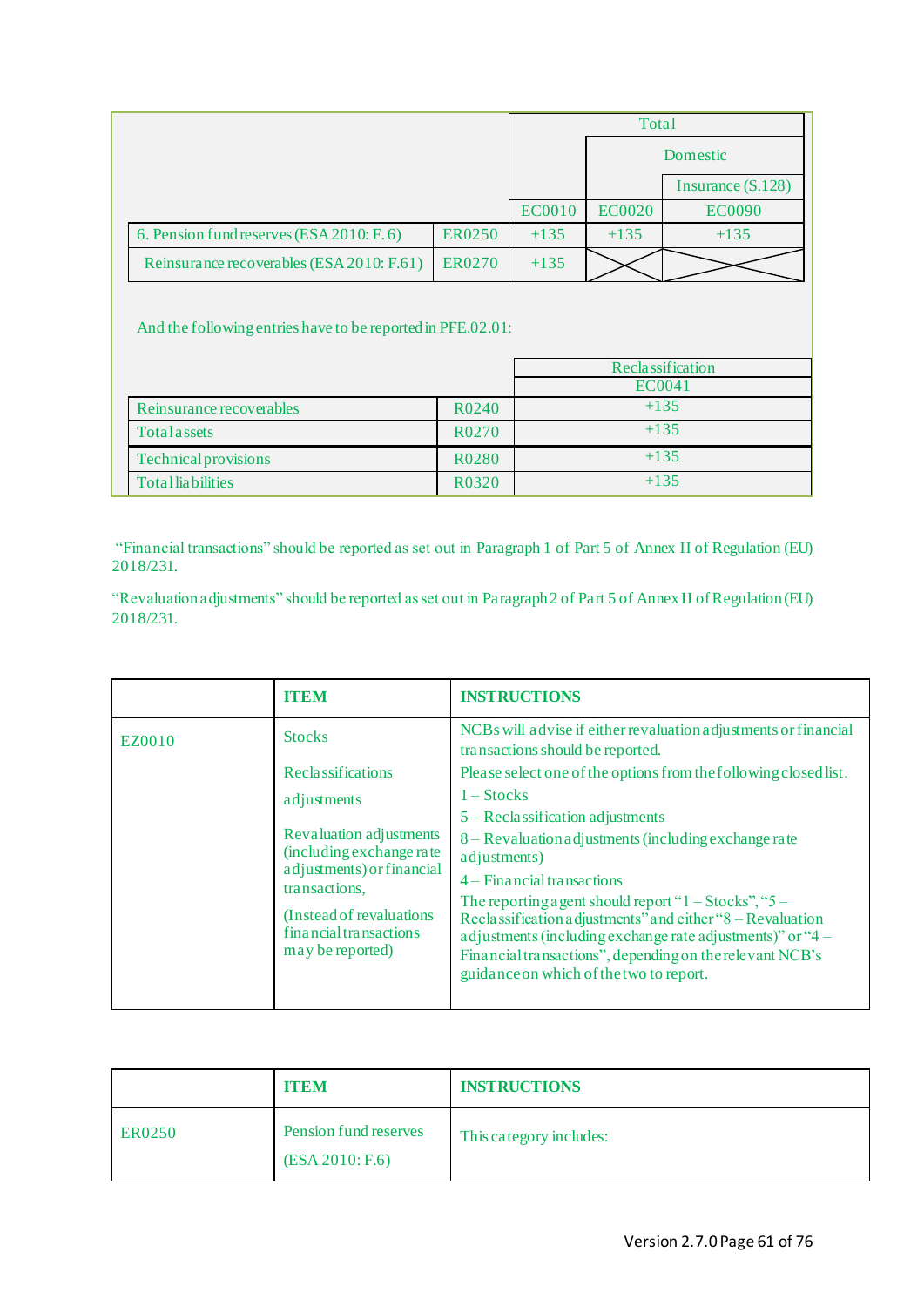| | | Total | | |
|---|---|---|---|---|
| | | | Domestic | |
| | | | | Insurance (S.128) |
| | | EC0010 | EC0020 | EC0090 |
| 6. Pension fund reserves (ESA 2010: F.6) | ER0250 | +135 | +135 | +135 |
| Reinsurance recoverables (ESA 2010: F.61) | ER0270 | +135 | | |

And the following entries have to be reported in PFE.02.01:

| | | Reclassification |
|---|---|---|
| | | EC0041 |
| Reinsurance recoverables | R0240 | +135 |
| Total assets | R0270 | +135 |
| Technical provisions | R0280 | +135 |
| Total liabilities | R0320 | +135 |

"Financial transactions" should be reported as set out in Paragraph 1 of Part 5 of Annex II of Regulation (EU) 2018/231.

"Revaluation adjustments" should be reported as set out in Paragraph 2 of Part 5 of Annex II of Regulation (EU) 2018/231.

| | ITEM | INSTRUCTIONS |
|---|---|---|
| EZ0010 | Stocks<br><br>Reclassifications adjustments<br><br>Revaluation adjustments (including exchange rate adjustments) or financial transactions,<br><br>(Instead of revaluations financial transactions may be reported) | NCBs will advise if either revaluation adjustments or financial transactions should be reported.<br><br>Please select one of the options from the following closed list.<br><br>1 – Stocks<br><br>5 – Reclassification adjustments<br><br>8 – Revaluation adjustments (including exchange rate adjustments)<br><br>4 – Financial transactions<br><br>The reporting agent should report "1 – Stocks", "5 – Reclassification adjustments" and either "8 – Revaluation adjustments (including exchange rate adjustments)" or "4 – Financial transactions", depending on the relevant NCB's guidance on which of the two to report. |

| | ITEM | INSTRUCTIONS |
|---|---|---|
| ER0250 | Pension fund reserves<br><br>(ESA 2010: F.6) | This category includes: |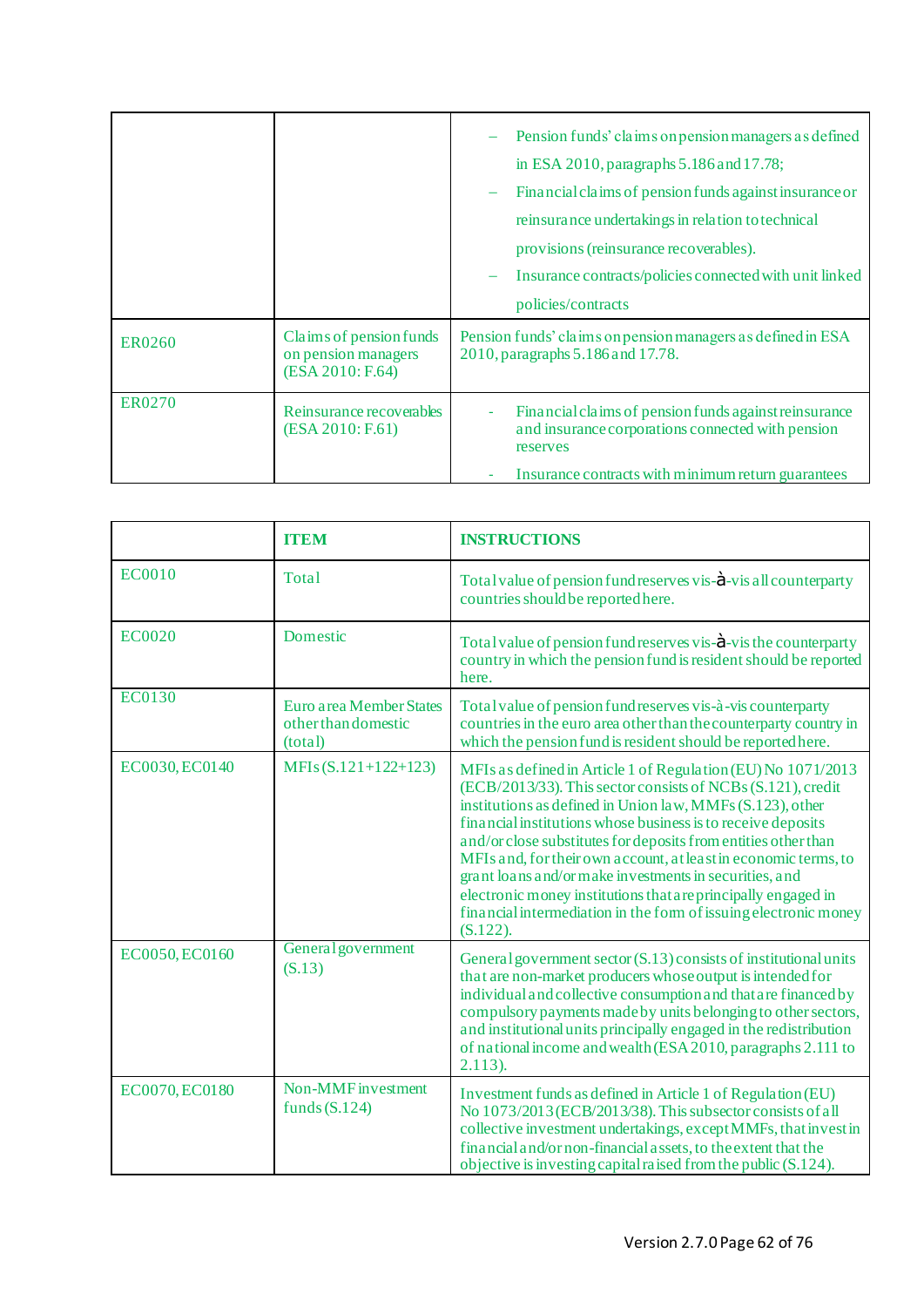| | | – Pension funds' claims on pension managers as defined in ESA 2010, paragraphs 5.186 and 17.78;<br>– Financial claims of pension funds against insurance or reinsurance undertakings in relation to technical provisions (reinsurance recoverables).<br>– Insurance contracts/policies connected with unit linked policies/contracts |
|---|---|---|
| ER0260 | Claims of pension funds on pension managers (ESA 2010: F.64) | Pension funds' claims on pension managers as defined in ESA 2010, paragraphs 5.186 and 17.78. |
| ER0270 | Reinsurance recoverables (ESA 2010: F.61) | - Financial claims of pension funds against reinsurance and insurance corporations connected with pension reserves<br>- Insurance contracts with minimum return guarantees |

| | **ITEM** | **INSTRUCTIONS** |
|---|---|---|
| EC0010 | Total | Total value of pension fund reserves vis-à-vis all counterparty countries should be reported here. |
| EC0020 | Domestic | Total value of pension fund reserves vis-à-vis the counterparty country in which the pension fund is resident should be reported here. |
| EC0130 | Euro area Member States other than domestic (total) | Total value of pension fund reserves vis-à-vis counterparty countries in the euro area other than the counterparty country in which the pension fund is resident should be reported here. |
| EC0030, EC0140 | MFIs (S.121+122+123) | MFIs as defined in Article 1 of Regulation (EU) No 1071/2013 (ECB/2013/33). This sector consists of NCBs (S.121), credit institutions as defined in Union law, MMFs (S.123), other financial institutions whose business is to receive deposits and/or close substitutes for deposits from entities other than MFIs and, for their own account, at least in economic terms, to grant loans and/or make investments in securities, and electronic money institutions that are principally engaged in financial intermediation in the form of issuing electronic money (S.122). |
| EC0050, EC0160 | General government (S.13) | General government sector (S.13) consists of institutional units that are non-market producers whose output is intended for individual and collective consumption and that are financed by compulsory payments made by units belonging to other sectors, and institutional units principally engaged in the redistribution of national income and wealth (ESA 2010, paragraphs 2.111 to 2.113). |
| EC0070, EC0180 | Non-MMF investment funds (S.124) | Investment funds as defined in Article 1 of Regulation (EU) No 1073/2013 (ECB/2013/38). This subsector consists of all collective investment undertakings, except MMFs, that invest in financial and/or non-financial assets, to the extent that the objective is investing capital raised from the public (S.124). |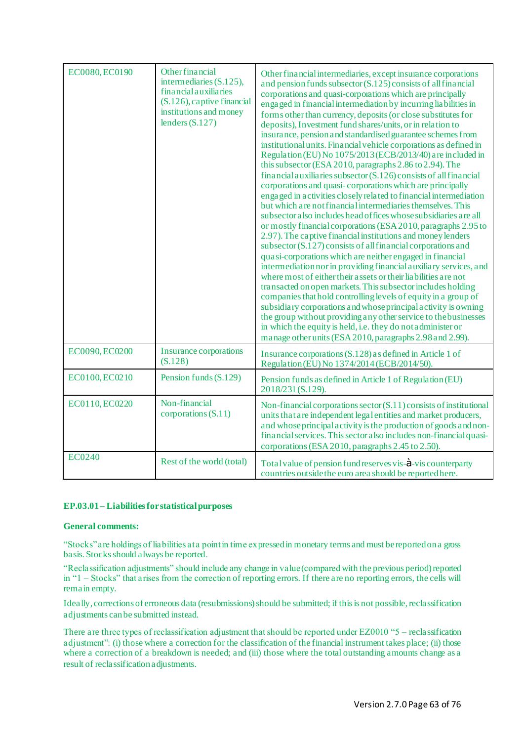| | | |
|---|---|---|
| EC0080, EC0190 | Other financial intermediaries (S.125), financial auxiliaries (S.126), captive financial institutions and money lenders (S.127) | Other financial intermediaries, except insurance corporations and pension funds subsector (S.125) consists of all financial corporations and quasi-corporations which are principally engaged in financial intermediation by incurring liabilities in forms other than currency, deposits (or close substitutes for deposits), Investment fund shares/units, or in relation to insurance, pension and standardised guarantee schemes from institutional units. Financial vehicle corporations as defined in Regulation (EU) No 1075/2013 (ECB/2013/40) are included in this subsector (ESA 2010, paragraphs 2.86 to 2.94). The financial auxiliaries subsector (S.126) consists of all financial corporations and quasi- corporations which are principally engaged in activities closely related to financial intermediation but which are not financial intermediaries themselves. This subsector also includes head offices whose subsidiaries are all or mostly financial corporations (ESA 2010, paragraphs 2.95 to 2.97). The captive financial institutions and money lenders subsector (S.127) consists of all financial corporations and quasi-corporations which are neither engaged in financial intermediation nor in providing financial auxiliary services, and where most of either their assets or their liabilities are not transacted on open markets. This subsector includes holding companies that hold controlling levels of equity in a group of subsidiary corporations and whose principal activity is owning the group without providing any other service to the businesses in which the equity is held, i.e. they do not administer or manage other units (ESA 2010, paragraphs 2.98 and 2.99). |
| EC0090, EC0200 | Insurance corporations (S.128) | Insurance corporations (S.128) as defined in Article 1 of Regulation (EU) No 1374/2014 (ECB/2014/50). |
| EC0100, EC0210 | Pension funds (S.129) | Pension funds as defined in Article 1 of Regulation (EU) 2018/231 (S.129). |
| EC0110, EC0220 | Non-financial corporations (S.11) | Non-financial corporations sector (S.11) consists of institutional units that are independent legal entities and market producers, and whose principal activity is the production of goods and non-financial services. This sector also includes non-financial quasi-corporations (ESA 2010, paragraphs 2.45 to 2.50). |
| EC0240 | Rest of the world (total) | Total value of pension fund reserves vis-à-vis counterparty countries outside the euro area should be reported here. |

**EP.03.01 – Liabilities for statistical purposes**

**General comments:**

"Stocks" are holdings of liabilities at a point in time expressed in monetary terms and must be reported on a gross basis. Stocks should always be reported.

"Reclassification adjustments" should include any change in value (compared with the previous period) reported in "1 – Stocks" that arises from the correction of reporting errors. If there are no reporting errors, the cells will remain empty.

Ideally, corrections of erroneous data (resubmissions) should be submitted; if this is not possible, reclassification adjustments can be submitted instead.

There are three types of reclassification adjustment that should be reported under EZ0010 "5 – reclassification adjustment": (i) those where a correction for the classification of the financial instrument takes place; (ii) those where a correction of a breakdown is needed; and (iii) those where the total outstanding amounts change as a result of reclassification adjustments.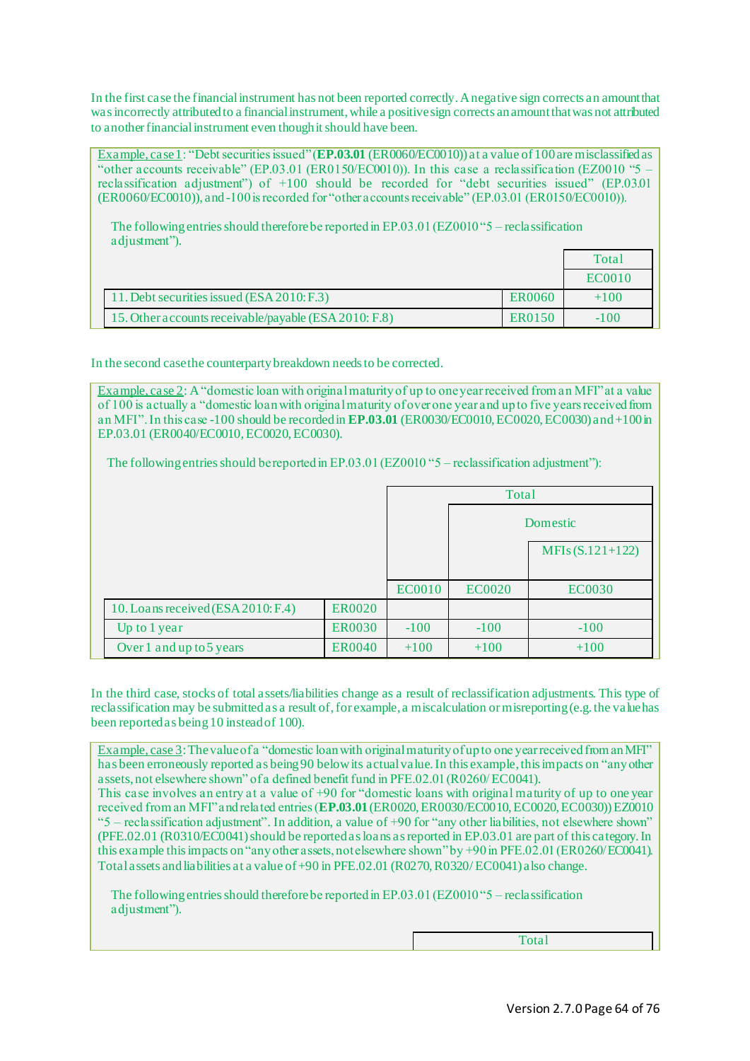In the first case the financial instrument has not been reported correctly. A negative sign corrects an amount that was incorrectly attributed to a financial instrument, while a positive sign corrects an amount that was not attributed to another financial instrument even though it should have been.

Example, case 1: "Debt securities issued" (**EP.03.01** (ER0060/EC0010)) at a value of 100 are misclassified as "other accounts receivable" (EP.03.01 (ER0150/EC0010)). In this case a reclassification (EZ0010 "5 – reclassification adjustment") of +100 should be recorded for "debt securities issued" (EP.03.01 (ER0060/EC0010)), and -100 is recorded for "other accounts receivable" (EP.03.01 (ER0150/EC0010)).

The following entries should therefore be reported in EP.03.01 (EZ0010 "5 – reclassification adjustment").

| | | Total |
|---|---|---|
| | | EC0010 |
| 11. Debt securities issued (ESA 2010: F.3) | ER0060 | +100 |
| 15. Other accounts receivable/payable (ESA 2010: F.8) | ER0150 | -100 |

In the second case the counterparty breakdown needs to be corrected.

Example, case 2: A "domestic loan with original maturity of up to one year received from an MFI" at a value of 100 is actually a "domestic loan with original maturity of over one year and up to five years received from an MFI". In this case -100 should be recorded in **EP.03.01** (ER0030/EC0010, EC0020, EC0030) and +100 in EP.03.01 (ER0040/EC0010, EC0020, EC0030).

The following entries should be reported in EP.03.01 (EZ0010 "5 – reclassification adjustment"):

| | | Total | | |
|---|---|---|---|---|
| | | | Domestic | |
| | | | | MFIs (S.121+122) |
| | | EC0010 | EC0020 | EC0030 |
| 10. Loans received (ESA 2010: F.4) | ER0020 | | | |
| Up to 1 year | ER0030 | -100 | -100 | -100 |
| Over 1 and up to 5 years | ER0040 | +100 | +100 | +100 |

In the third case, stocks of total assets/liabilities change as a result of reclassification adjustments. This type of reclassification may be submitted as a result of, for example, a miscalculation or misreporting (e.g. the value has been reported as being 10 instead of 100).

Example, case 3: The value of a "domestic loan with original maturity of up to one year received from an MFI" has been erroneously reported as being 90 below its actual value. In this example, this impacts on "any other assets, not elsewhere shown" of a defined benefit fund in PFE.02.01 (R0260/ EC0041).
This case involves an entry at a value of +90 for "domestic loans with original maturity of up to one year received from an MFI" and related entries (**EP.03.01** (ER0020, ER0030/EC0010, EC0020, EC0030)) EZ0010 "5 – reclassification adjustment". In addition, a value of +90 for "any other liabilities, not elsewhere shown" (PFE.02.01 (R0310/EC0041)) should be reported as loans as reported in EP.03.01 are part of this category. In this example this impacts on "any other assets, not elsewhere shown" by +90 in PFE.02.01 (ER0260/EC0041). Total assets and liabilities at a value of +90 in PFE.02.01 (R0270, R0320/ EC0041) also change.

The following entries should therefore be reported in EP.03.01 (EZ0010 "5 – reclassification adjustment").

| | Total |
|---|---|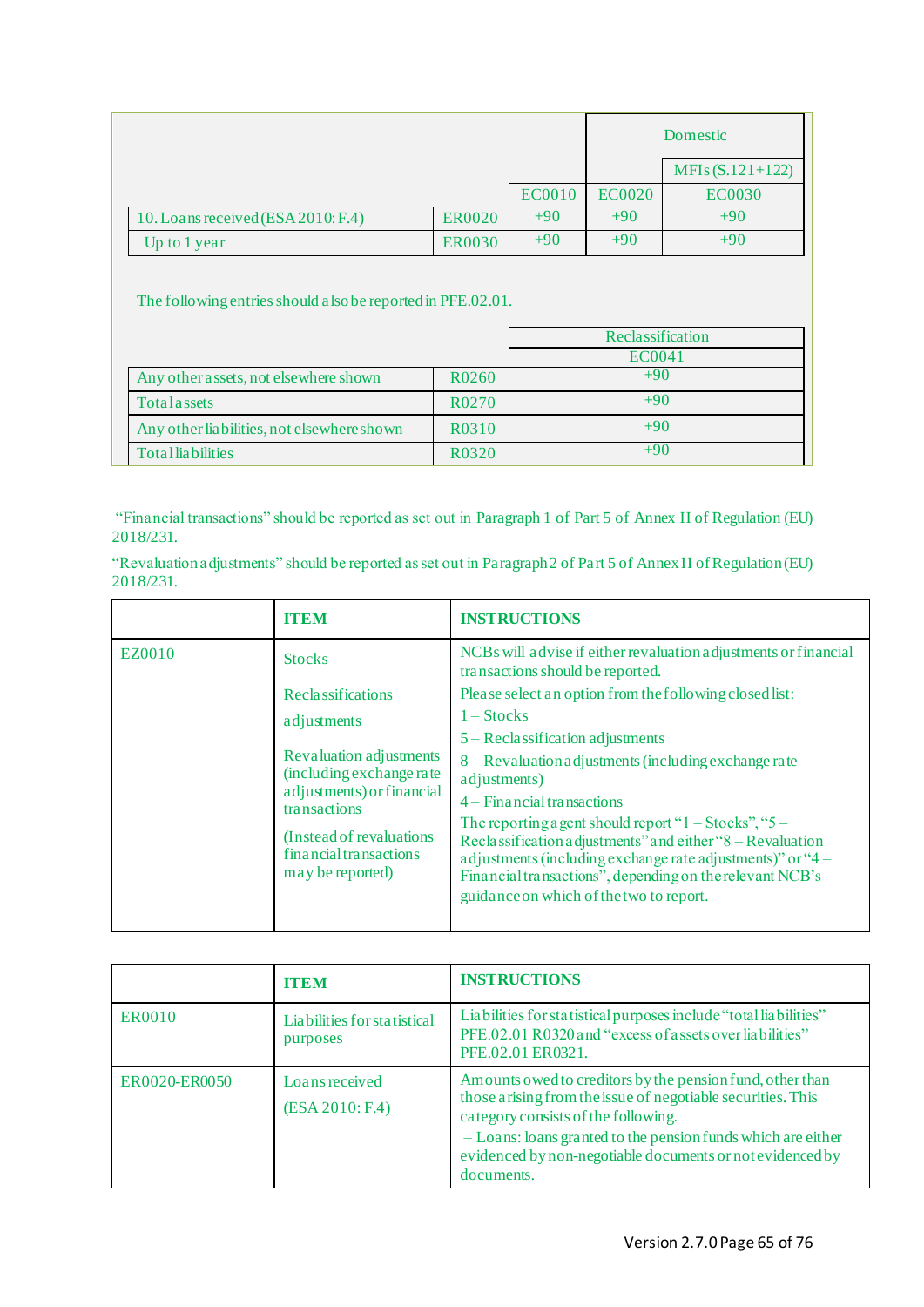| | | | Domestic | |
|---|---|---|---|---|
| | | | | MFIs (S.121+122) |
| | | EC0010 | EC0020 | EC0030 |
| 10. Loans received (ESA 2010: F.4) | ER0020 | +90 | +90 | +90 |
| Up to 1 year | ER0030 | +90 | +90 | +90 |

The following entries should also be reported in PFE.02.01.

| | | Reclassification |
|---|---|---|
| | | EC0041 |
| Any other assets, not elsewhere shown | R0260 | +90 |
| Total assets | R0270 | +90 |
| Any other liabilities, not elsewhere shown | R0310 | +90 |
| Total liabilities | R0320 | +90 |

"Financial transactions" should be reported as set out in Paragraph 1 of Part 5 of Annex II of Regulation (EU) 2018/231.

"Revaluation adjustments" should be reported as set out in Paragraph 2 of Part 5 of Annex II of Regulation (EU) 2018/231.

| | ITEM | INSTRUCTIONS |
|---|---|---|
| EZ0010 | Stocks<br><br>Reclassifications adjustments<br><br>Revaluation adjustments (including exchange rate adjustments) or financial transactions<br><br>(Instead of revaluations financial transactions may be reported) | NCBs will advise if either revaluation adjustments or financial transactions should be reported.<br>Please select an option from the following closed list:<br>1 – Stocks<br>5 – Reclassification adjustments<br>8 – Revaluation adjustments (including exchange rate adjustments)<br>4 – Financial transactions<br>The reporting agent should report "1 – Stocks", "5 – Reclassification adjustments" and either "8 – Revaluation adjustments (including exchange rate adjustments)" or "4 – Financial transactions", depending on the relevant NCB's guidance on which of the two to report. |

| | ITEM | INSTRUCTIONS |
|---|---|---|
| ER0010 | Liabilities for statistical purposes | Liabilities for statistical purposes include "total liabilities" PFE.02.01 R0320 and "excess of assets over liabilities" PFE.02.01 ER0321. |
| ER0020-ER0050 | Loans received<br><br>(ESA 2010: F.4) | Amounts owed to creditors by the pension fund, other than those arising from the issue of negotiable securities. This category consists of the following.<br>– Loans: loans granted to the pension funds which are either evidenced by non-negotiable documents or not evidenced by documents. |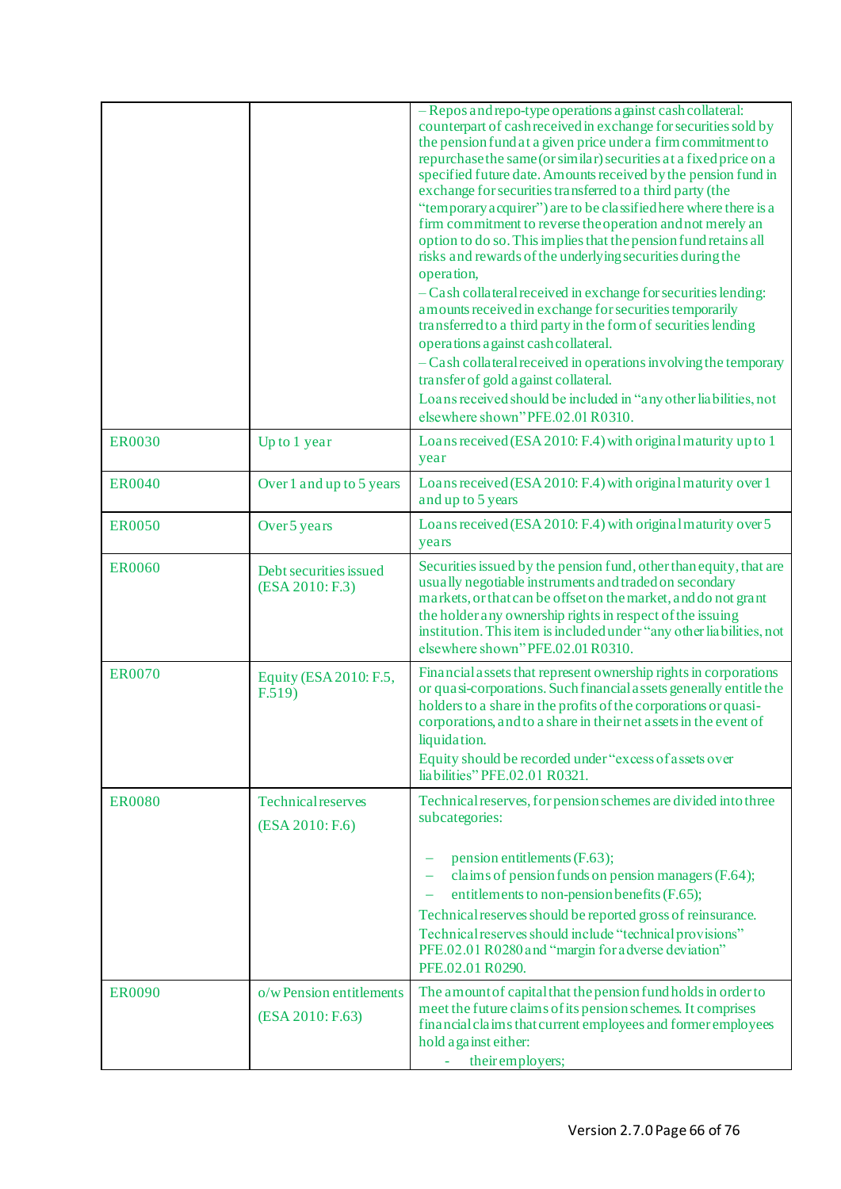| | | |
|---|---|---|
| | | – Repos and repo-type operations against cash collateral: counterpart of cash received in exchange for securities sold by the pension fund at a given price under a firm commitment to repurchase the same (or similar) securities at a fixed price on a specified future date. Amounts received by the pension fund in exchange for securities transferred to a third party (the "temporary acquirer") are to be classified here where there is a firm commitment to reverse the operation and not merely an option to do so. This implies that the pension fund retains all risks and rewards of the underlying securities during the operation,<br>– Cash collateral received in exchange for securities lending: amounts received in exchange for securities temporarily transferred to a third party in the form of securities lending operations against cash collateral.<br>– Cash collateral received in operations involving the temporary transfer of gold against collateral.<br>Loans received should be included in "any other liabilities, not elsewhere shown" PFE.02.01 R0310. |
| ER0030 | Up to 1 year | Loans received (ESA 2010: F.4) with original maturity up to 1 year |
| ER0040 | Over 1 and up to 5 years | Loans received (ESA 2010: F.4) with original maturity over 1 and up to 5 years |
| ER0050 | Over 5 years | Loans received (ESA 2010: F.4) with original maturity over 5 years |
| ER0060 | Debt securities issued (ESA 2010: F.3) | Securities issued by the pension fund, other than equity, that are usually negotiable instruments and traded on secondary markets, or that can be offset on the market, and do not grant the holder any ownership rights in respect of the issuing institution. This item is included under "any other liabilities, not elsewhere shown" PFE.02.01 R0310. |
| ER0070 | Equity (ESA 2010: F.5, F.519) | Financial assets that represent ownership rights in corporations or quasi-corporations. Such financial assets generally entitle the holders to a share in the profits of the corporations or quasi-corporations, and to a share in their net assets in the event of liquidation.<br>Equity should be recorded under "excess of assets over liabilities" PFE.02.01 R0321. |
| ER0080 | Technical reserves<br>(ESA 2010: F.6) | Technical reserves, for pension schemes are divided into three subcategories:<br>– pension entitlements (F.63);<br>– claims of pension funds on pension managers (F.64);<br>– entitlements to non-pension benefits (F.65);<br>Technical reserves should be reported gross of reinsurance.<br>Technical reserves should include "technical provisions" PFE.02.01 R0280 and "margin for adverse deviation" PFE.02.01 R0290. |
| ER0090 | o/w Pension entitlements<br>(ESA 2010: F.63) | The amount of capital that the pension fund holds in order to meet the future claims of its pension schemes. It comprises financial claims that current employees and former employees hold against either:<br>- their employers; |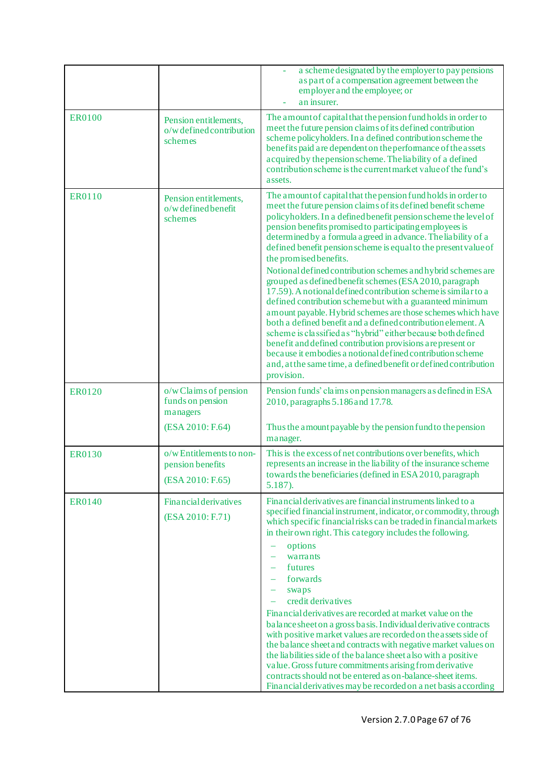| | | |
|---|---|---|
| | | - a scheme designated by the employer to pay pensions as part of a compensation agreement between the employer and the employee; or<br>- an insurer. |
| ER0100 | Pension entitlements, o/w defined contribution schemes | The amount of capital that the pension fund holds in order to meet the future pension claims of its defined contribution scheme policyholders. In a defined contribution scheme the benefits paid are dependent on the perfomance of the assets acquired by the pension scheme. The liability of a defined contribution scheme is the current market value of the fund's assets. |
| ER0110 | Pension entitlements, o/w defined benefit schemes | The amount of capital that the pension fund holds in order to meet the future pension claims of its defined benefit scheme policyholders. In a defined benefit pension scheme the level of pension benefits promised to participating employees is determined by a formula agreed in advance. The liability of a defined benefit pension scheme is equal to the present value of the promised benefits.<br>Notional defined contribution schemes and hybrid schemes are grouped as defined benefit schemes (ESA 2010, paragraph 17.59). A notional defined contribution scheme is similar to a defined contribution scheme but with a guaranteed minimum amount payable. Hybrid schemes are those schemes which have both a defined benefit and a defined contribution element. A scheme is classified as "hybrid" either because both defined benefit and defined contribution provisions are present or because it embodies a notional defined contribution scheme and, at the same time, a defined benefit or defined contribution provision. |
| ER0120 | o/w Claims of pension funds on pension managers<br><br>(ESA 2010: F.64) | Pension funds' claims on pension managers as defined in ESA 2010, paragraphs 5.186 and 17.78.<br><br>Thus the amount payable by the pension fund to the pension manager. |
| ER0130 | o/w Entitlements to non-pension benefits<br><br>(ESA 2010: F.65) | This is the excess of net contributions over benefits, which represents an increase in the liability of the insurance scheme towards the beneficiaries (defined in ESA 2010, paragraph 5.187). |
| ER0140 | Financial derivatives<br><br>(ESA 2010: F.71) | Financial derivatives are financial instruments linked to a specified financial instrument, indicator, or commodity, through which specific financial risks can be traded in financial markets in their own right. This category includes the following.<br>– options<br>– warrants<br>– futures<br>– forwards<br>– swaps<br>– credit derivatives<br>Financial derivatives are recorded at market value on the balance sheet on a gross basis. Individual derivative contracts with positive market values are recorded on the assets side of the balance sheet and contracts with negative market values on the liabilities side of the balance sheet also with a positive value. Gross future commitments arising from derivative contracts should not be entered as on-balance-sheet items. Financial derivatives may be recorded on a net basis according |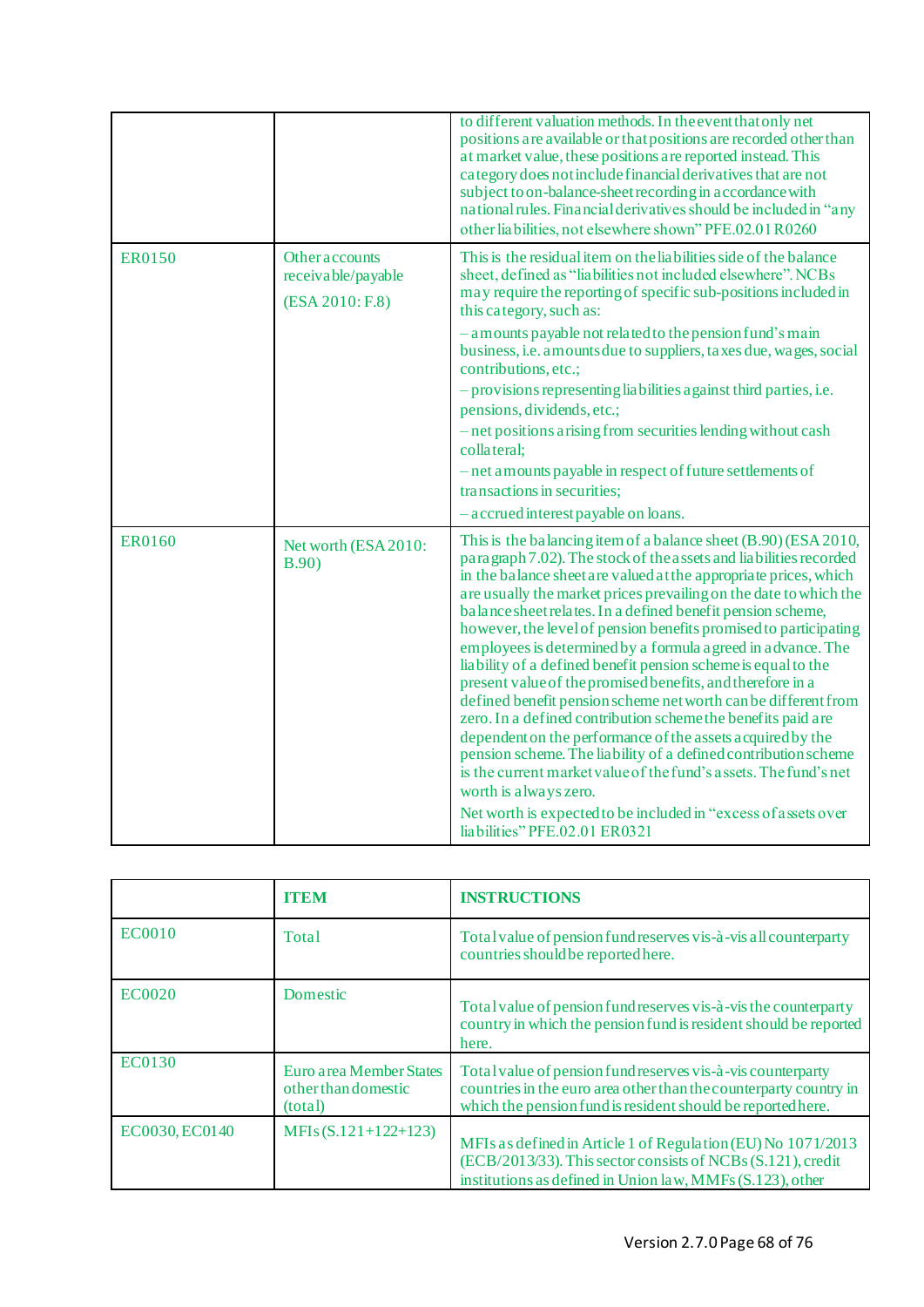|  |  |  |
|---|---|---|
|  |  | to different valuation methods. In the event that only net positions are available or that positions are recorded other than at market value, these positions are reported instead. This category does not include financial derivatives that are not subject to on-balance-sheet recording in accordance with national rules. Financial derivatives should be included in "any other liabilities, not elsewhere shown" PFE.02.01 R0260 |
| ER0150 | Other accounts receivable/payable<br><br>(ESA 2010: F.8) | This is the residual item on the liabilities side of the balance sheet, defined as "liabilities not included elsewhere". NCBs may require the reporting of specific sub-positions included in this category, such as:<br><br>– amounts payable not related to the pension fund's main business, i.e. amounts due to suppliers, taxes due, wages, social contributions, etc.;<br><br>– provisions representing liabilities against third parties, i.e. pensions, dividends, etc.;<br><br>– net positions arising from securities lending without cash collateral;<br><br>– net amounts payable in respect of future settlements of transactions in securities;<br><br>– accrued interest payable on loans. |
| ER0160 | Net worth (ESA 2010: B.90) | This is the balancing item of a balance sheet (B.90) (ESA 2010, paragraph 7.02). The stock of the assets and liabilities recorded in the balance sheet are valued at the appropriate prices, which are usually the market prices prevailing on the date to which the balance sheet relates. In a defined benefit pension scheme, however, the level of pension benefits promised to participating employees is determined by a formula agreed in advance. The liability of a defined benefit pension scheme is equal to the present value of the promised benefits, and therefore in a defined benefit pension scheme net worth can be different from zero. In a defined contribution scheme the benefits paid are dependent on the performance of the assets acquired by the pension scheme. The liability of a defined contribution scheme is the current market value of the fund's assets. The fund's net worth is always zero.<br><br>Net worth is expected to be included in "excess of assets over liabilities" PFE.02.01 ER0321 |

|  | **ITEM** | **INSTRUCTIONS** |
|---|---|---|
| EC0010 | Total | Total value of pension fund reserves vis-à-vis all counterparty countries should be reported here. |
| EC0020 | Domestic | Total value of pension fund reserves vis-à-vis the counterparty country in which the pension fund is resident should be reported here. |
| EC0130 | Euro area Member States other than domestic (total) | Total value of pension fund reserves vis-à-vis counterparty countries in the euro area other than the counterparty country in which the pension fund is resident should be reported here. |
| EC0030, EC0140 | MFIs (S.121+122+123) | MFIs as defined in Article 1 of Regulation (EU) No 1071/2013 (ECB/2013/33). This sector consists of NCBs (S.121), credit institutions as defined in Union law, MMFs (S.123), other |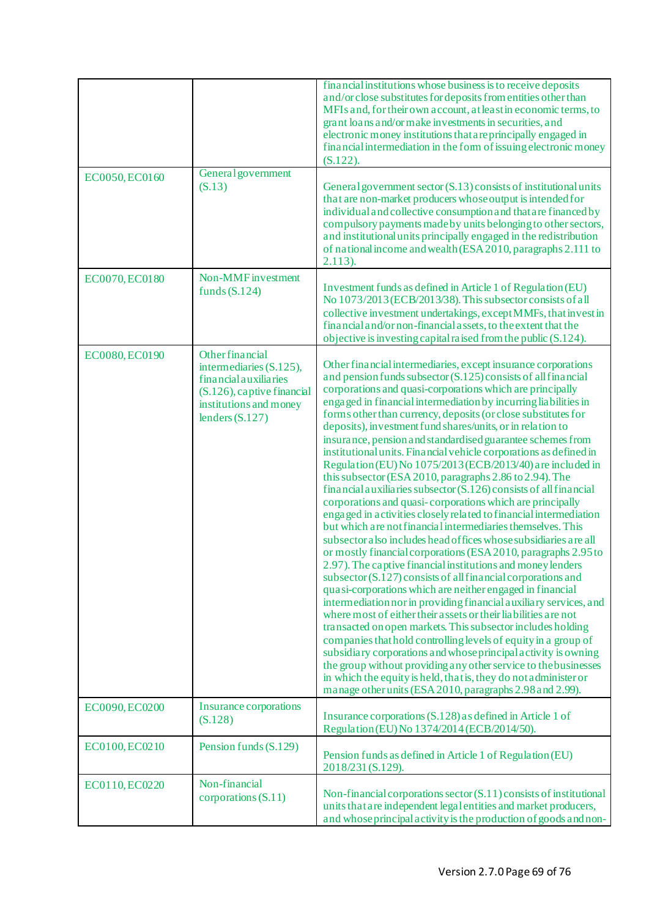| | | |
|---|---|---|
| | | financial institutions whose business is to receive deposits and/or close substitutes for deposits from entities other than MFIs and, for their own account, at least in economic terms, to grant loans and/or make investments in securities, and electronic money institutions that are principally engaged in financial intermediation in the form of issuing electronic money (S.122). |
| EC0050, EC0160 | General government (S.13) | General government sector (S.13) consists of institutional units that are non-market producers whose output is intended for individual and collective consumption and that are financed by compulsory payments made by units belonging to other sectors, and institutional units principally engaged in the redistribution of national income and wealth (ESA 2010, paragraphs 2.111 to 2.113). |
| EC0070, EC0180 | Non-MMF investment funds (S.124) | Investment funds as defined in Article 1 of Regulation (EU) No 1073/2013 (ECB/2013/38). This subsector consists of all collective investment undertakings, except MMFs, that invest in financial and/or non-financial assets, to the extent that the objective is investing capital raised from the public (S.124). |
| EC0080, EC0190 | Other financial intermediaries (S.125), financial auxiliaries (S.126), captive financial institutions and money lenders (S.127) | Other financial intermediaries, except insurance corporations and pension funds subsector (S.125) consists of all financial corporations and quasi-corporations which are principally engaged in financial intermediation by incurring liabilities in forms other than currency, deposits (or close substitutes for deposits), investment fund shares/units, or in relation to insurance, pension and standardised guarantee schemes from institutional units. Financial vehicle corporations as defined in Regulation (EU) No 1075/2013 (ECB/2013/40) are included in this subsector (ESA 2010, paragraphs 2.86 to 2.94). The financial auxiliaries subsector (S.126) consists of all financial corporations and quasi-corporations which are principally engaged in activities closely related to financial intermediation but which are not financial intermediaries themselves. This subsector also includes head offices whose subsidiaries are all or mostly financial corporations (ESA 2010, paragraphs 2.95 to 2.97). The captive financial institutions and money lenders subsector (S.127) consists of all financial corporations and quasi-corporations which are neither engaged in financial intermediation nor in providing financial auxiliary services, and where most of either their assets or their liabilities are not transacted on open markets. This subsector includes holding companies that hold controlling levels of equity in a group of subsidiary corporations and whose principal activity is owning the group without providing any other service to the businesses in which the equity is held, that is, they do not administer or manage other units (ESA 2010, paragraphs 2.98 and 2.99). |
| EC0090, EC0200 | Insurance corporations (S.128) | Insurance corporations (S.128) as defined in Article 1 of Regulation (EU) No 1374/2014 (ECB/2014/50). |
| EC0100, EC0210 | Pension funds (S.129) | Pension funds as defined in Article 1 of Regulation (EU) 2018/231 (S.129). |
| EC0110, EC0220 | Non-financial corporations (S.11) | Non-financial corporations sector (S.11) consists of institutional units that are independent legal entities and market producers, and whose principal activity is the production of goods and non- |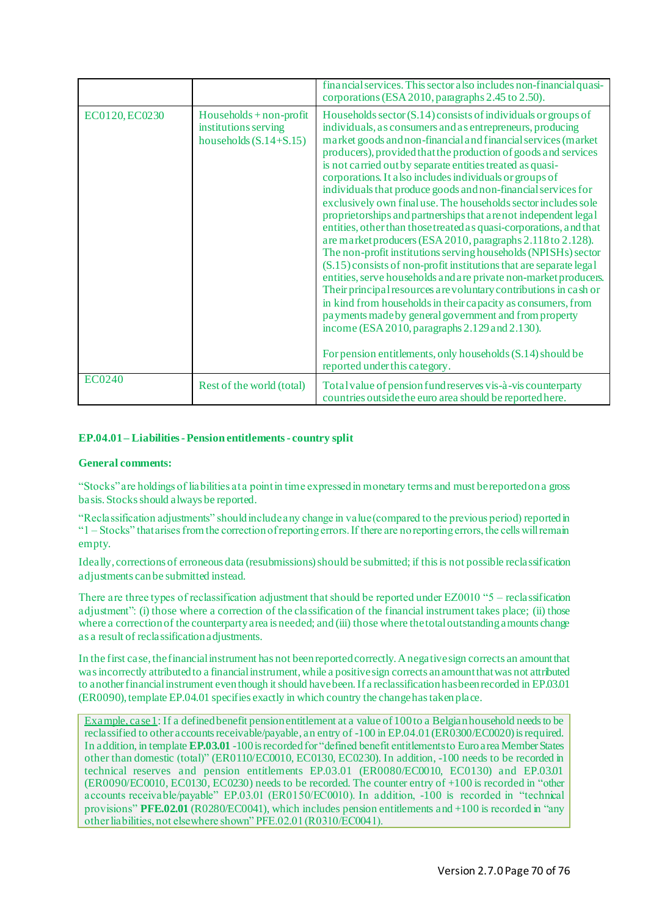| | | |
|---|---|---|
| | | financial services. This sector also includes non-financial quasi-corporations (ESA 2010, paragraphs 2.45 to 2.50). |
| EC0120, EC0230 | Households + non-profit institutions serving households (S.14+S.15) | Households sector (S.14) consists of individuals or groups of individuals, as consumers and as entrepreneurs, producing market goods and non-financial and financial services (market producers), provided that the production of goods and services is not carried out by separate entities treated as quasi-corporations. It also includes individuals or groups of individuals that produce goods and non-financial services for exclusively own final use. The households sector includes sole proprietorships and partnerships that are not independent legal entities, other than those treated as quasi-corporations, and that are market producers (ESA 2010, paragraphs 2.118 to 2.128). The non-profit institutions serving households (NPISHs) sector (S.15) consists of non-profit institutions that are separate legal entities, serve households and are private non-market producers. Their principal resources are voluntary contributions in cash or in kind from households in their capacity as consumers, from payments made by general government and from property income (ESA 2010, paragraphs 2.129 and 2.130).<br><br>For pension entitlements, only households (S.14) should be reported under this category. |
| EC0240 | Rest of the world (total) | Total value of pension fund reserves vis-à-vis counterparty countries outside the euro area should be reported here. |

**EP.04.01 – Liabilities - Pension entitlements - country split**

**General comments:**

"Stocks" are holdings of liabilities at a point in time expressed in monetary terms and must be reported on a gross basis. Stocks should always be reported.

"Reclassification adjustments" should include any change in value (compared to the previous period) reported in "1 – Stocks" that arises from the correction of reporting errors. If there are no reporting errors, the cells will remain empty.

Ideally, corrections of erroneous data (resubmissions) should be submitted; if this is not possible reclassification adjustments can be submitted instead.

There are three types of reclassification adjustment that should be reported under EZ0010 "5 – reclassification adjustment": (i) those where a correction of the classification of the financial instrument takes place; (ii) those where a correction of the counterparty area is needed; and (iii) those where the total outstanding amounts change as a result of reclassification adjustments.

In the first case, the financial instrument has not been reported correctly. A negative sign corrects an amount that was incorrectly attributed to a financial instrument, while a positive sign corrects an amount that was not attributed to another financial instrument even though it should have been. If a reclassification has been recorded in EP.03.01 (ER0090), template EP.04.01 specifies exactly in which country the change has taken place.

> Example, case 1: If a defined benefit pension entitlement at a value of 100 to a Belgian household needs to be reclassified to other accounts receivable/payable, an entry of -100 in EP.04.01 (ER0300/EC0020) is required. In addition, in template **EP.03.01** -100 is recorded for "defined benefit entitlements to Euro area Member States other than domestic (total)" (ER0110/EC0010, EC0130, EC0230). In addition, -100 needs to be recorded in technical reserves and pension entitlements EP.03.01 (ER0080/EC0010, EC0130) and EP.03.01 (ER0090/EC0010, EC0130, EC0230) needs to be recorded. The counter entry of +100 is recorded in "other accounts receivable/payable" EP.03.01 (ER0150/EC0010). In addition, -100 is recorded in "technical provisions" **PFE.02.01** (R0280/EC0041), which includes pension entitlements and +100 is recorded in "any other liabilities, not elsewhere shown" PFE.02.01 (R0310/EC0041).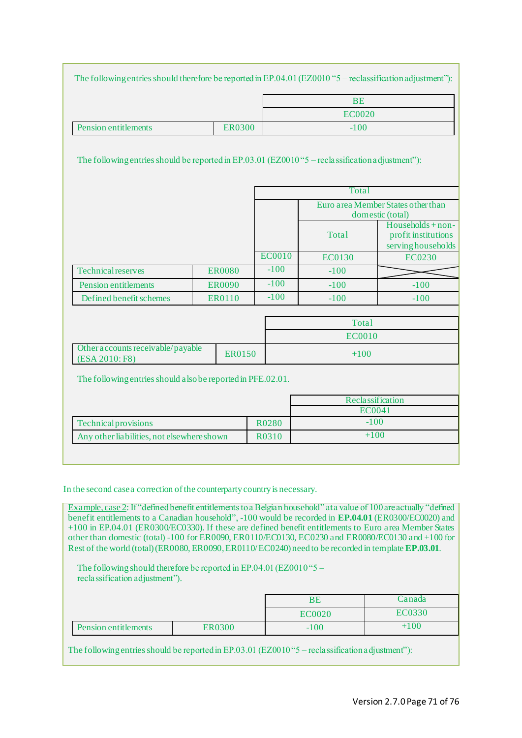The following entries should therefore be reported in EP.04.01 (EZ0010 "5 – reclassification adjustment"):

| | | BE |
|---|---|---|
| | | EC0020 |
| Pension entitlements | ER0300 | -100 |

The following entries should be reported in EP.03.01 (EZ0010 "5 – reclassification adjustment"):

| | | Total | | |
|---|---|---|---|---|
| | | | Euro area Member States other than domestic (total) | |
| | | | Total | Households + non-profit institutions serving households |
| | | EC0010 | EC0130 | EC0230 |
| Technical reserves | ER0080 | -100 | -100 | |
| Pension entitlements | ER0090 | -100 | -100 | -100 |
| Defined benefit schemes | ER0110 | -100 | -100 | -100 |

| | | Total |
|---|---|---|
| | | EC0010 |
| Other accounts receivable/payable (ESA 2010: F8) | ER0150 | +100 |

The following entries should also be reported in PFE.02.01.

| | | Reclassification |
|---|---|---|
| | | EC0041 |
| Technical provisions | R0280 | -100 |
| Any other liabilities, not elsewhere shown | R0310 | +100 |

In the second case a correction of the counterparty country is necessary.

Example, case 2: If "defined benefit entitlements to a Belgian household" at a value of 100 are actually "defined benefit entitlements to a Canadian household", -100 would be recorded in **EP.04.01** (ER0300/EC0020) and +100 in EP.04.01 (ER0300/EC0330). If these are defined benefit entitlements to Euro area Member States other than domestic (total) -100 for ER0090, ER0110/EC0130, EC0230 and ER0080/EC0130 and +100 for Rest of the world (total) (ER0080, ER0090, ER0110/ EC0240) need to be recorded in template **EP.03.01**.

The following should therefore be reported in EP.04.01 (EZ0010 "5 – reclassification adjustment").

| | | BE | Canada |
|---|---|---|---|
| | | EC0020 | EC0330 |
| Pension entitlements | ER0300 | -100 | +100 |

The following entries should be reported in EP.03.01 (EZ0010 "5 – reclassification adjustment"):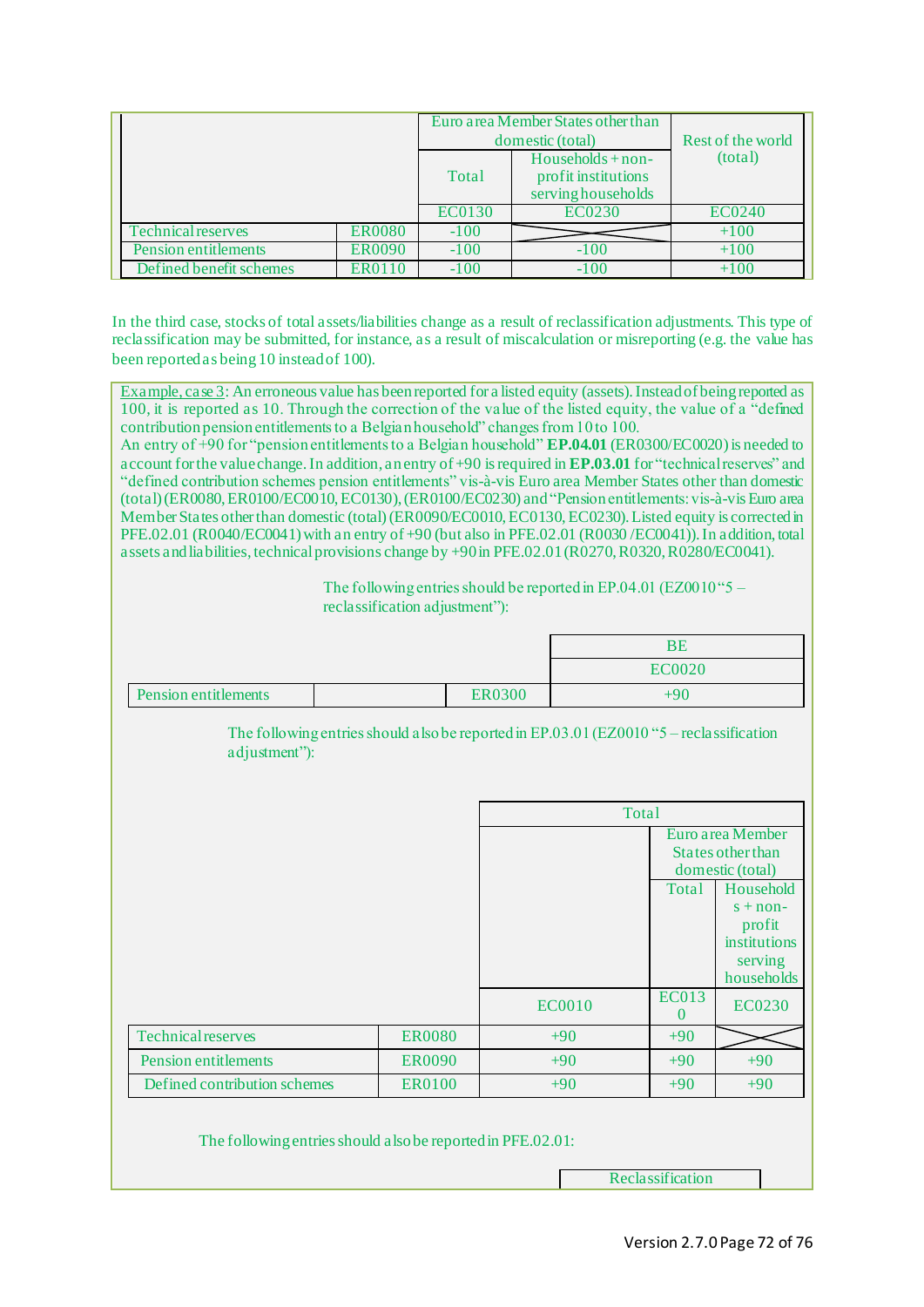| | | Euro area Member States other than domestic (total) | | Rest of the world (total) |
|---|---|---|---|---|
| | | Total | Households + non-profit institutions serving households | |
| | | EC0130 | EC0230 | EC0240 |
| Technical reserves | ER0080 | -100 | | +100 |
| Pension entitlements | ER0090 | -100 | -100 | +100 |
| Defined benefit schemes | ER0110 | -100 | -100 | +100 |

In the third case, stocks of total assets/liabilities change as a result of reclassification adjustments. This type of reclassification may be submitted, for instance, as a result of miscalculation or misreporting (e.g. the value has been reported as being 10 instead of 100).

Example, case 3: An erroneous value has been reported for a listed equity (assets). Instead of being reported as 100, it is reported as 10. Through the correction of the value of the listed equity, the value of a "defined contribution pension entitlements to a Belgian household" changes from 10 to 100.
An entry of +90 for "pension entitlements to a Belgian household" **EP.04.01** (ER0300/EC0020) is needed to account for the value change. In addition, an entry of +90 is required in **EP.03.01** for "technical reserves" and "defined contribution schemes pension entitlements" vis-à-vis Euro area Member States other than domestic (total) (ER0080, ER0100/EC0010, EC0130), (ER0100/EC0230) and "Pension entitlements: vis-à-vis Euro area Member States other than domestic (total) (ER0090/EC0010, EC0130, EC0230). Listed equity is corrected in PFE.02.01 (R0040/EC0041) with an entry of +90 (but also in PFE.02.01 (R0030 /EC0041)). In addition, total assets and liabilities, technical provisions change by +90 in PFE.02.01 (R0270, R0320, R0280/EC0041).

The following entries should be reported in EP.04.01 (EZ0010 "5 – reclassification adjustment"):

| | | | BE |
|---|---|---|---|
| | | | EC0020 |
| Pension entitlements | | ER0300 | +90 |

The following entries should also be reported in EP.03.01 (EZ0010 "5 – reclassification adjustment"):

| | | Total | | |
|---|---|---|---|---|
| | | | Euro area Member States other than domestic (total) | |
| | | | Total | Households + non-profit institutions serving households |
| | | EC0010 | EC0130 | EC0230 |
| Technical reserves | ER0080 | +90 | +90 | |
| Pension entitlements | ER0090 | +90 | +90 | +90 |
| Defined contribution schemes | ER0100 | +90 | +90 | +90 |

The following entries should also be reported in PFE.02.01:

| Reclassification |
|---|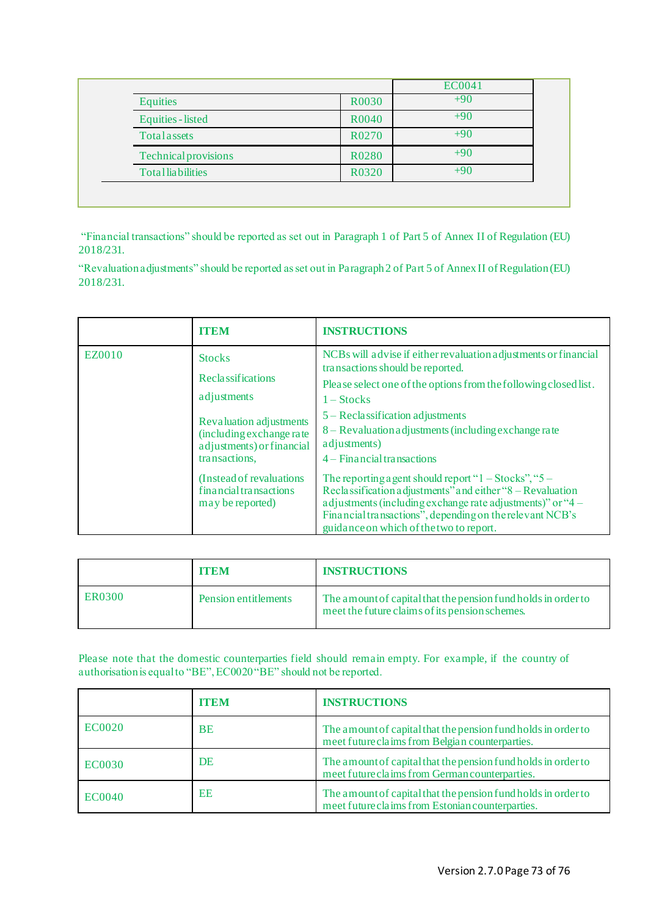| | | EC0041 |
|---|---|---|
| Equities | R0030 | +90 |
| Equities - listed | R0040 | +90 |
| Total assets | R0270 | +90 |
| Technical provisions | R0280 | +90 |
| Total liabilities | R0320 | +90 |

"Financial transactions" should be reported as set out in Paragraph 1 of Part 5 of Annex II of Regulation (EU) 2018/231.

"Revaluation adjustments" should be reported as set out in Paragraph 2 of Part 5 of Annex II of Regulation (EU) 2018/231.

| | **ITEM** | **INSTRUCTIONS** |
|---|---|---|
| EZ0010 | Stocks<br><br>Reclassifications adjustments<br><br>Revaluation adjustments (including exchange rate adjustments) or financial transactions,<br><br>(Instead of revaluations financial transactions may be reported) | NCBs will advise if either revaluation adjustments or financial transactions should be reported.<br><br>Please select one of the options from the following closed list.<br><br>1 – Stocks<br><br>5 – Reclassification adjustments<br><br>8 – Revaluation adjustments (including exchange rate adjustments)<br><br>4 – Financial transactions<br><br>The reporting agent should report "1 – Stocks", "5 – Reclassification adjustments" and either "8 – Revaluation adjustments (including exchange rate adjustments)" or "4 – Financial transactions", depending on the relevant NCB's guidance on which of the two to report. |

| | **ITEM** | **INSTRUCTIONS** |
|---|---|---|
| ER0300 | Pension entitlements | The amount of capital that the pension fund holds in order to meet the future claims of its pension schemes. |

Please note that the domestic counterparties field should remain empty. For example, if the country of authorisation is equal to "BE", EC0020 "BE" should not be reported.

| | **ITEM** | **INSTRUCTIONS** |
|---|---|---|
| EC0020 | BE | The amount of capital that the pension fund holds in order to meet future claims from Belgian counterparties. |
| EC0030 | DE | The amount of capital that the pension fund holds in order to meet future claims from German counterparties. |
| EC0040 | EE | The amount of capital that the pension fund holds in order to meet future claims from Estonian counterparties. |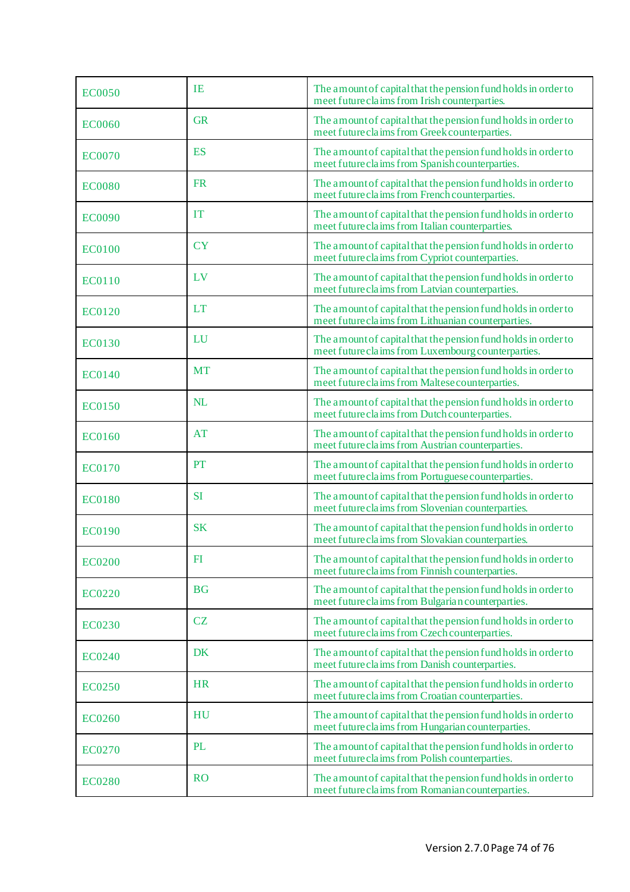| | | |
|---|---|---|
| EC0050 | IE | The amount of capital that the pension fund holds in order to meet future claims from Irish counterparties. |
| EC0060 | GR | The amount of capital that the pension fund holds in order to meet future claims from Greek counterparties. |
| EC0070 | ES | The amount of capital that the pension fund holds in order to meet future claims from Spanish counterparties. |
| EC0080 | FR | The amount of capital that the pension fund holds in order to meet future claims from French counterparties. |
| EC0090 | IT | The amount of capital that the pension fund holds in order to meet future claims from Italian counterparties. |
| EC0100 | CY | The amount of capital that the pension fund holds in order to meet future claims from Cypriot counterparties. |
| EC0110 | LV | The amount of capital that the pension fund holds in order to meet future claims from Latvian counterparties. |
| EC0120 | LT | The amount of capital that the pension fund holds in order to meet future claims from Lithuanian counterparties. |
| EC0130 | LU | The amount of capital that the pension fund holds in order to meet future claims from Luxembourg counterparties. |
| EC0140 | MT | The amount of capital that the pension fund holds in order to meet future claims from Maltese counterparties. |
| EC0150 | NL | The amount of capital that the pension fund holds in order to meet future claims from Dutch counterparties. |
| EC0160 | AT | The amount of capital that the pension fund holds in order to meet future claims from Austrian counterparties. |
| EC0170 | PT | The amount of capital that the pension fund holds in order to meet future claims from Portuguese counterparties. |
| EC0180 | SI | The amount of capital that the pension fund holds in order to meet future claims from Slovenian counterparties. |
| EC0190 | SK | The amount of capital that the pension fund holds in order to meet future claims from Slovakian counterparties. |
| EC0200 | FI | The amount of capital that the pension fund holds in order to meet future claims from Finnish counterparties. |
| EC0220 | BG | The amount of capital that the pension fund holds in order to meet future claims from Bulgarian counterparties. |
| EC0230 | CZ | The amount of capital that the pension fund holds in order to meet future claims from Czech counterparties. |
| EC0240 | DK | The amount of capital that the pension fund holds in order to meet future claims from Danish counterparties. |
| EC0250 | HR | The amount of capital that the pension fund holds in order to meet future claims from Croatian counterparties. |
| EC0260 | HU | The amount of capital that the pension fund holds in order to meet future claims from Hungarian counterparties. |
| EC0270 | PL | The amount of capital that the pension fund holds in order to meet future claims from Polish counterparties. |
| EC0280 | RO | The amount of capital that the pension fund holds in order to meet future claims from Romanian counterparties. |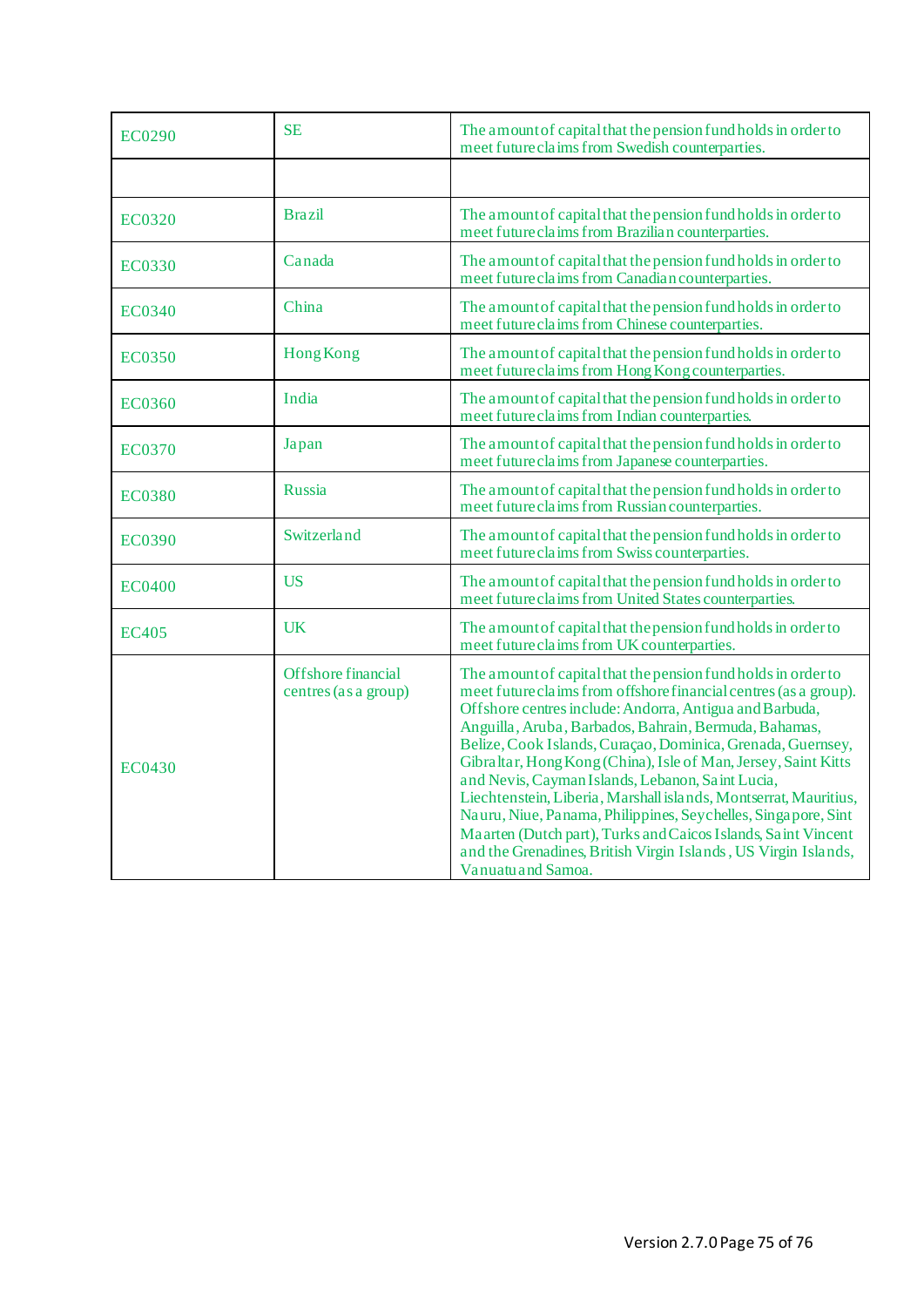| EC0290 | SE | The amount of capital that the pension fund holds in order to meet future claims from Swedish counterparties. |
|---|---|---|
| | | |
| EC0320 | Brazil | The amount of capital that the pension fund holds in order to meet future claims from Brazilian counterparties. |
| EC0330 | Canada | The amount of capital that the pension fund holds in order to meet future claims from Canadian counterparties. |
| EC0340 | China | The amount of capital that the pension fund holds in order to meet future claims from Chinese counterparties. |
| EC0350 | Hong Kong | The amount of capital that the pension fund holds in order to meet future claims from Hong Kong counterparties. |
| EC0360 | India | The amount of capital that the pension fund holds in order to meet future claims from Indian counterparties. |
| EC0370 | Japan | The amount of capital that the pension fund holds in order to meet future claims from Japanese counterparties. |
| EC0380 | Russia | The amount of capital that the pension fund holds in order to meet future claims from Russian counterparties. |
| EC0390 | Switzerland | The amount of capital that the pension fund holds in order to meet future claims from Swiss counterparties. |
| EC0400 | US | The amount of capital that the pension fund holds in order to meet future claims from United States counterparties. |
| EC405 | UK | The amount of capital that the pension fund holds in order to meet future claims from UK counterparties. |
| EC0430 | Offshore financial centres (as a group) | The amount of capital that the pension fund holds in order to meet future claims from offshore financial centres (as a group). Offshore centres include: Andorra, Antigua and Barbuda, Anguilla, Aruba, Barbados, Bahrain, Bermuda, Bahamas, Belize, Cook Islands, Curaçao, Dominica, Grenada, Guernsey, Gibraltar, Hong Kong (China), Isle of Man, Jersey, Saint Kitts and Nevis, Cayman Islands, Lebanon, Saint Lucia, Liechtenstein, Liberia, Marshall islands, Montserrat, Mauritius, Nauru, Niue, Panama, Philippines, Seychelles, Singapore, Sint Maarten (Dutch part), Turks and Caicos Islands, Saint Vincent and the Grenadines, British Virgin Islands, US Virgin Islands, Vanuatu and Samoa. |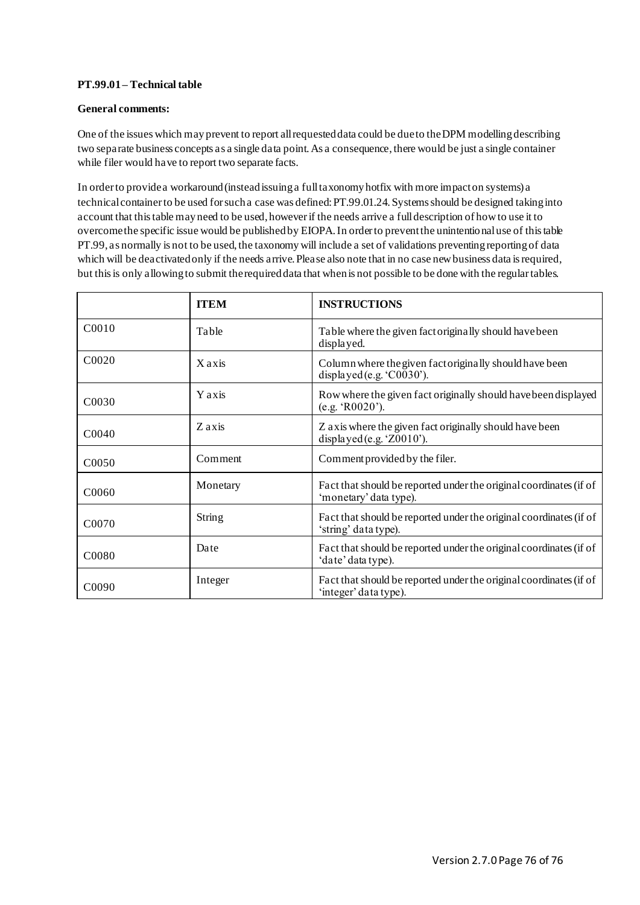**PT.99.01 – Technical table**

**General comments:**

One of the issues which may prevent to report all requested data could be due to the DPM modelling describing two separate business concepts as a single data point. As a consequence, there would be just a single container while filer would have to report two separate facts.

In order to provide a workaround (instead issuing a full taxonomy hotfix with more impact on systems) a technical container to be used for such a case was defined: PT.99.01.24. Systems should be designed taking into account that this table may need to be used, however if the needs arrive a full description of how to use it to overcome the specific issue would be published by EIOPA. In order to prevent the unintentional use of this table PT.99, as normally is not to be used, the taxonomy will include a set of validations preventing reporting of data which will be deactivated only if the needs arrive. Please also note that in no case new business data is required, but this is only allowing to submit the required data that when is not possible to be done with the regular tables.

| | **ITEM** | **INSTRUCTIONS** |
|---|---|---|
| C0010 | Table | Table where the given fact originally should have been displayed. |
| C0020 | X axis | Column where the given fact originally should have been displayed (e.g. 'C0030'). |
| C0030 | Y axis | Row where the given fact originally should have been displayed (e.g. 'R0020'). |
| C0040 | Z axis | Z axis where the given fact originally should have been displayed (e.g. 'Z0010'). |
| C0050 | Comment | Comment provided by the filer. |
| C0060 | Monetary | Fact that should be reported under the original coordinates (if of 'monetary' data type). |
| C0070 | String | Fact that should be reported under the original coordinates (if of 'string' data type). |
| C0080 | Date | Fact that should be reported under the original coordinates (if of 'date' data type). |
| C0090 | Integer | Fact that should be reported under the original coordinates (if of 'integer' data type). |